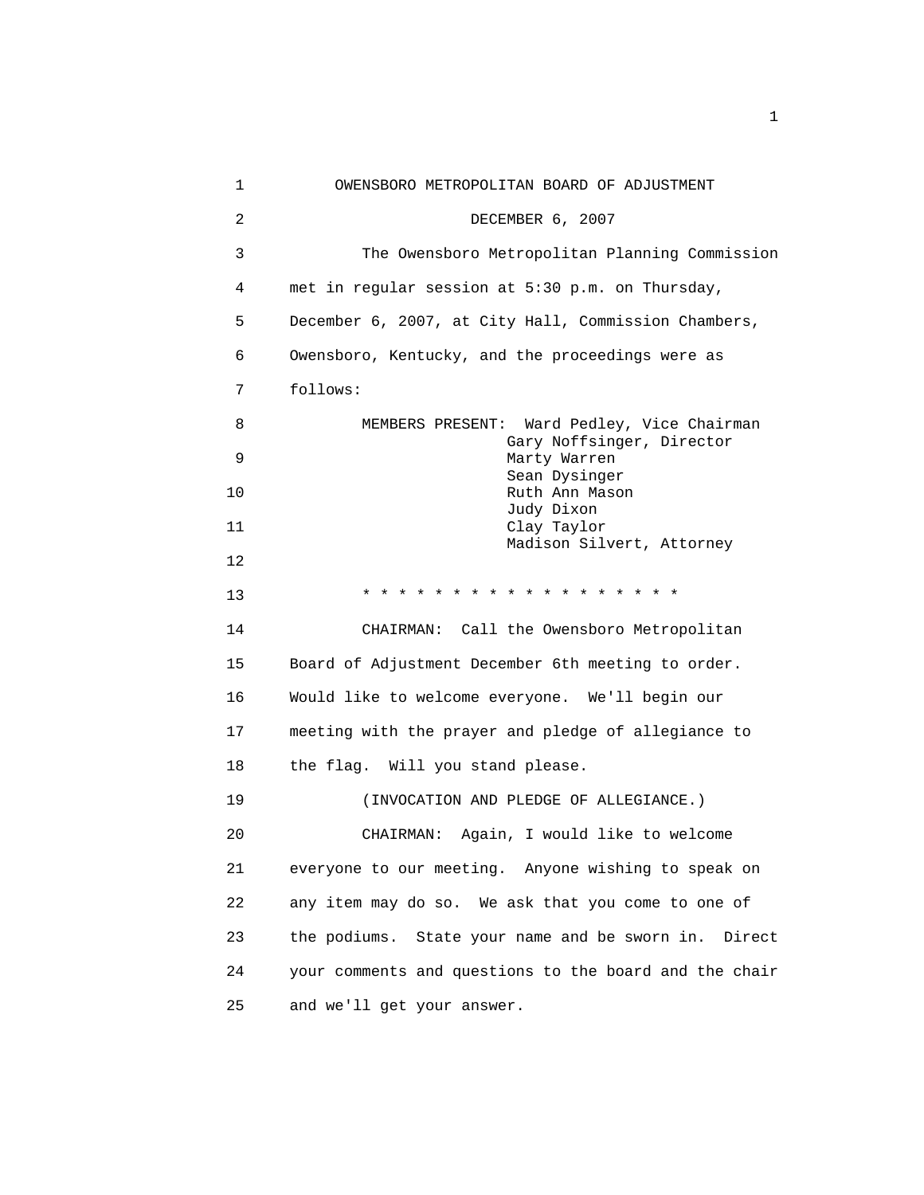# OWENSBORO METROPOLITAN BOARD OF ADJUSTMENT

DECEMBER 6, 2007

The Owensboro Metropolitan Planning Commission met in regular session at 5:30 p.m. on Thursday, December 6, 2007, at City Hall, Commission Chambers, Owensboro, Kentucky, and the proceedings were as follows:

MEMBERS PRESENT: Ward Pedley, Vice Chairman
Gary Noffsinger, Director
Marty Warren
Sean Dysinger
Ruth Ann Mason
Judy Dixon
Clay Taylor
Madison Silvert, Attorney

* * * * * * * * * * * * * * * * * * *

CHAIRMAN: Call the Owensboro Metropolitan Board of Adjustment December 6th meeting to order. Would like to welcome everyone. We'll begin our meeting with the prayer and pledge of allegiance to the flag. Will you stand please.

(INVOCATION AND PLEDGE OF ALLEGIANCE.)

CHAIRMAN: Again, I would like to welcome everyone to our meeting. Anyone wishing to speak on any item may do so. We ask that you come to one of the podiums. State your name and be sworn in. Direct your comments and questions to the board and the chair and we'll get your answer.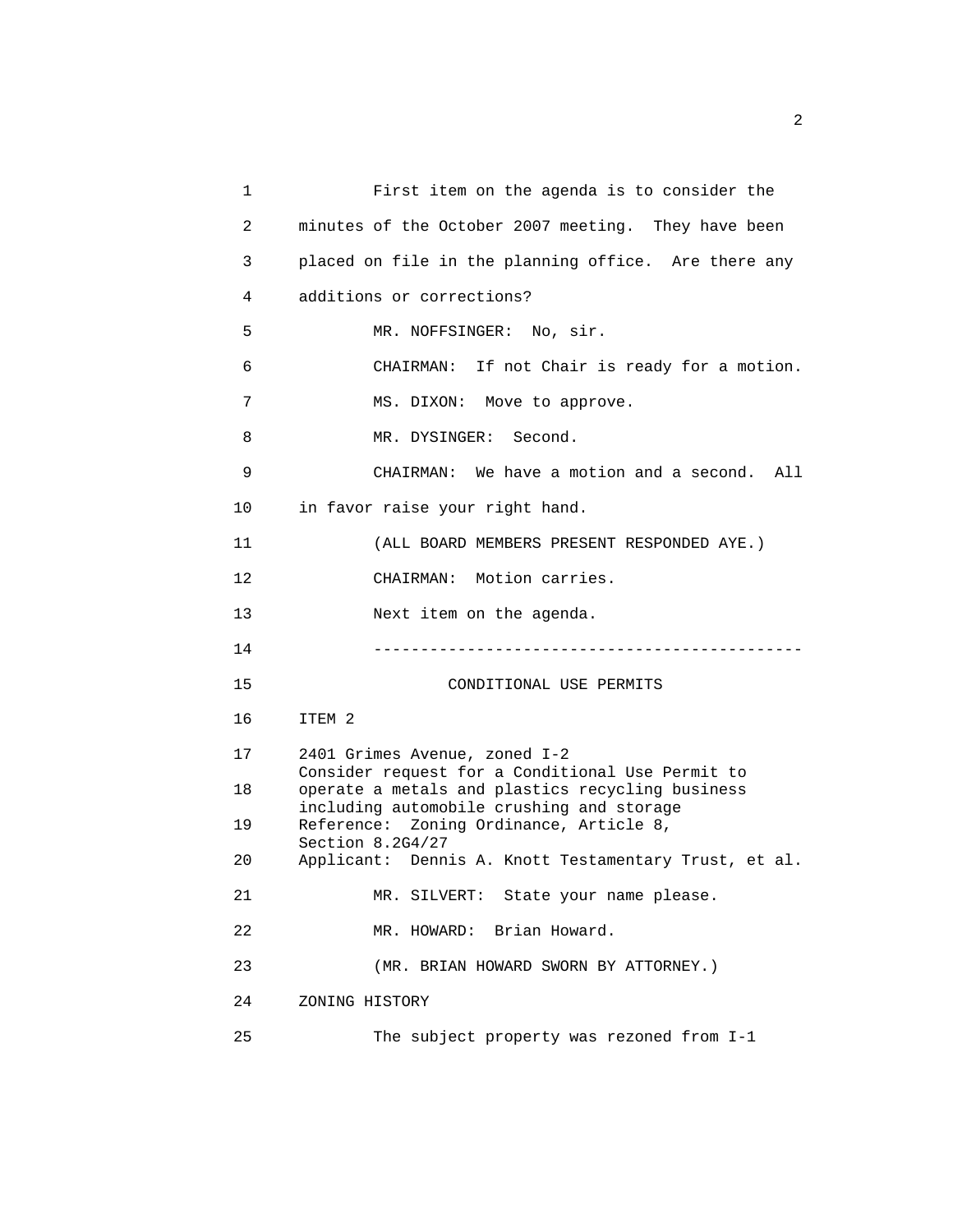First item on the agenda is to consider the minutes of the October 2007 meeting. They have been placed on file in the planning office. Are there any additions or corrections?

MR. NOFFSINGER: No, sir.

CHAIRMAN: If not Chair is ready for a motion.

MS. DIXON: Move to approve.

MR. DYSINGER: Second.

CHAIRMAN: We have a motion and a second. All in favor raise your right hand.

(ALL BOARD MEMBERS PRESENT RESPONDED AYE.)

CHAIRMAN: Motion carries.

Next item on the agenda.

---

CONDITIONAL USE PERMITS

ITEM 2

2401 Grimes Avenue, zoned I-2
Consider request for a Conditional Use Permit to operate a metals and plastics recycling business including automobile crushing and storage
Reference: Zoning Ordinance, Article 8, Section 8.2G4/27
Applicant: Dennis A. Knott Testamentary Trust, et al.

MR. SILVERT: State your name please.

MR. HOWARD: Brian Howard.

(MR. BRIAN HOWARD SWORN BY ATTORNEY.)

ZONING HISTORY

The subject property was rezoned from I-1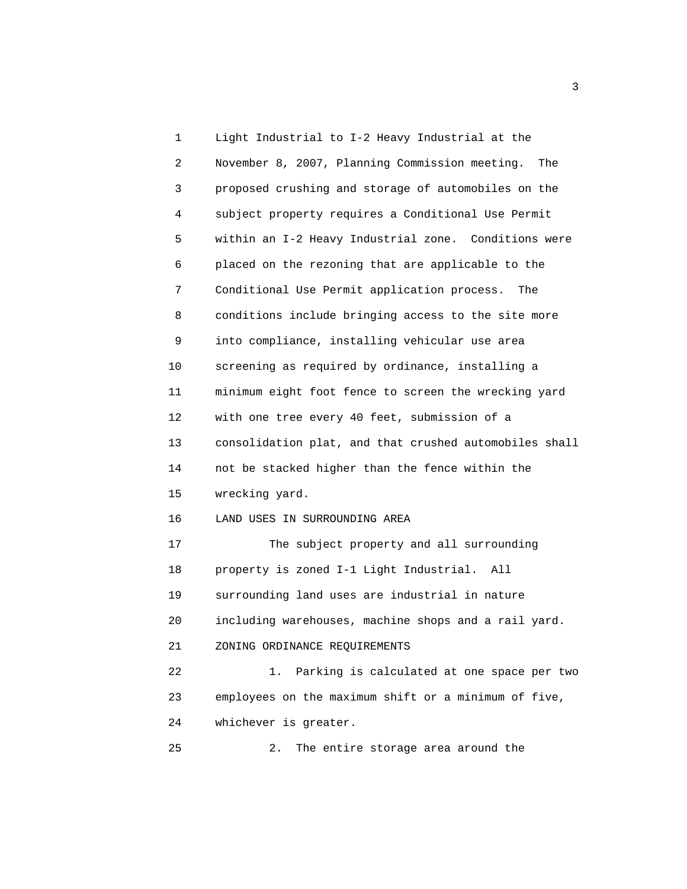Light Industrial to I-2 Heavy Industrial at the November 8, 2007, Planning Commission meeting. The proposed crushing and storage of automobiles on the subject property requires a Conditional Use Permit within an I-2 Heavy Industrial zone. Conditions were placed on the rezoning that are applicable to the Conditional Use Permit application process. The conditions include bringing access to the site more into compliance, installing vehicular use area screening as required by ordinance, installing a minimum eight foot fence to screen the wrecking yard with one tree every 40 feet, submission of a consolidation plat, and that crushed automobiles shall not be stacked higher than the fence within the wrecking yard.

LAND USES IN SURROUNDING AREA

The subject property and all surrounding property is zoned I-1 Light Industrial. All surrounding land uses are industrial in nature including warehouses, machine shops and a rail yard.

ZONING ORDINANCE REQUIREMENTS

1. Parking is calculated at one space per two employees on the maximum shift or a minimum of five, whichever is greater.

2. The entire storage area around the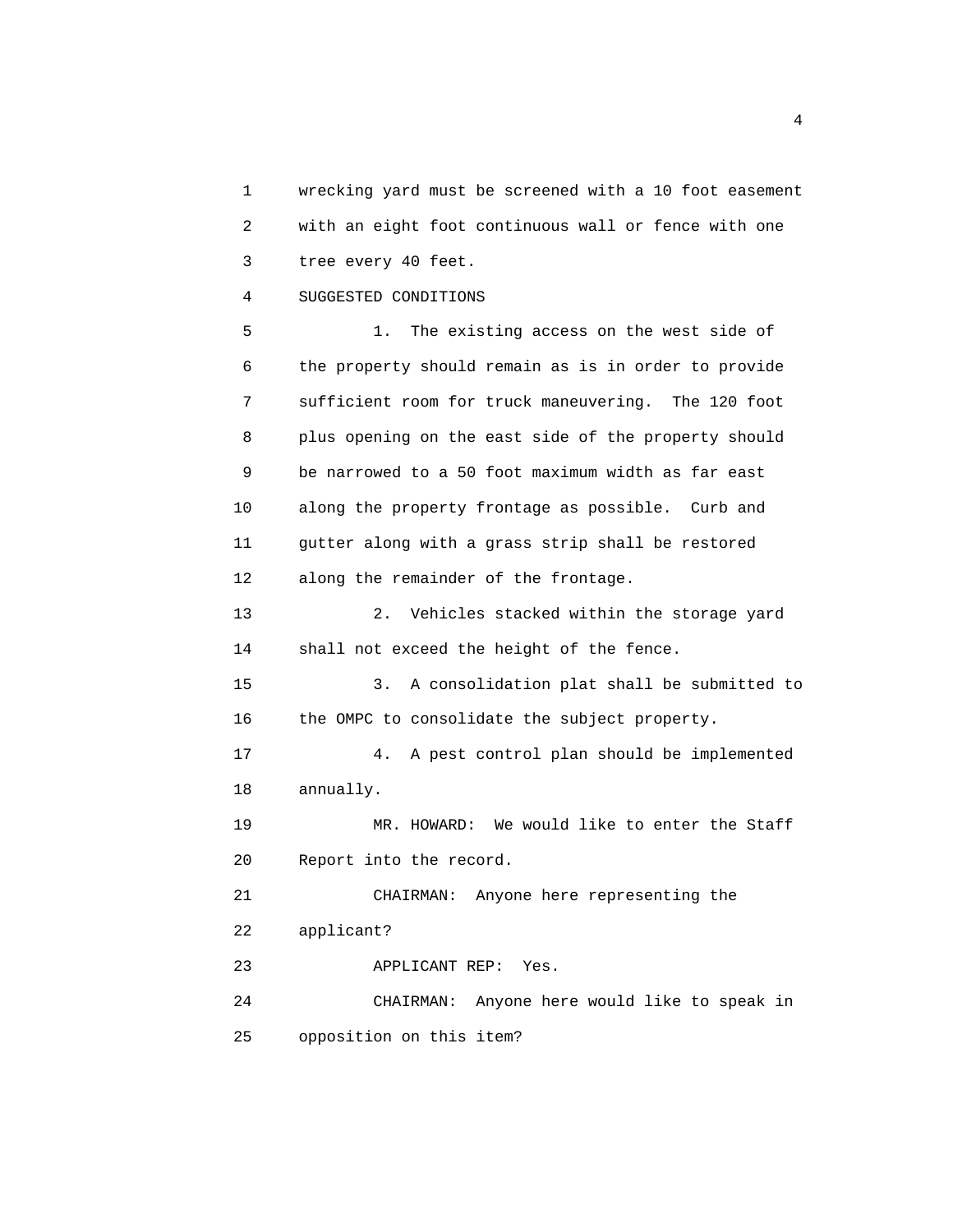wrecking yard must be screened with a 10 foot easement with an eight foot continuous wall or fence with one tree every 40 feet.

SUGGESTED CONDITIONS

1. The existing access on the west side of the property should remain as is in order to provide sufficient room for truck maneuvering. The 120 foot plus opening on the east side of the property should be narrowed to a 50 foot maximum width as far east along the property frontage as possible. Curb and gutter along with a grass strip shall be restored along the remainder of the frontage.

2. Vehicles stacked within the storage yard shall not exceed the height of the fence.

3. A consolidation plat shall be submitted to the OMPC to consolidate the subject property.

4. A pest control plan should be implemented annually.

MR. HOWARD: We would like to enter the Staff Report into the record.

CHAIRMAN: Anyone here representing the applicant?

APPLICANT REP: Yes.

CHAIRMAN: Anyone here would like to speak in opposition on this item?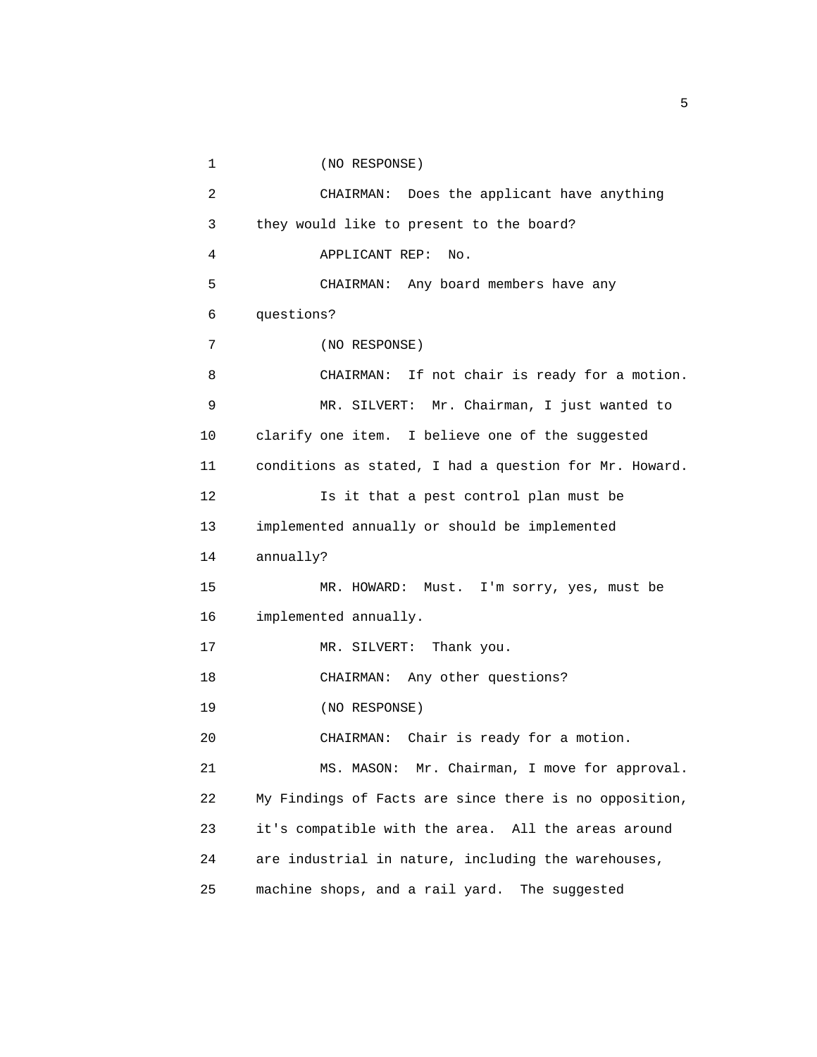(NO RESPONSE)

CHAIRMAN: Does the applicant have anything they would like to present to the board?

APPLICANT REP: No.

CHAIRMAN: Any board members have any questions?

(NO RESPONSE)

CHAIRMAN: If not chair is ready for a motion.

MR. SILVERT: Mr. Chairman, I just wanted to clarify one item. I believe one of the suggested conditions as stated, I had a question for Mr. Howard.

Is it that a pest control plan must be implemented annually or should be implemented annually?

MR. HOWARD: Must. I'm sorry, yes, must be implemented annually.

MR. SILVERT: Thank you.

CHAIRMAN: Any other questions?

(NO RESPONSE)

CHAIRMAN: Chair is ready for a motion.

MS. MASON: Mr. Chairman, I move for approval. My Findings of Facts are since there is no opposition, it's compatible with the area. All the areas around are industrial in nature, including the warehouses, machine shops, and a rail yard. The suggested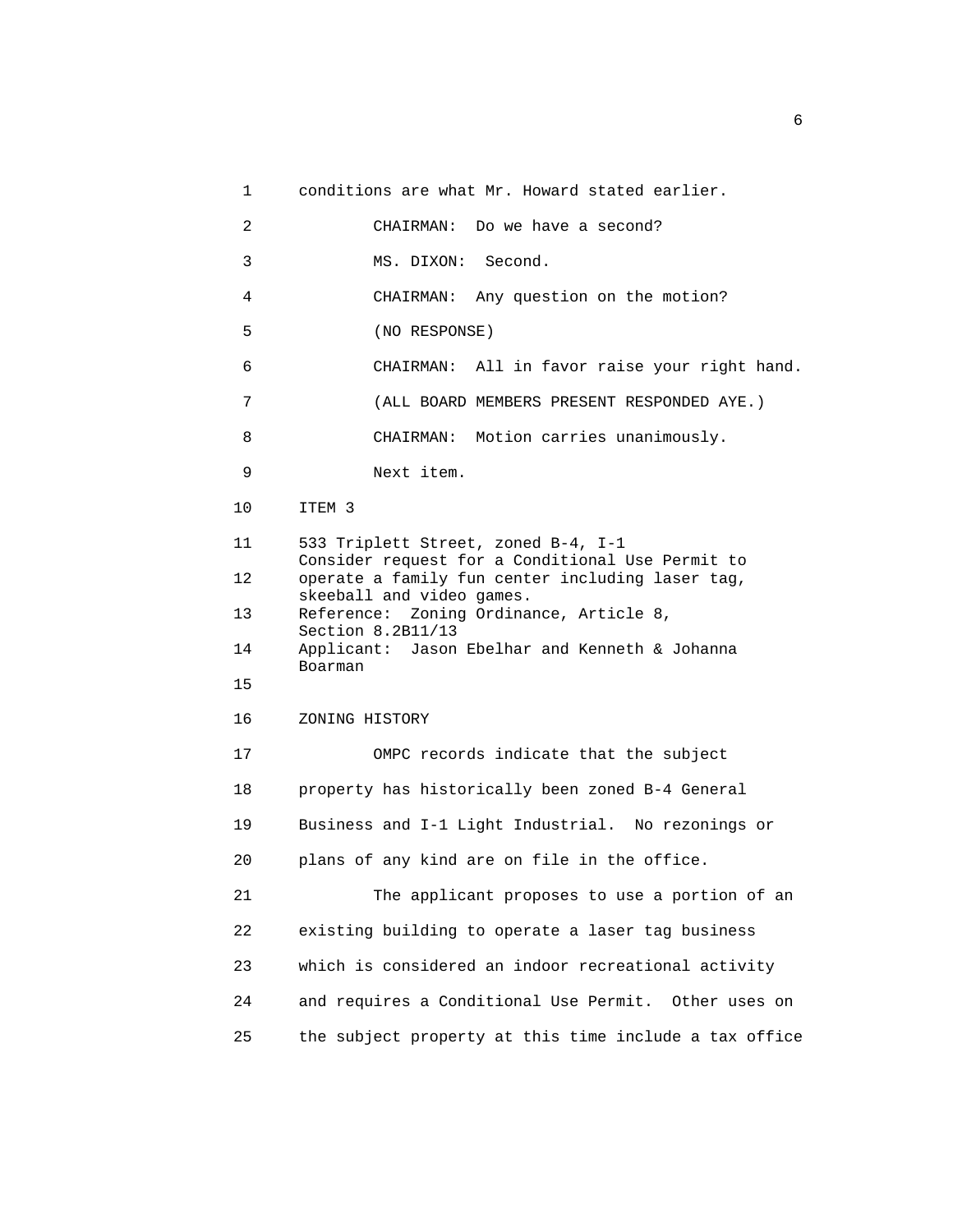conditions are what Mr. Howard stated earlier.

CHAIRMAN: Do we have a second?

MS. DIXON: Second.

CHAIRMAN: Any question on the motion?

(NO RESPONSE)

CHAIRMAN: All in favor raise your right hand.

(ALL BOARD MEMBERS PRESENT RESPONDED AYE.)

CHAIRMAN: Motion carries unanimously.

Next item.

ITEM 3

533 Triplett Street, zoned B-4, I-1
Consider request for a Conditional Use Permit to operate a family fun center including laser tag, skeeball and video games.
Reference: Zoning Ordinance, Article 8, Section 8.2B11/13
Applicant: Jason Ebelhar and Kenneth & Johanna Boarman

ZONING HISTORY

OMPC records indicate that the subject property has historically been zoned B-4 General Business and I-1 Light Industrial. No rezonings or plans of any kind are on file in the office.

The applicant proposes to use a portion of an existing building to operate a laser tag business which is considered an indoor recreational activity and requires a Conditional Use Permit. Other uses on the subject property at this time include a tax office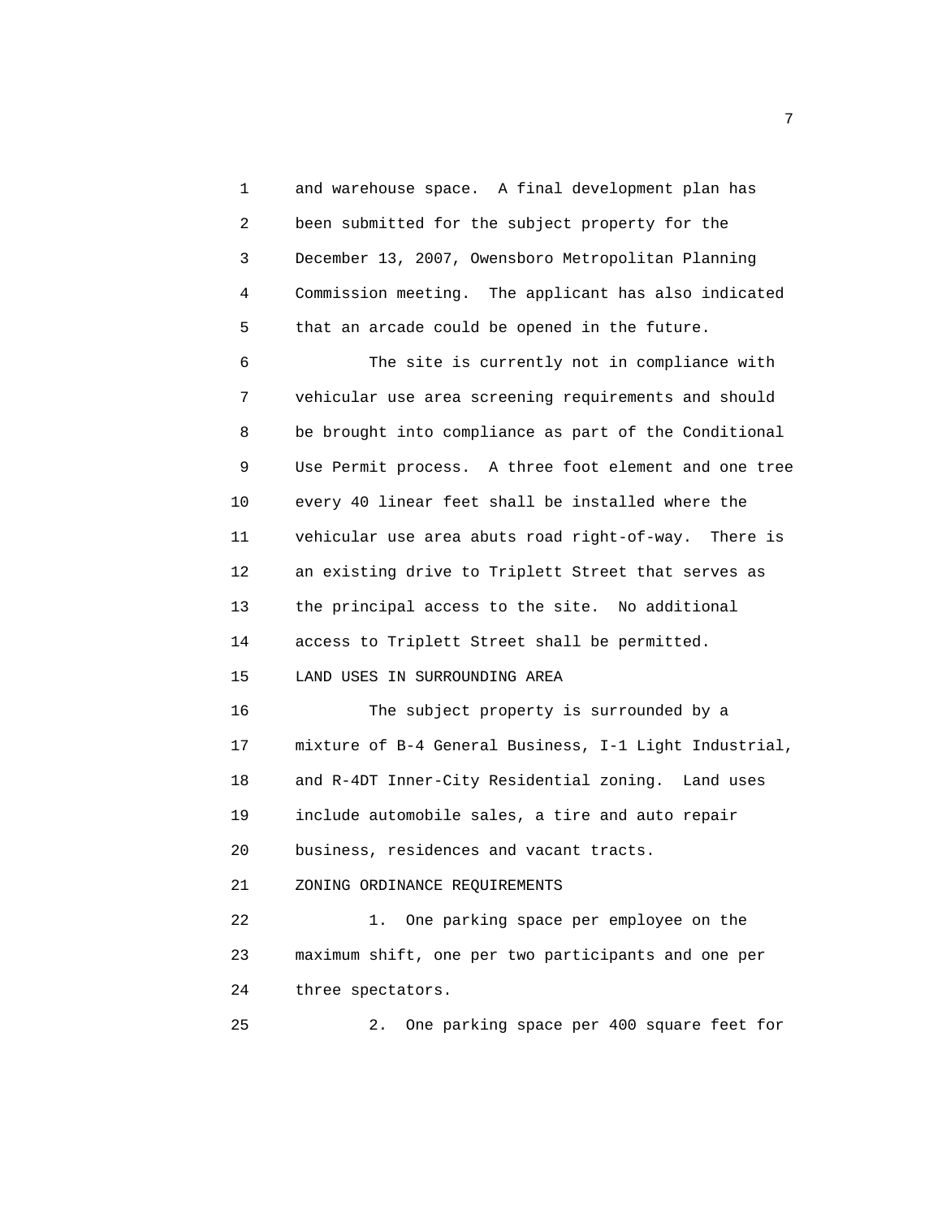and warehouse space. A final development plan has been submitted for the subject property for the December 13, 2007, Owensboro Metropolitan Planning Commission meeting. The applicant has also indicated that an arcade could be opened in the future.

The site is currently not in compliance with vehicular use area screening requirements and should be brought into compliance as part of the Conditional Use Permit process. A three foot element and one tree every 40 linear feet shall be installed where the vehicular use area abuts road right-of-way. There is an existing drive to Triplett Street that serves as the principal access to the site. No additional access to Triplett Street shall be permitted.

LAND USES IN SURROUNDING AREA

The subject property is surrounded by a mixture of B-4 General Business, I-1 Light Industrial, and R-4DT Inner-City Residential zoning. Land uses include automobile sales, a tire and auto repair business, residences and vacant tracts.

ZONING ORDINANCE REQUIREMENTS

1. One parking space per employee on the maximum shift, one per two participants and one per three spectators.

2. One parking space per 400 square feet for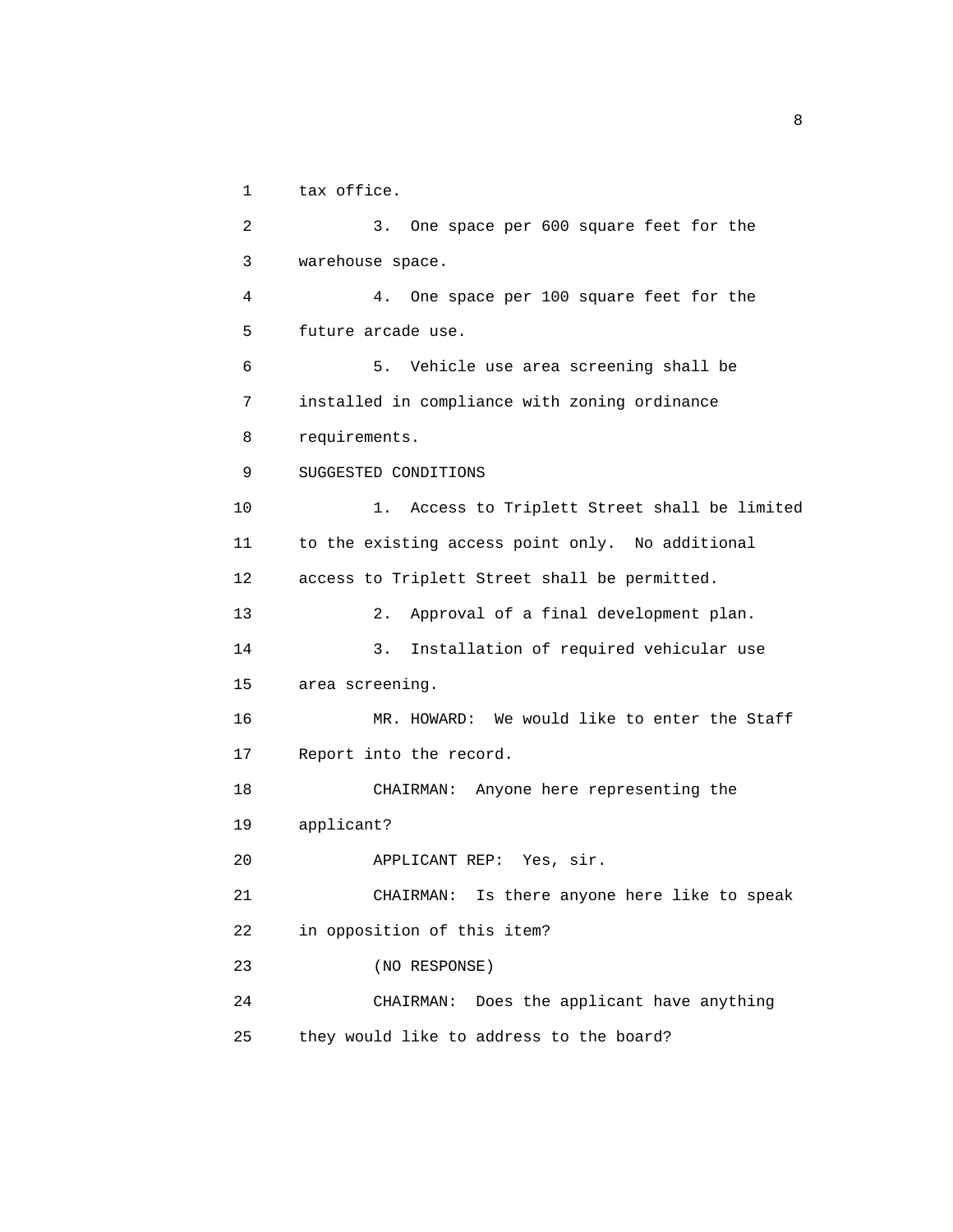tax office.

3. One space per 600 square feet for the warehouse space.

4. One space per 100 square feet for the future arcade use.

5. Vehicle use area screening shall be installed in compliance with zoning ordinance requirements.

SUGGESTED CONDITIONS

1. Access to Triplett Street shall be limited to the existing access point only. No additional access to Triplett Street shall be permitted.

2. Approval of a final development plan.

3. Installation of required vehicular use area screening.

MR. HOWARD: We would like to enter the Staff Report into the record.

CHAIRMAN: Anyone here representing the applicant?

APPLICANT REP: Yes, sir.

CHAIRMAN: Is there anyone here like to speak in opposition of this item?

(NO RESPONSE)

CHAIRMAN: Does the applicant have anything they would like to address to the board?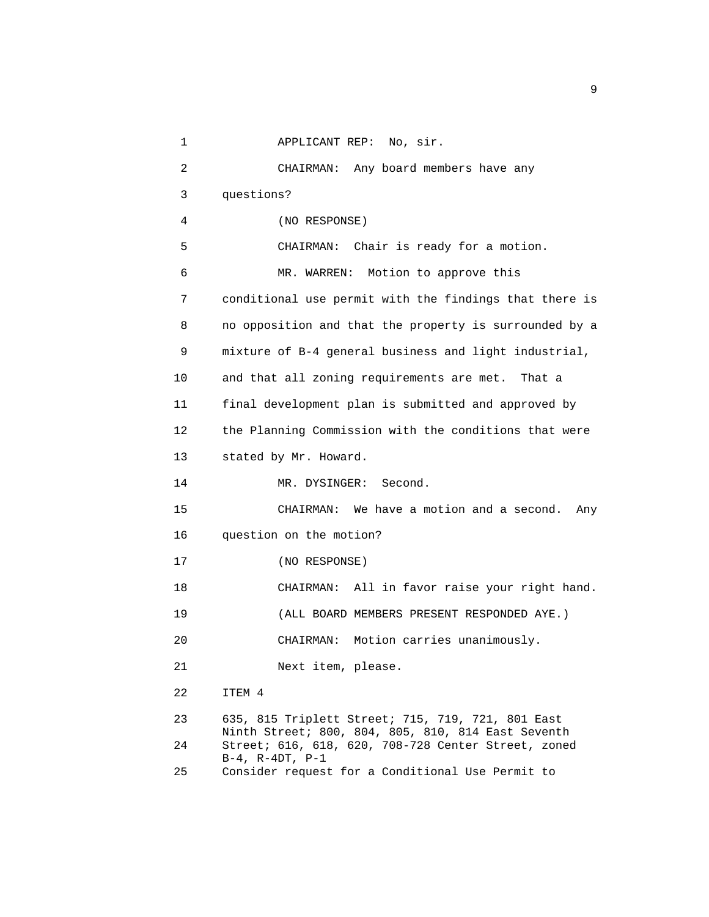APPLICANT REP: No, sir.

CHAIRMAN: Any board members have any questions?

(NO RESPONSE)

CHAIRMAN: Chair is ready for a motion.

MR. WARREN: Motion to approve this conditional use permit with the findings that there is no opposition and that the property is surrounded by a mixture of B-4 general business and light industrial, and that all zoning requirements are met. That a final development plan is submitted and approved by the Planning Commission with the conditions that were stated by Mr. Howard.

MR. DYSINGER: Second.

CHAIRMAN: We have a motion and a second. Any question on the motion?

(NO RESPONSE)

CHAIRMAN: All in favor raise your right hand.

(ALL BOARD MEMBERS PRESENT RESPONDED AYE.)

CHAIRMAN: Motion carries unanimously.

Next item, please.

ITEM 4

635, 815 Triplett Street; 715, 719, 721, 801 East Ninth Street; 800, 804, 805, 810, 814 East Seventh Street; 616, 618, 620, 708-728 Center Street, zoned B-4, R-4DT, P-1

Consider request for a Conditional Use Permit to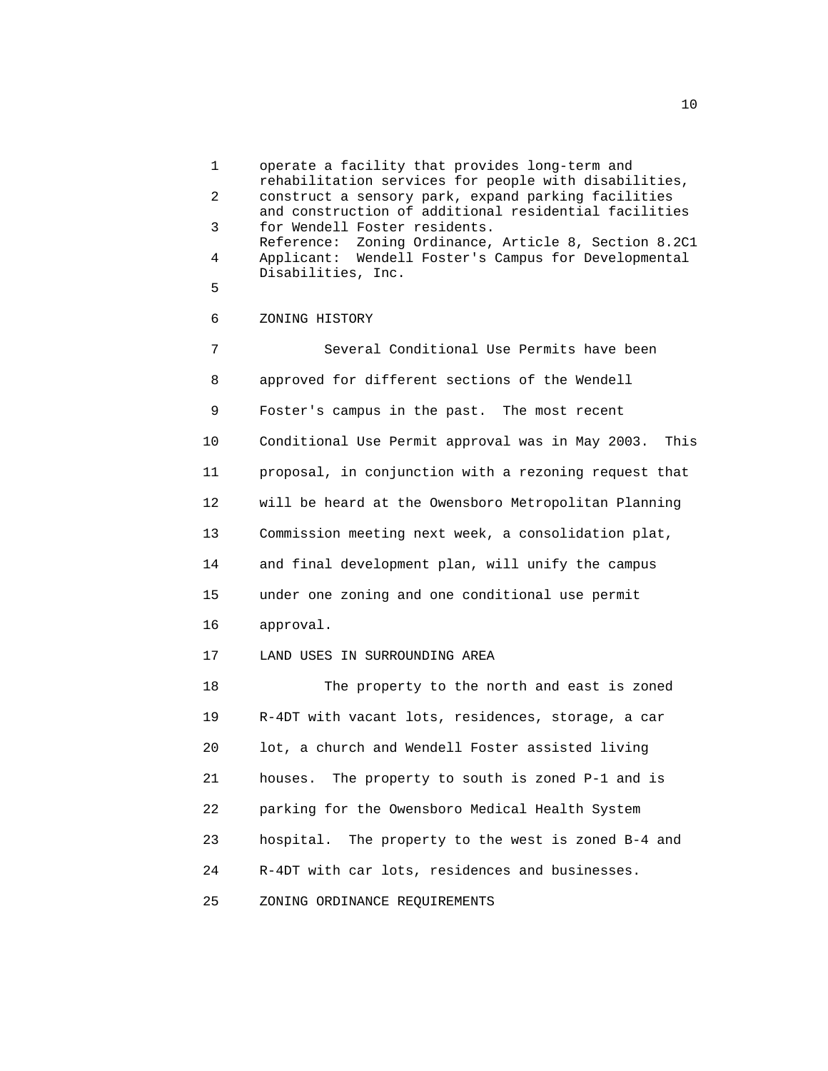operate a facility that provides long-term and rehabilitation services for people with disabilities, construct a sensory park, expand parking facilities and construction of additional residential facilities for Wendell Foster residents.
Reference: Zoning Ordinance, Article 8, Section 8.2C1
Applicant: Wendell Foster's Campus for Developmental Disabilities, Inc.

ZONING HISTORY

Several Conditional Use Permits have been approved for different sections of the Wendell Foster's campus in the past. The most recent Conditional Use Permit approval was in May 2003. This proposal, in conjunction with a rezoning request that will be heard at the Owensboro Metropolitan Planning Commission meeting next week, a consolidation plat, and final development plan, will unify the campus under one zoning and one conditional use permit approval.

LAND USES IN SURROUNDING AREA

The property to the north and east is zoned R-4DT with vacant lots, residences, storage, a car lot, a church and Wendell Foster assisted living houses. The property to south is zoned P-1 and is parking for the Owensboro Medical Health System hospital. The property to the west is zoned B-4 and R-4DT with car lots, residences and businesses.

ZONING ORDINANCE REQUIREMENTS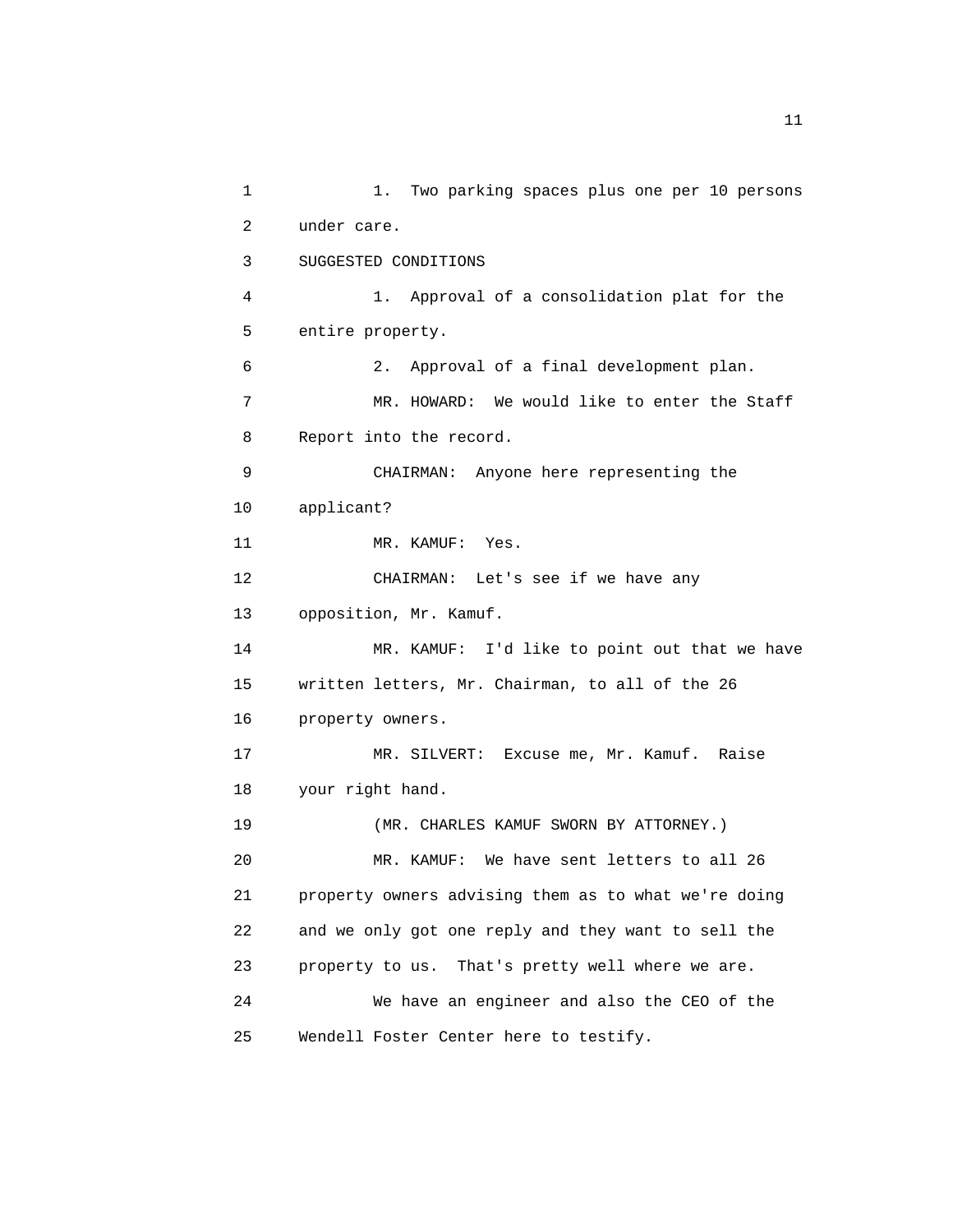1. Two parking spaces plus one per 10 persons under care.

SUGGESTED CONDITIONS

1. Approval of a consolidation plat for the entire property.

2. Approval of a final development plan.

MR. HOWARD: We would like to enter the Staff Report into the record.

CHAIRMAN: Anyone here representing the applicant?

MR. KAMUF: Yes.

CHAIRMAN: Let's see if we have any opposition, Mr. Kamuf.

MR. KAMUF: I'd like to point out that we have written letters, Mr. Chairman, to all of the 26 property owners.

MR. SILVERT: Excuse me, Mr. Kamuf. Raise your right hand.

(MR. CHARLES KAMUF SWORN BY ATTORNEY.)

MR. KAMUF: We have sent letters to all 26 property owners advising them as to what we're doing and we only got one reply and they want to sell the property to us. That's pretty well where we are.

We have an engineer and also the CEO of the Wendell Foster Center here to testify.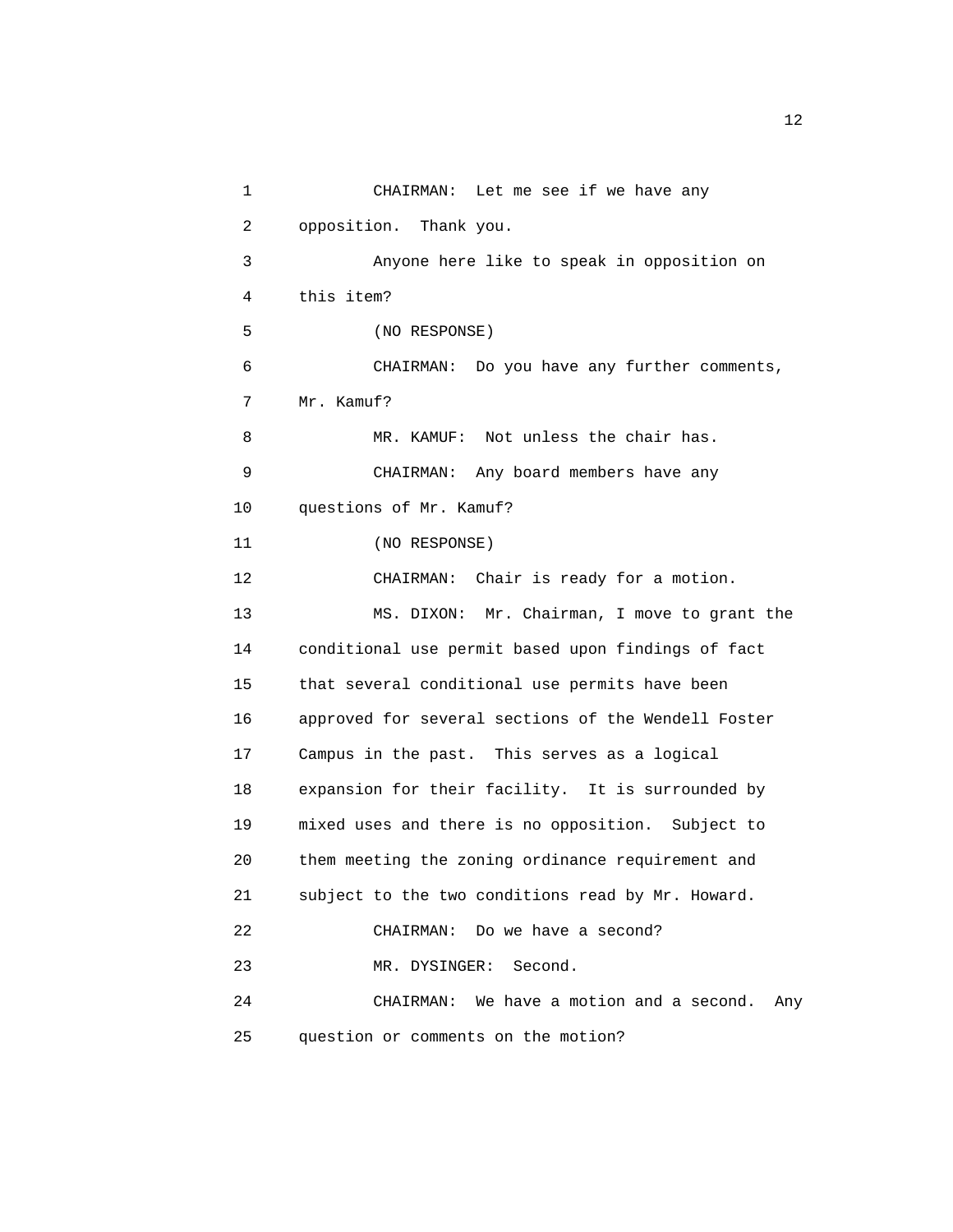1 CHAIRMAN: Let me see if we have any
2 opposition. Thank you.
3 Anyone here like to speak in opposition on
4 this item?
5 (NO RESPONSE)
6 CHAIRMAN: Do you have any further comments,
7 Mr. Kamuf?
8 MR. KAMUF: Not unless the chair has.
9 CHAIRMAN: Any board members have any
10 questions of Mr. Kamuf?
11 (NO RESPONSE)
12 CHAIRMAN: Chair is ready for a motion.
13 MS. DIXON: Mr. Chairman, I move to grant the
14 conditional use permit based upon findings of fact
15 that several conditional use permits have been
16 approved for several sections of the Wendell Foster
17 Campus in the past. This serves as a logical
18 expansion for their facility. It is surrounded by
19 mixed uses and there is no opposition. Subject to
20 them meeting the zoning ordinance requirement and
21 subject to the two conditions read by Mr. Howard.
22 CHAIRMAN: Do we have a second?
23 MR. DYSINGER: Second.
24 CHAIRMAN: We have a motion and a second. Any
25 question or comments on the motion?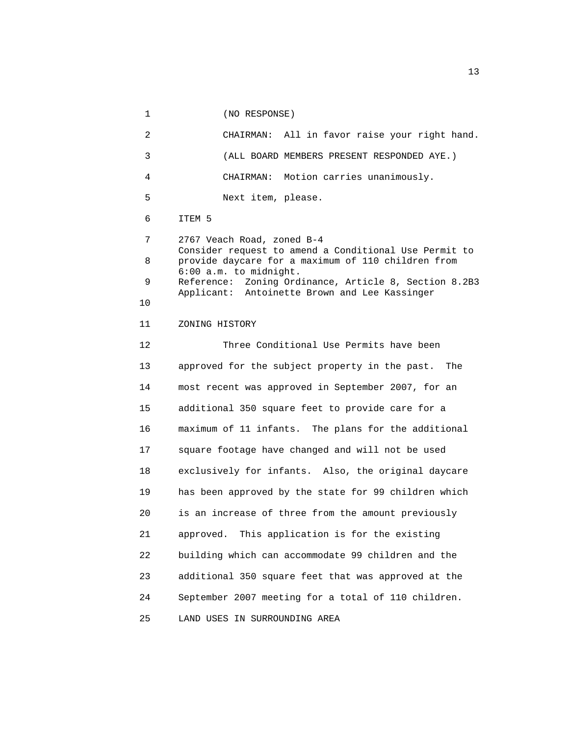(NO RESPONSE)

CHAIRMAN: All in favor raise your right hand.

(ALL BOARD MEMBERS PRESENT RESPONDED AYE.)

CHAIRMAN: Motion carries unanimously.

Next item, please.

ITEM 5

2767 Veach Road, zoned B-4
Consider request to amend a Conditional Use Permit to provide daycare for a maximum of 110 children from 6:00 a.m. to midnight.
Reference: Zoning Ordinance, Article 8, Section 8.2B3
Applicant: Antoinette Brown and Lee Kassinger

ZONING HISTORY

Three Conditional Use Permits have been approved for the subject property in the past. The most recent was approved in September 2007, for an additional 350 square feet to provide care for a maximum of 11 infants. The plans for the additional square footage have changed and will not be used exclusively for infants. Also, the original daycare has been approved by the state for 99 children which is an increase of three from the amount previously approved. This application is for the existing building which can accommodate 99 children and the additional 350 square feet that was approved at the September 2007 meeting for a total of 110 children.

LAND USES IN SURROUNDING AREA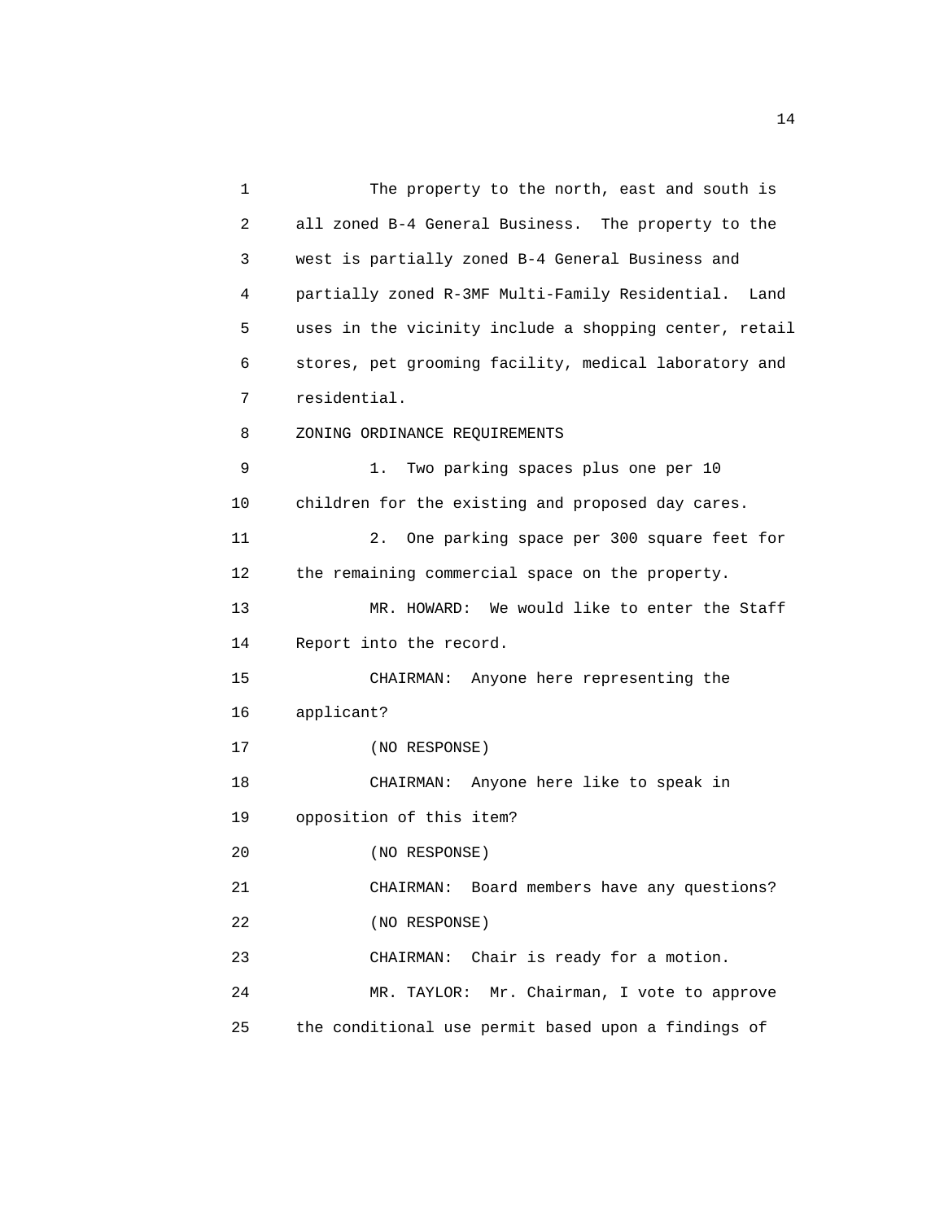The property to the north, east and south is all zoned B-4 General Business. The property to the west is partially zoned B-4 General Business and partially zoned R-3MF Multi-Family Residential. Land uses in the vicinity include a shopping center, retail stores, pet grooming facility, medical laboratory and residential.

ZONING ORDINANCE REQUIREMENTS

1. Two parking spaces plus one per 10 children for the existing and proposed day cares.

2. One parking space per 300 square feet for the remaining commercial space on the property.

MR. HOWARD: We would like to enter the Staff Report into the record.

CHAIRMAN: Anyone here representing the applicant?

(NO RESPONSE)

CHAIRMAN: Anyone here like to speak in opposition of this item?

(NO RESPONSE)

CHAIRMAN: Board members have any questions?

(NO RESPONSE)

CHAIRMAN: Chair is ready for a motion.

MR. TAYLOR: Mr. Chairman, I vote to approve the conditional use permit based upon a findings of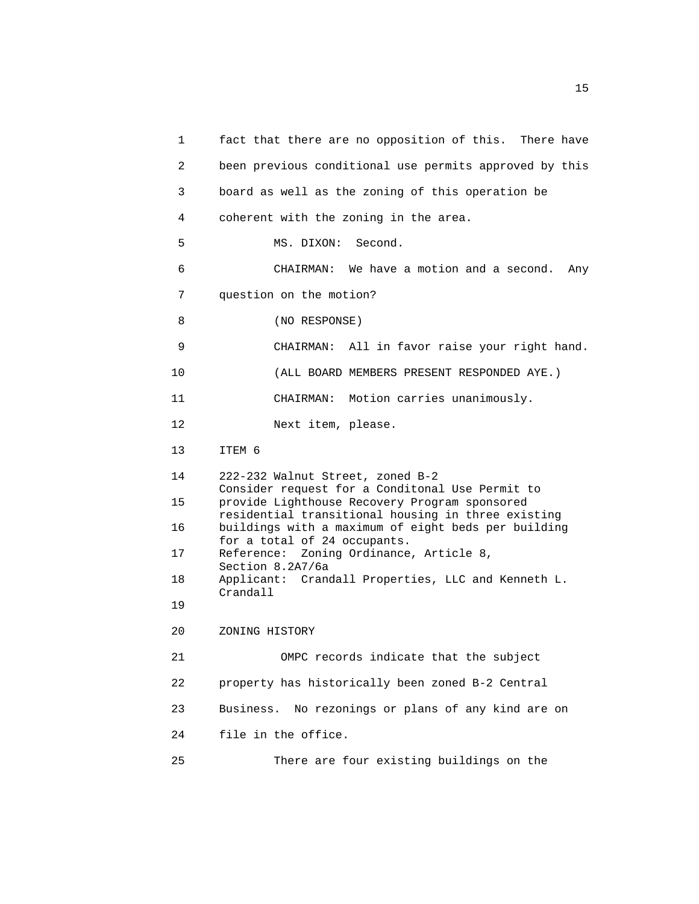fact that there are no opposition of this. There have been previous conditional use permits approved by this board as well as the zoning of this operation be coherent with the zoning in the area.

MS. DIXON: Second.

CHAIRMAN: We have a motion and a second. Any question on the motion?

(NO RESPONSE)

CHAIRMAN: All in favor raise your right hand.

(ALL BOARD MEMBERS PRESENT RESPONDED AYE.)

CHAIRMAN: Motion carries unanimously.

Next item, please.

ITEM 6

222-232 Walnut Street, zoned B-2
Consider request for a Conditonal Use Permit to provide Lighthouse Recovery Program sponsored residential transitional housing in three existing buildings with a maximum of eight beds per building for a total of 24 occupants.
Reference: Zoning Ordinance, Article 8, Section 8.2A7/6a
Applicant: Crandall Properties, LLC and Kenneth L. Crandall

ZONING HISTORY

OMPC records indicate that the subject property has historically been zoned B-2 Central Business. No rezonings or plans of any kind are on file in the office.

There are four existing buildings on the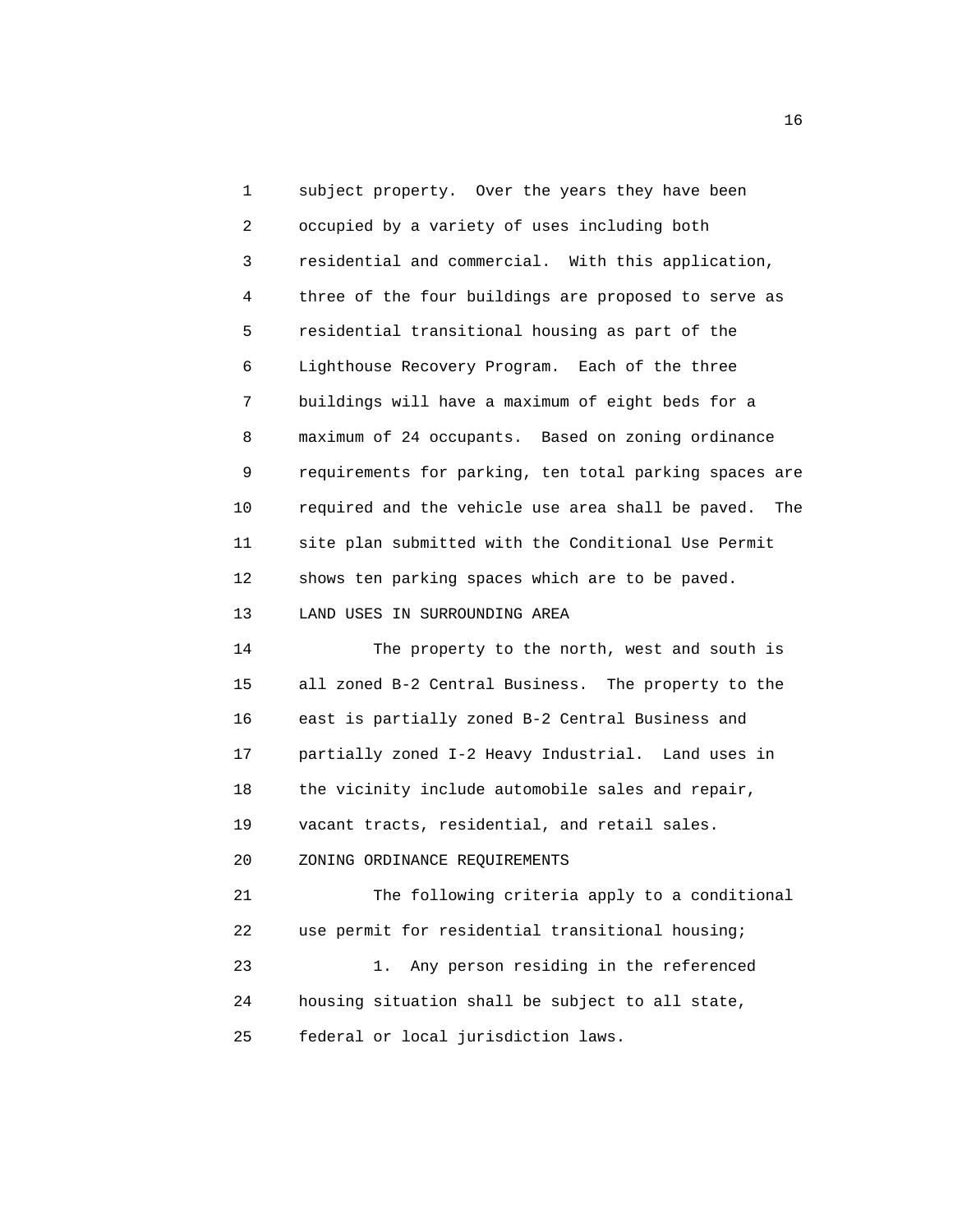subject property. Over the years they have been occupied by a variety of uses including both residential and commercial. With this application, three of the four buildings are proposed to serve as residential transitional housing as part of the Lighthouse Recovery Program. Each of the three buildings will have a maximum of eight beds for a maximum of 24 occupants. Based on zoning ordinance requirements for parking, ten total parking spaces are required and the vehicle use area shall be paved. The site plan submitted with the Conditional Use Permit shows ten parking spaces which are to be paved.

LAND USES IN SURROUNDING AREA

The property to the north, west and south is all zoned B-2 Central Business. The property to the east is partially zoned B-2 Central Business and partially zoned I-2 Heavy Industrial. Land uses in the vicinity include automobile sales and repair, vacant tracts, residential, and retail sales.

ZONING ORDINANCE REQUIREMENTS

The following criteria apply to a conditional use permit for residential transitional housing;

1. Any person residing in the referenced housing situation shall be subject to all state, federal or local jurisdiction laws.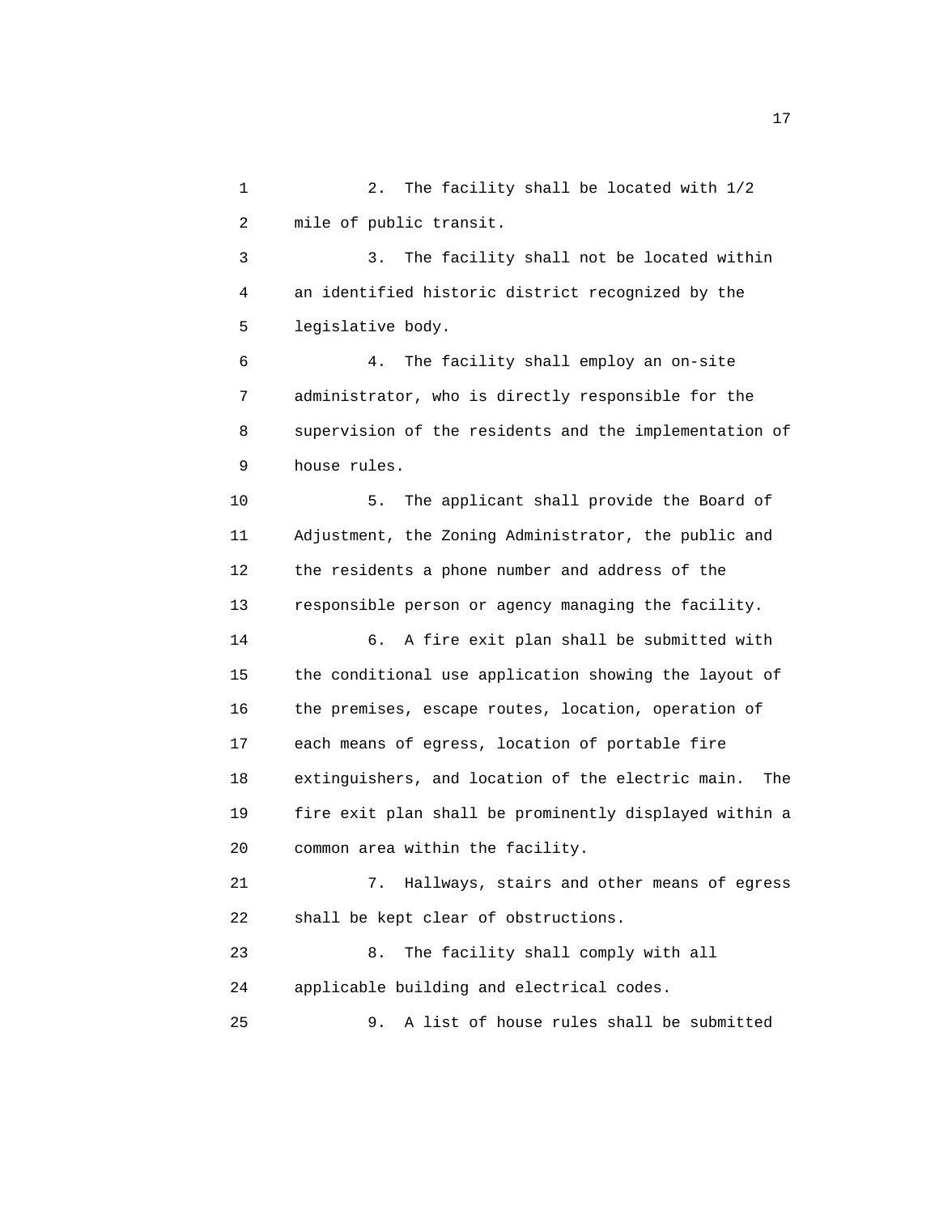2. The facility shall be located with 1/2 mile of public transit.

3. The facility shall not be located within an identified historic district recognized by the legislative body.

4. The facility shall employ an on-site administrator, who is directly responsible for the supervision of the residents and the implementation of house rules.

5. The applicant shall provide the Board of Adjustment, the Zoning Administrator, the public and the residents a phone number and address of the responsible person or agency managing the facility.

6. A fire exit plan shall be submitted with the conditional use application showing the layout of the premises, escape routes, location, operation of each means of egress, location of portable fire extinguishers, and location of the electric main. The fire exit plan shall be prominently displayed within a common area within the facility.

7. Hallways, stairs and other means of egress shall be kept clear of obstructions.

8. The facility shall comply with all applicable building and electrical codes.

9. A list of house rules shall be submitted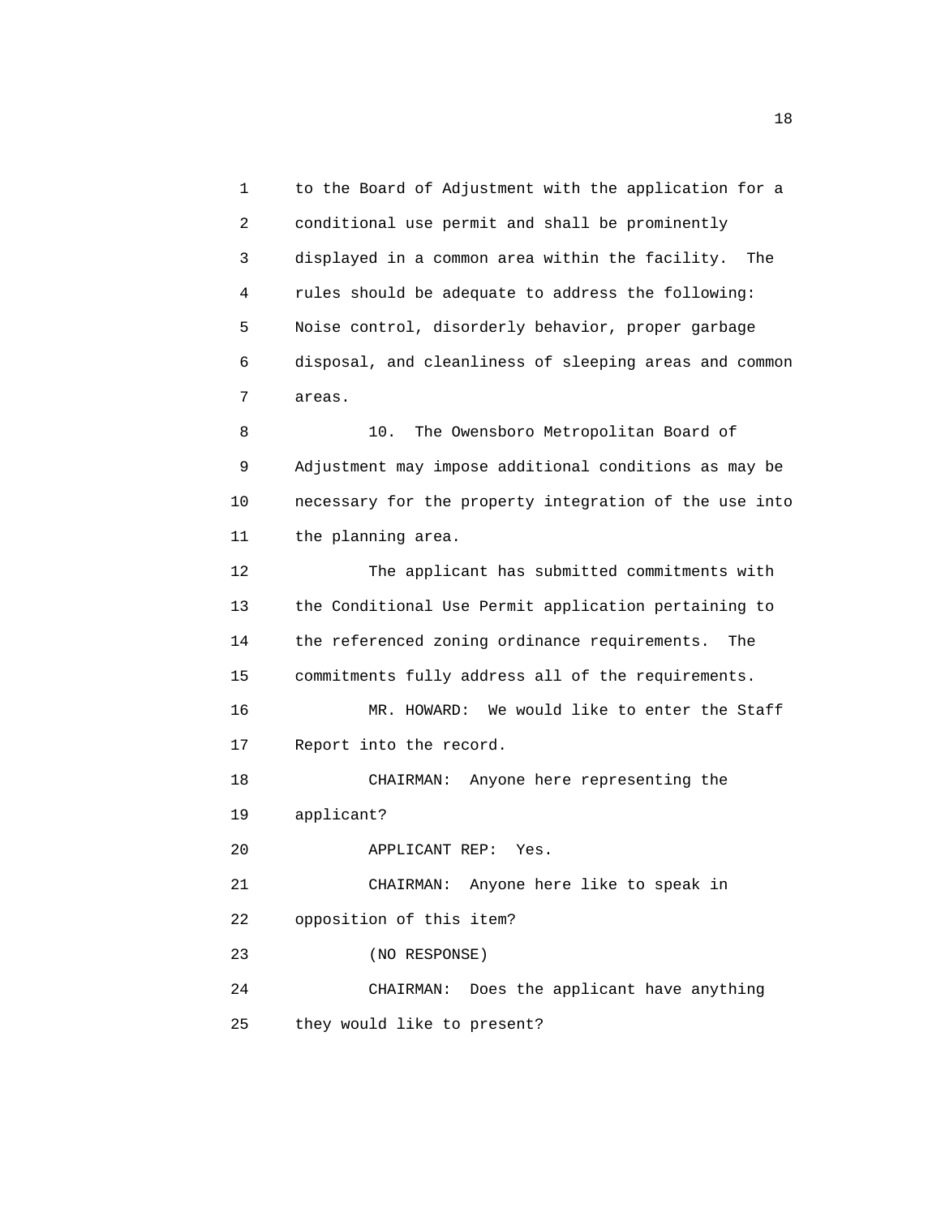to the Board of Adjustment with the application for a conditional use permit and shall be prominently displayed in a common area within the facility. The rules should be adequate to address the following: Noise control, disorderly behavior, proper garbage disposal, and cleanliness of sleeping areas and common areas.

10. The Owensboro Metropolitan Board of Adjustment may impose additional conditions as may be necessary for the property integration of the use into the planning area.

The applicant has submitted commitments with the Conditional Use Permit application pertaining to the referenced zoning ordinance requirements. The commitments fully address all of the requirements.

MR. HOWARD: We would like to enter the Staff Report into the record.

CHAIRMAN: Anyone here representing the applicant?

APPLICANT REP: Yes.

CHAIRMAN: Anyone here like to speak in opposition of this item?

(NO RESPONSE)

CHAIRMAN: Does the applicant have anything they would like to present?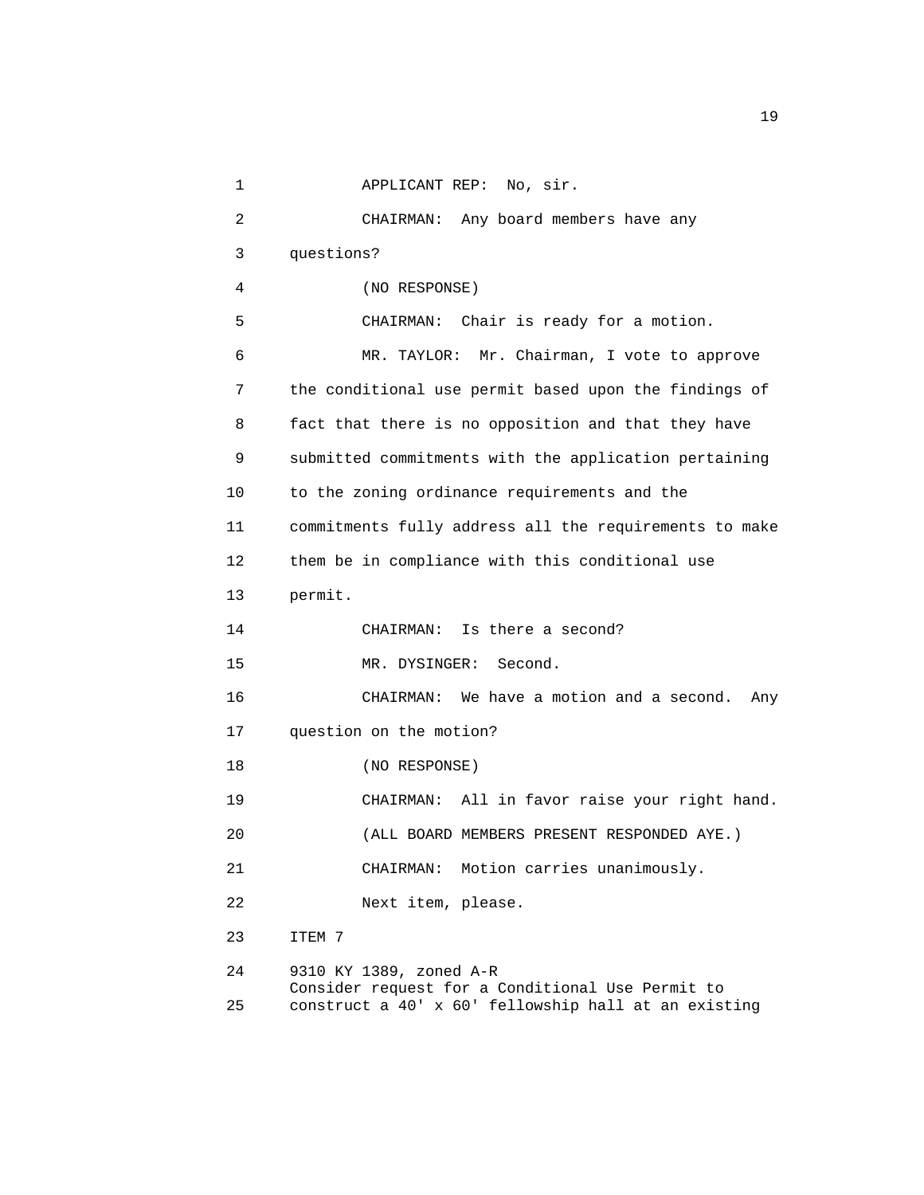1 APPLICANT REP: No, sir.

2 CHAIRMAN: Any board members have any

3 questions?

4 (NO RESPONSE)

5 CHAIRMAN: Chair is ready for a motion.

6 MR. TAYLOR: Mr. Chairman, I vote to approve

7 the conditional use permit based upon the findings of

8 fact that there is no opposition and that they have

9 submitted commitments with the application pertaining

10 to the zoning ordinance requirements and the

11 commitments fully address all the requirements to make

12 them be in compliance with this conditional use

13 permit.

14 CHAIRMAN: Is there a second?

15 MR. DYSINGER: Second.

16 CHAIRMAN: We have a motion and a second. Any

17 question on the motion?

18 (NO RESPONSE)

19 CHAIRMAN: All in favor raise your right hand.

20 (ALL BOARD MEMBERS PRESENT RESPONDED AYE.)

21 CHAIRMAN: Motion carries unanimously.

22 Next item, please.

23 ITEM 7

24 9310 KY 1389, zoned A-R
Consider request for a Conditional Use Permit to

25 construct a 40' x 60' fellowship hall at an existing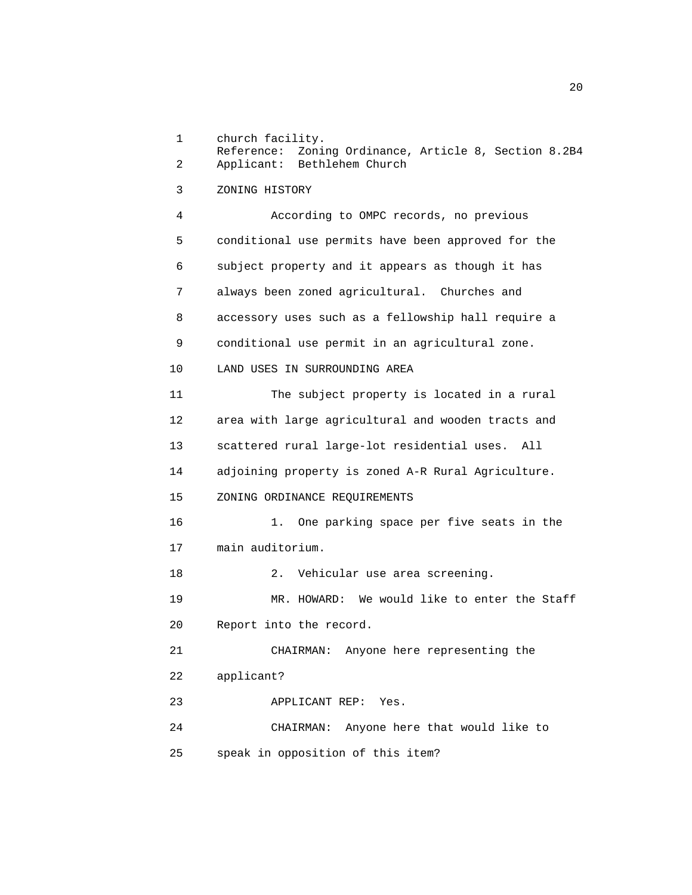church facility.
Reference: Zoning Ordinance, Article 8, Section 8.2B4
Applicant: Bethlehem Church

ZONING HISTORY

According to OMPC records, no previous conditional use permits have been approved for the subject property and it appears as though it has always been zoned agricultural. Churches and accessory uses such as a fellowship hall require a conditional use permit in an agricultural zone.

LAND USES IN SURROUNDING AREA

The subject property is located in a rural area with large agricultural and wooden tracts and scattered rural large-lot residential uses. All adjoining property is zoned A-R Rural Agriculture.

ZONING ORDINANCE REQUIREMENTS

1. One parking space per five seats in the main auditorium.

2. Vehicular use area screening.

MR. HOWARD: We would like to enter the Staff Report into the record.

CHAIRMAN: Anyone here representing the applicant?

APPLICANT REP: Yes.

CHAIRMAN: Anyone here that would like to speak in opposition of this item?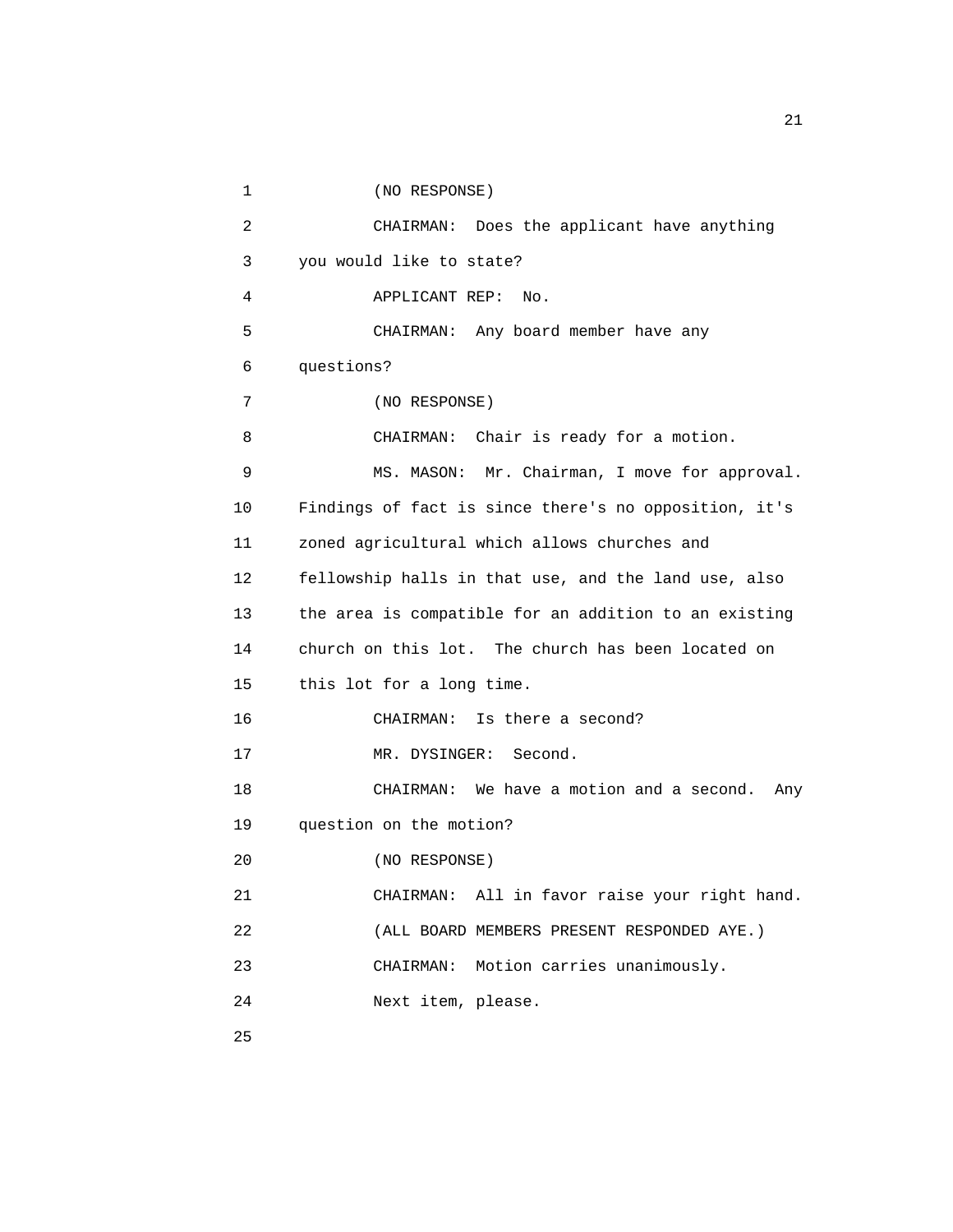(NO RESPONSE)

CHAIRMAN: Does the applicant have anything you would like to state?

APPLICANT REP: No.

CHAIRMAN: Any board member have any questions?

(NO RESPONSE)

CHAIRMAN: Chair is ready for a motion.

MS. MASON: Mr. Chairman, I move for approval. Findings of fact is since there's no opposition, it's zoned agricultural which allows churches and fellowship halls in that use, and the land use, also the area is compatible for an addition to an existing church on this lot. The church has been located on this lot for a long time.

CHAIRMAN: Is there a second?

MR. DYSINGER: Second.

CHAIRMAN: We have a motion and a second. Any question on the motion?

(NO RESPONSE)

CHAIRMAN: All in favor raise your right hand.

(ALL BOARD MEMBERS PRESENT RESPONDED AYE.)

CHAIRMAN: Motion carries unanimously.

Next item, please.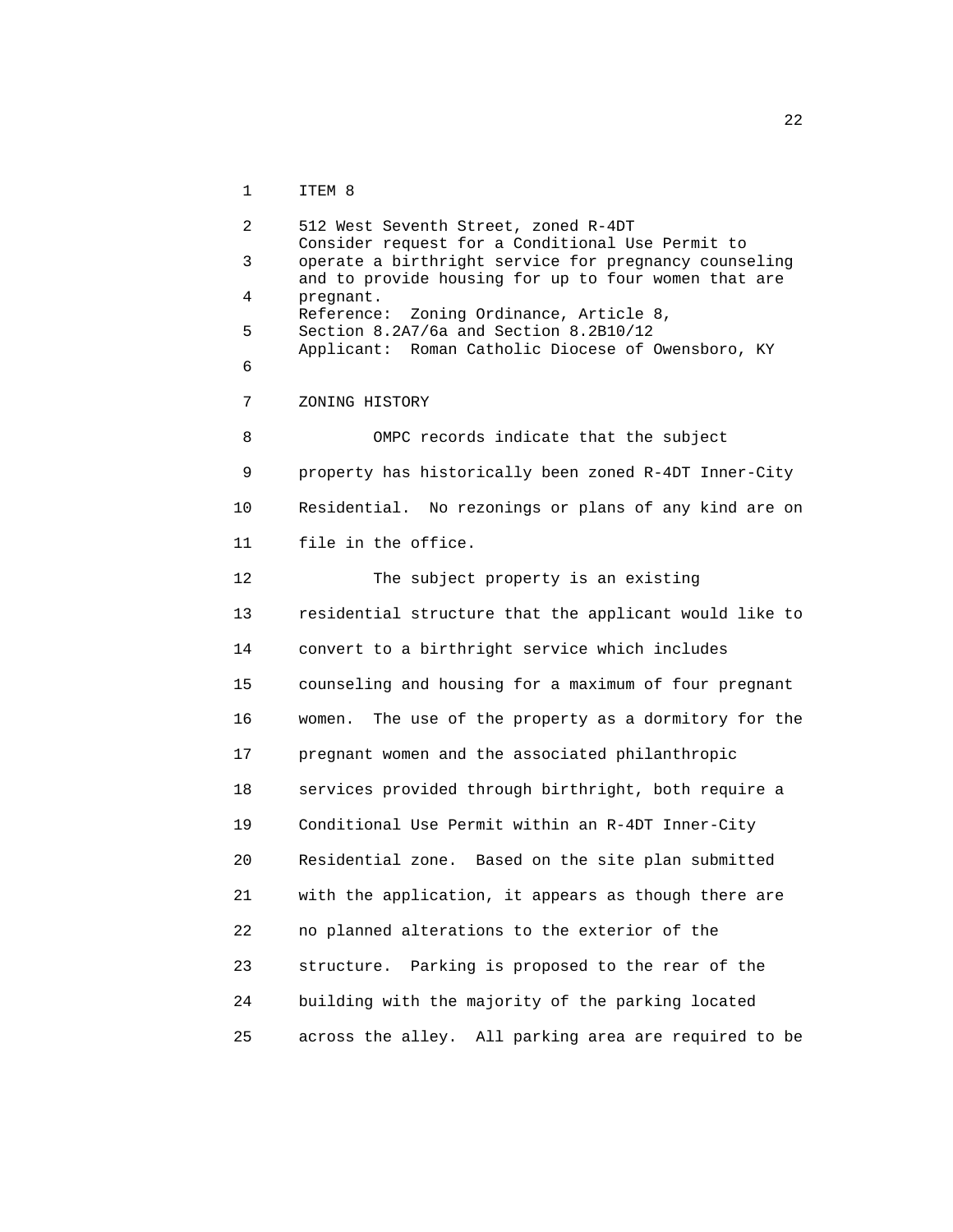ITEM 8

512 West Seventh Street, zoned R-4DT
Consider request for a Conditional Use Permit to operate a birthright service for pregnancy counseling and to provide housing for up to four women that are pregnant.
Reference: Zoning Ordinance, Article 8, Section 8.2A7/6a and Section 8.2B10/12
Applicant: Roman Catholic Diocese of Owensboro, KY

ZONING HISTORY

OMPC records indicate that the subject property has historically been zoned R-4DT Inner-City Residential. No rezonings or plans of any kind are on file in the office.

The subject property is an existing residential structure that the applicant would like to convert to a birthright service which includes counseling and housing for a maximum of four pregnant women. The use of the property as a dormitory for the pregnant women and the associated philanthropic services provided through birthright, both require a Conditional Use Permit within an R-4DT Inner-City Residential zone. Based on the site plan submitted with the application, it appears as though there are no planned alterations to the exterior of the structure. Parking is proposed to the rear of the building with the majority of the parking located across the alley. All parking area are required to be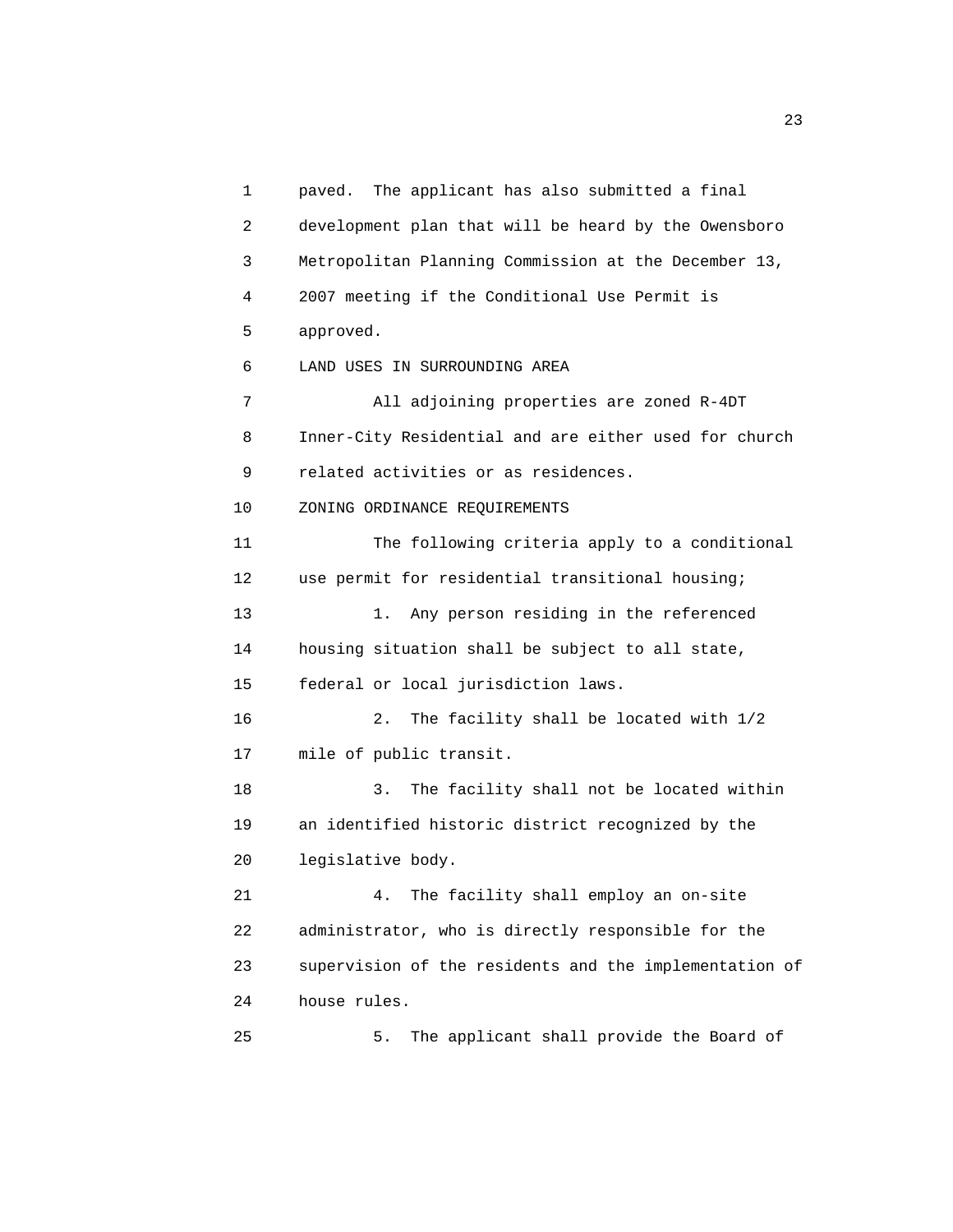paved. The applicant has also submitted a final development plan that will be heard by the Owensboro Metropolitan Planning Commission at the December 13, 2007 meeting if the Conditional Use Permit is approved.

LAND USES IN SURROUNDING AREA

All adjoining properties are zoned R-4DT Inner-City Residential and are either used for church related activities or as residences.

ZONING ORDINANCE REQUIREMENTS

The following criteria apply to a conditional use permit for residential transitional housing;

1. Any person residing in the referenced housing situation shall be subject to all state, federal or local jurisdiction laws.

2. The facility shall be located with 1/2 mile of public transit.

3. The facility shall not be located within an identified historic district recognized by the legislative body.

4. The facility shall employ an on-site administrator, who is directly responsible for the supervision of the residents and the implementation of house rules.

5. The applicant shall provide the Board of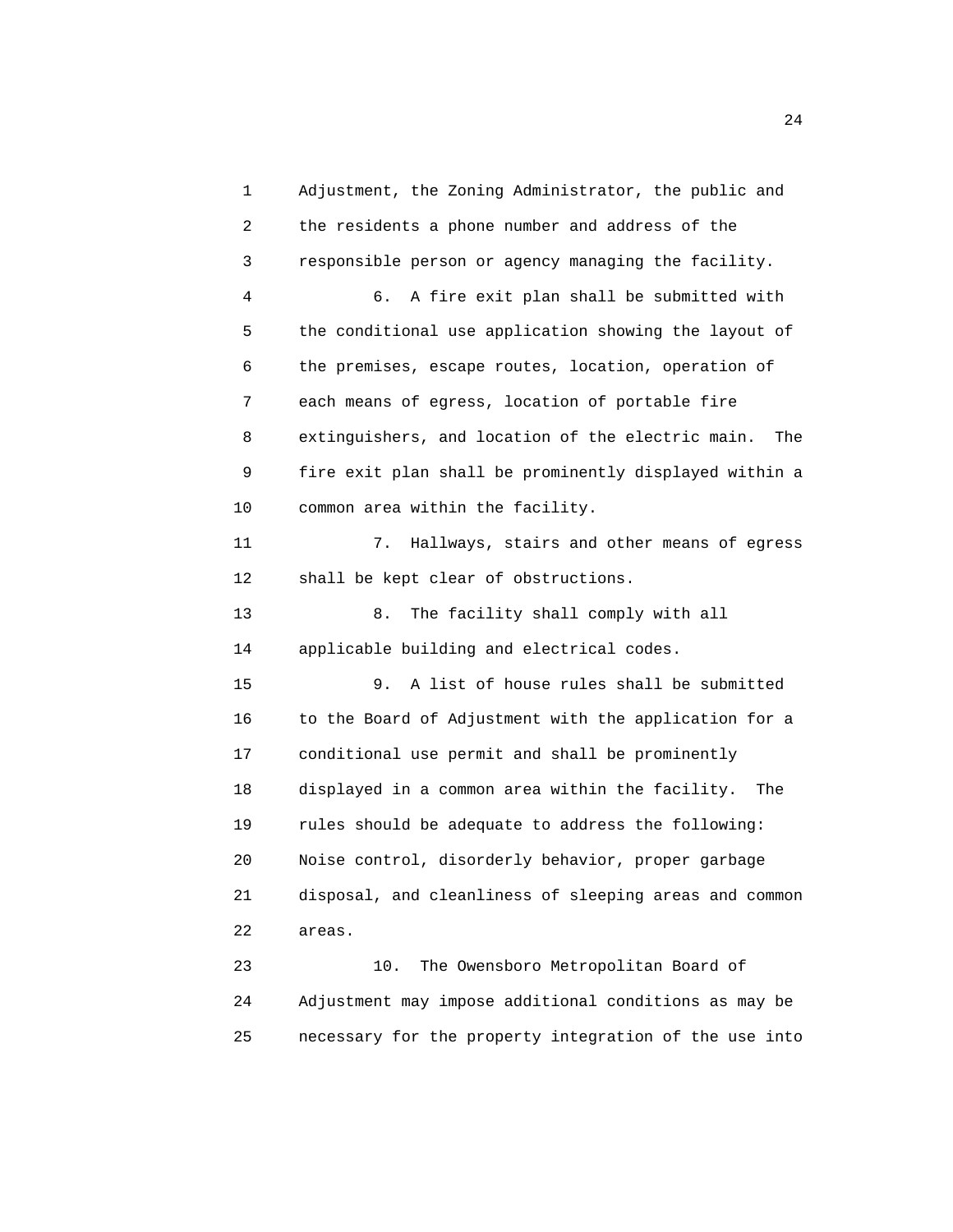Adjustment, the Zoning Administrator, the public and the residents a phone number and address of the responsible person or agency managing the facility.

6. A fire exit plan shall be submitted with the conditional use application showing the layout of the premises, escape routes, location, operation of each means of egress, location of portable fire extinguishers, and location of the electric main. The fire exit plan shall be prominently displayed within a common area within the facility.

7. Hallways, stairs and other means of egress shall be kept clear of obstructions.

8. The facility shall comply with all applicable building and electrical codes.

9. A list of house rules shall be submitted to the Board of Adjustment with the application for a conditional use permit and shall be prominently displayed in a common area within the facility. The rules should be adequate to address the following: Noise control, disorderly behavior, proper garbage disposal, and cleanliness of sleeping areas and common areas.

10. The Owensboro Metropolitan Board of Adjustment may impose additional conditions as may be necessary for the property integration of the use into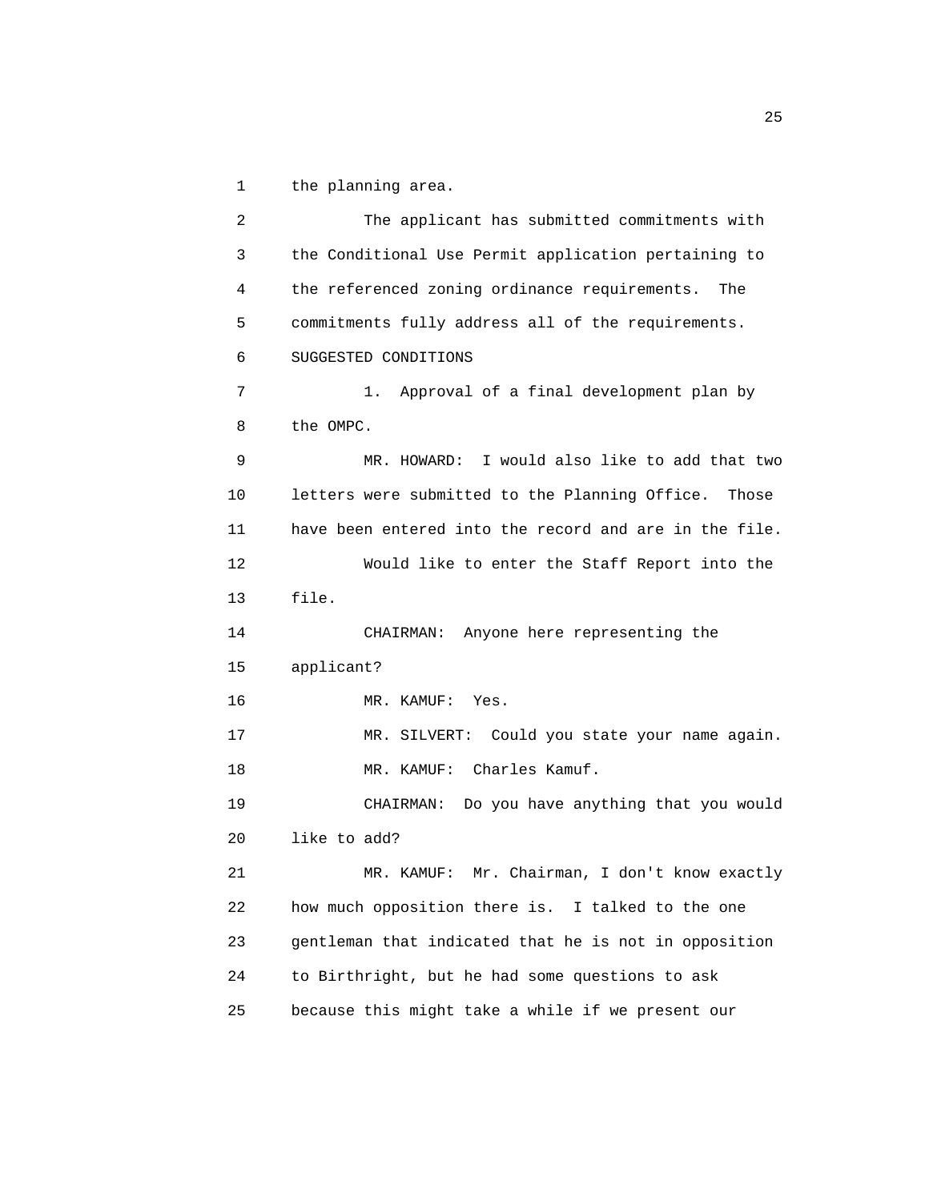the planning area.

The applicant has submitted commitments with the Conditional Use Permit application pertaining to the referenced zoning ordinance requirements. The commitments fully address all of the requirements.

SUGGESTED CONDITIONS

1. Approval of a final development plan by the OMPC.

MR. HOWARD: I would also like to add that two letters were submitted to the Planning Office. Those have been entered into the record and are in the file.

Would like to enter the Staff Report into the file.

CHAIRMAN: Anyone here representing the applicant?

MR. KAMUF: Yes.

MR. SILVERT: Could you state your name again.

MR. KAMUF: Charles Kamuf.

CHAIRMAN: Do you have anything that you would like to add?

MR. KAMUF: Mr. Chairman, I don't know exactly how much opposition there is. I talked to the one gentleman that indicated that he is not in opposition to Birthright, but he had some questions to ask because this might take a while if we present our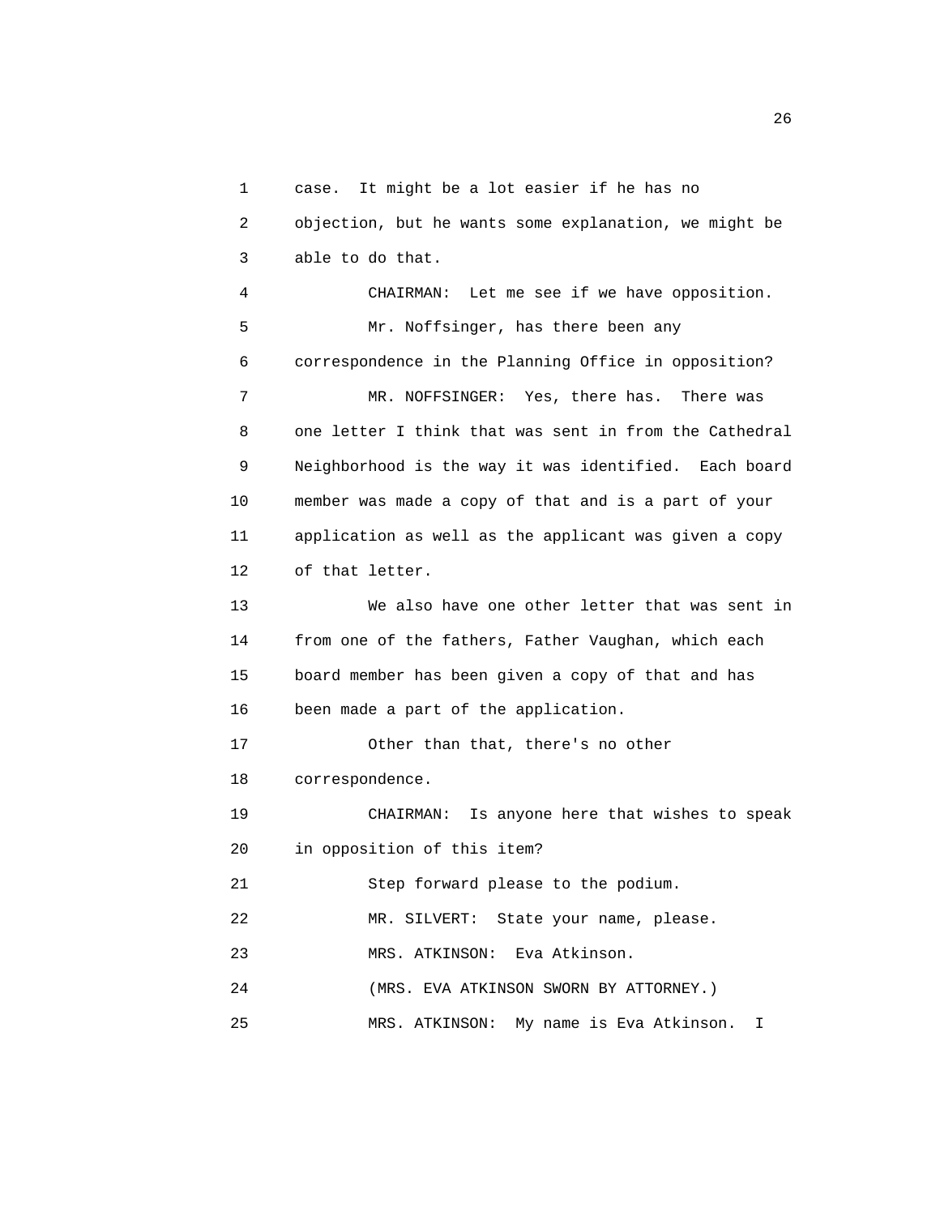case. It might be a lot easier if he has no objection, but he wants some explanation, we might be able to do that.

CHAIRMAN: Let me see if we have opposition.

Mr. Noffsinger, has there been any correspondence in the Planning Office in opposition?

MR. NOFFSINGER: Yes, there has. There was one letter I think that was sent in from the Cathedral Neighborhood is the way it was identified. Each board member was made a copy of that and is a part of your application as well as the applicant was given a copy of that letter.

We also have one other letter that was sent in from one of the fathers, Father Vaughan, which each board member has been given a copy of that and has been made a part of the application.

Other than that, there's no other correspondence.

CHAIRMAN: Is anyone here that wishes to speak in opposition of this item?

Step forward please to the podium.

MR. SILVERT: State your name, please.

MRS. ATKINSON: Eva Atkinson.

(MRS. EVA ATKINSON SWORN BY ATTORNEY.)

MRS. ATKINSON: My name is Eva Atkinson. I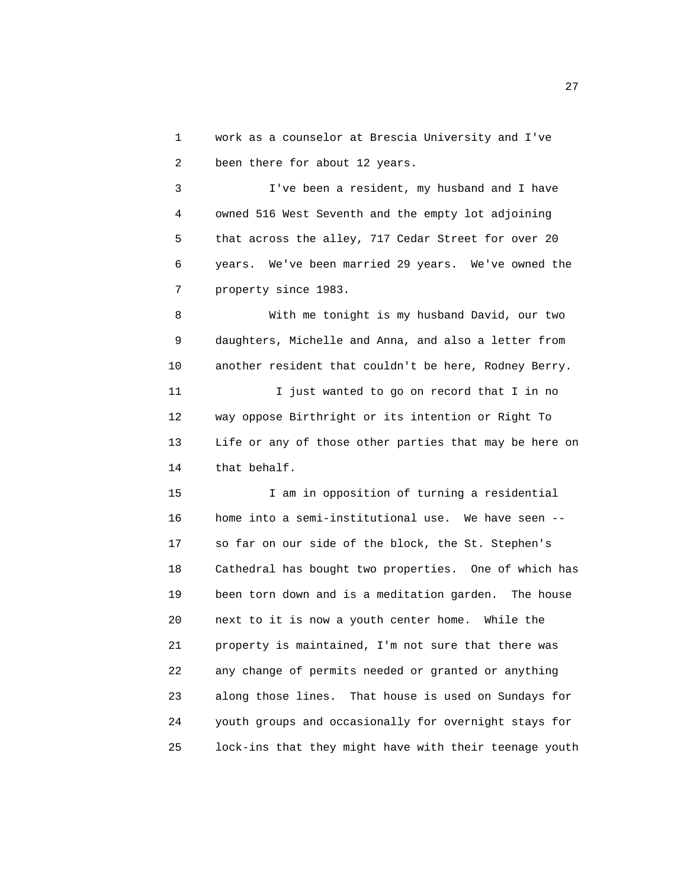work as a counselor at Brescia University and I've been there for about 12 years.

I've been a resident, my husband and I have owned 516 West Seventh and the empty lot adjoining that across the alley, 717 Cedar Street for over 20 years. We've been married 29 years. We've owned the property since 1983.

With me tonight is my husband David, our two daughters, Michelle and Anna, and also a letter from another resident that couldn't be here, Rodney Berry.

I just wanted to go on record that I in no way oppose Birthright or its intention or Right To Life or any of those other parties that may be here on that behalf.

I am in opposition of turning a residential home into a semi-institutional use. We have seen -- so far on our side of the block, the St. Stephen's Cathedral has bought two properties. One of which has been torn down and is a meditation garden. The house next to it is now a youth center home. While the property is maintained, I'm not sure that there was any change of permits needed or granted or anything along those lines. That house is used on Sundays for youth groups and occasionally for overnight stays for lock-ins that they might have with their teenage youth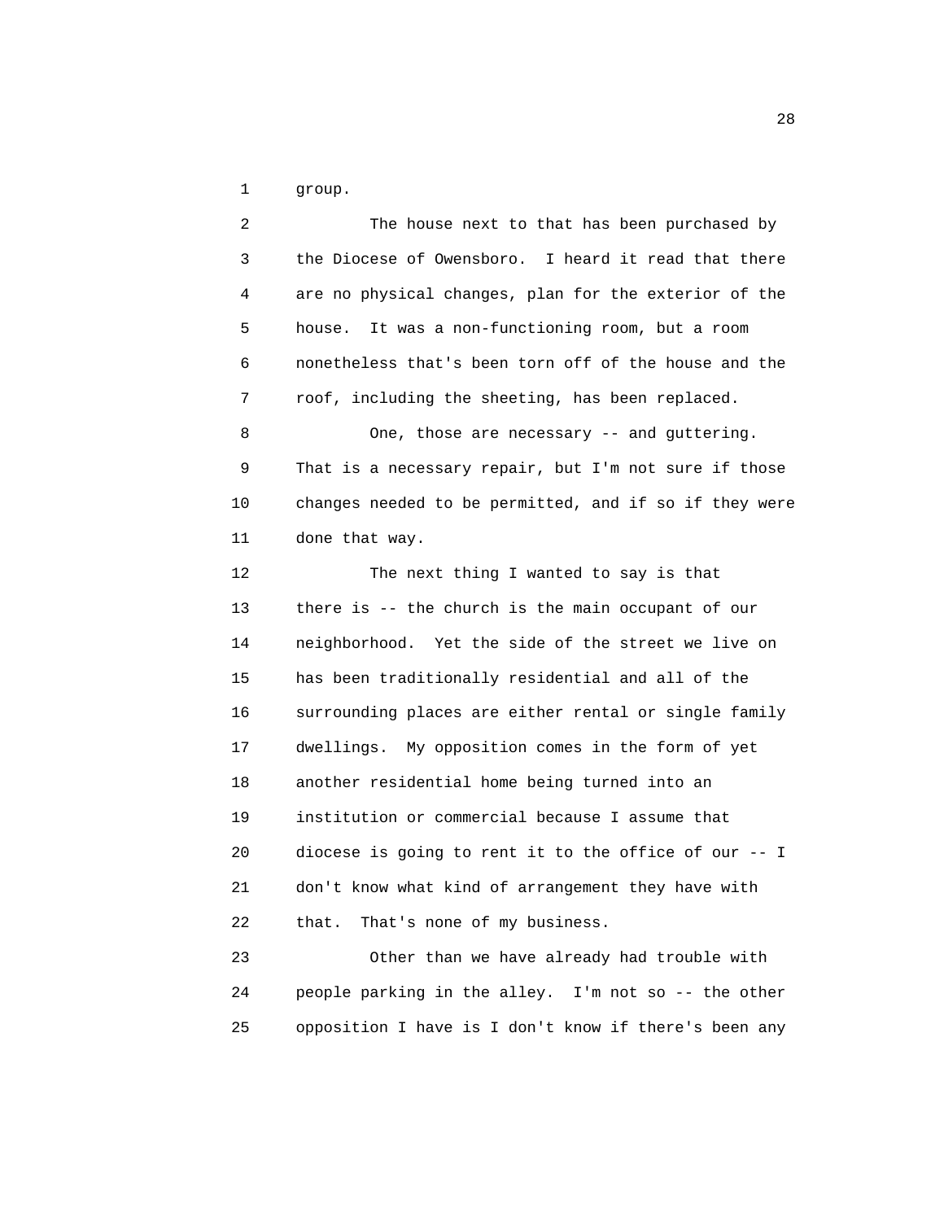group.

The house next to that has been purchased by the Diocese of Owensboro. I heard it read that there are no physical changes, plan for the exterior of the house. It was a non-functioning room, but a room nonetheless that's been torn off of the house and the roof, including the sheeting, has been replaced.

One, those are necessary -- and guttering. That is a necessary repair, but I'm not sure if those changes needed to be permitted, and if so if they were done that way.

The next thing I wanted to say is that there is -- the church is the main occupant of our neighborhood. Yet the side of the street we live on has been traditionally residential and all of the surrounding places are either rental or single family dwellings. My opposition comes in the form of yet another residential home being turned into an institution or commercial because I assume that diocese is going to rent it to the office of our -- I don't know what kind of arrangement they have with that. That's none of my business.

Other than we have already had trouble with people parking in the alley. I'm not so -- the other opposition I have is I don't know if there's been any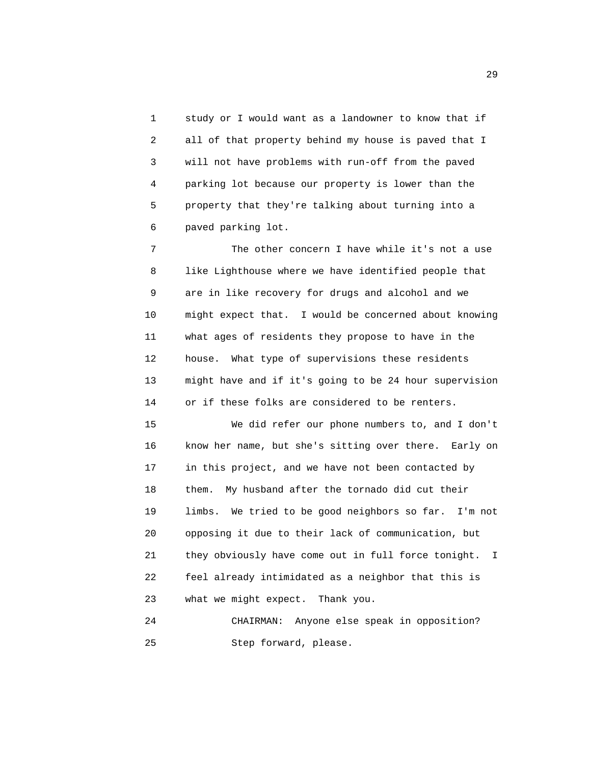study or I would want as a landowner to know that if all of that property behind my house is paved that I will not have problems with run-off from the paved parking lot because our property is lower than the property that they're talking about turning into a paved parking lot.

The other concern I have while it's not a use like Lighthouse where we have identified people that are in like recovery for drugs and alcohol and we might expect that. I would be concerned about knowing what ages of residents they propose to have in the house. What type of supervisions these residents might have and if it's going to be 24 hour supervision or if these folks are considered to be renters.

We did refer our phone numbers to, and I don't know her name, but she's sitting over there. Early on in this project, and we have not been contacted by them. My husband after the tornado did cut their limbs. We tried to be good neighbors so far. I'm not opposing it due to their lack of communication, but they obviously have come out in full force tonight. I feel already intimidated as a neighbor that this is what we might expect. Thank you.

CHAIRMAN: Anyone else speak in opposition? Step forward, please.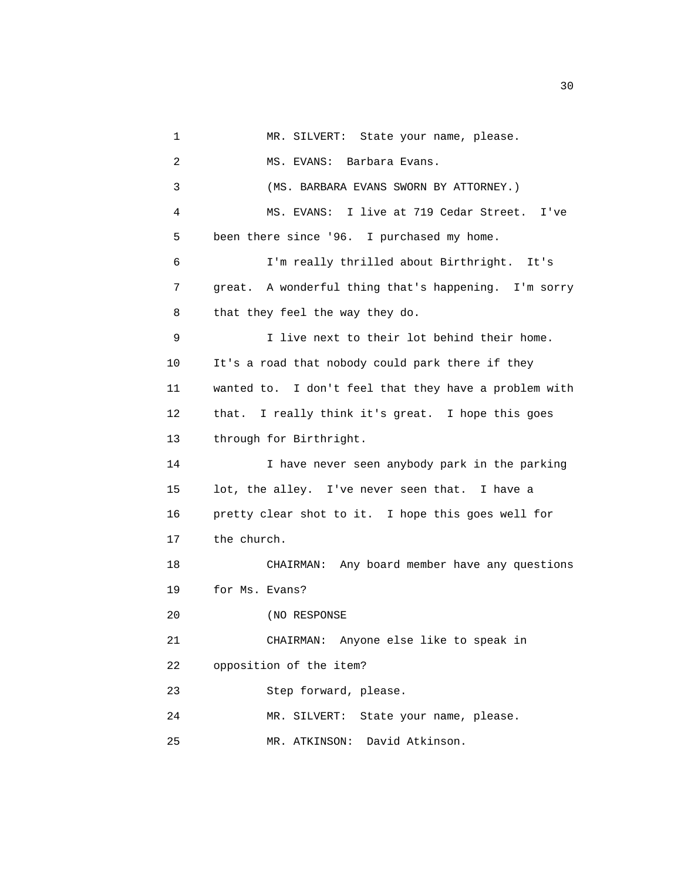1 MR. SILVERT: State your name, please.

2 MS. EVANS: Barbara Evans.

3 (MS. BARBARA EVANS SWORN BY ATTORNEY.)

4 MS. EVANS: I live at 719 Cedar Street. I've

5 been there since '96. I purchased my home.

6 I'm really thrilled about Birthright. It's

7 great. A wonderful thing that's happening. I'm sorry

8 that they feel the way they do.

9 I live next to their lot behind their home.

10 It's a road that nobody could park there if they

11 wanted to. I don't feel that they have a problem with

12 that. I really think it's great. I hope this goes

13 through for Birthright.

14 I have never seen anybody park in the parking

15 lot, the alley. I've never seen that. I have a

16 pretty clear shot to it. I hope this goes well for

17 the church.

18 CHAIRMAN: Any board member have any questions

19 for Ms. Evans?

20 (NO RESPONSE

21 CHAIRMAN: Anyone else like to speak in

22 opposition of the item?

23 Step forward, please.

24 MR. SILVERT: State your name, please.

25 MR. ATKINSON: David Atkinson.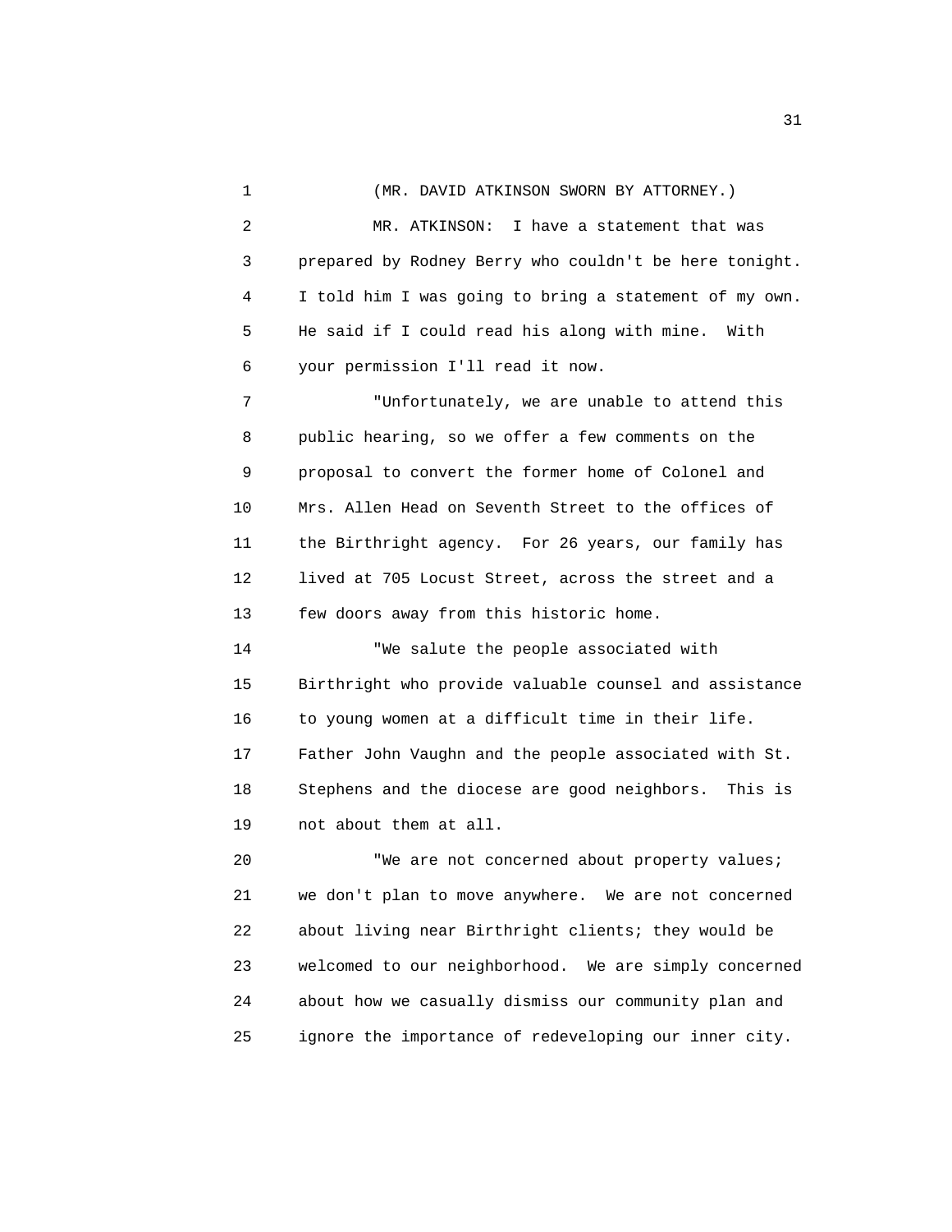(MR. DAVID ATKINSON SWORN BY ATTORNEY.)

MR. ATKINSON: I have a statement that was prepared by Rodney Berry who couldn't be here tonight. I told him I was going to bring a statement of my own. He said if I could read his along with mine. With your permission I'll read it now.

"Unfortunately, we are unable to attend this public hearing, so we offer a few comments on the proposal to convert the former home of Colonel and Mrs. Allen Head on Seventh Street to the offices of the Birthright agency. For 26 years, our family has lived at 705 Locust Street, across the street and a few doors away from this historic home.

"We salute the people associated with Birthright who provide valuable counsel and assistance to young women at a difficult time in their life. Father John Vaughn and the people associated with St. Stephens and the diocese are good neighbors. This is not about them at all.

"We are not concerned about property values; we don't plan to move anywhere. We are not concerned about living near Birthright clients; they would be welcomed to our neighborhood. We are simply concerned about how we casually dismiss our community plan and ignore the importance of redeveloping our inner city.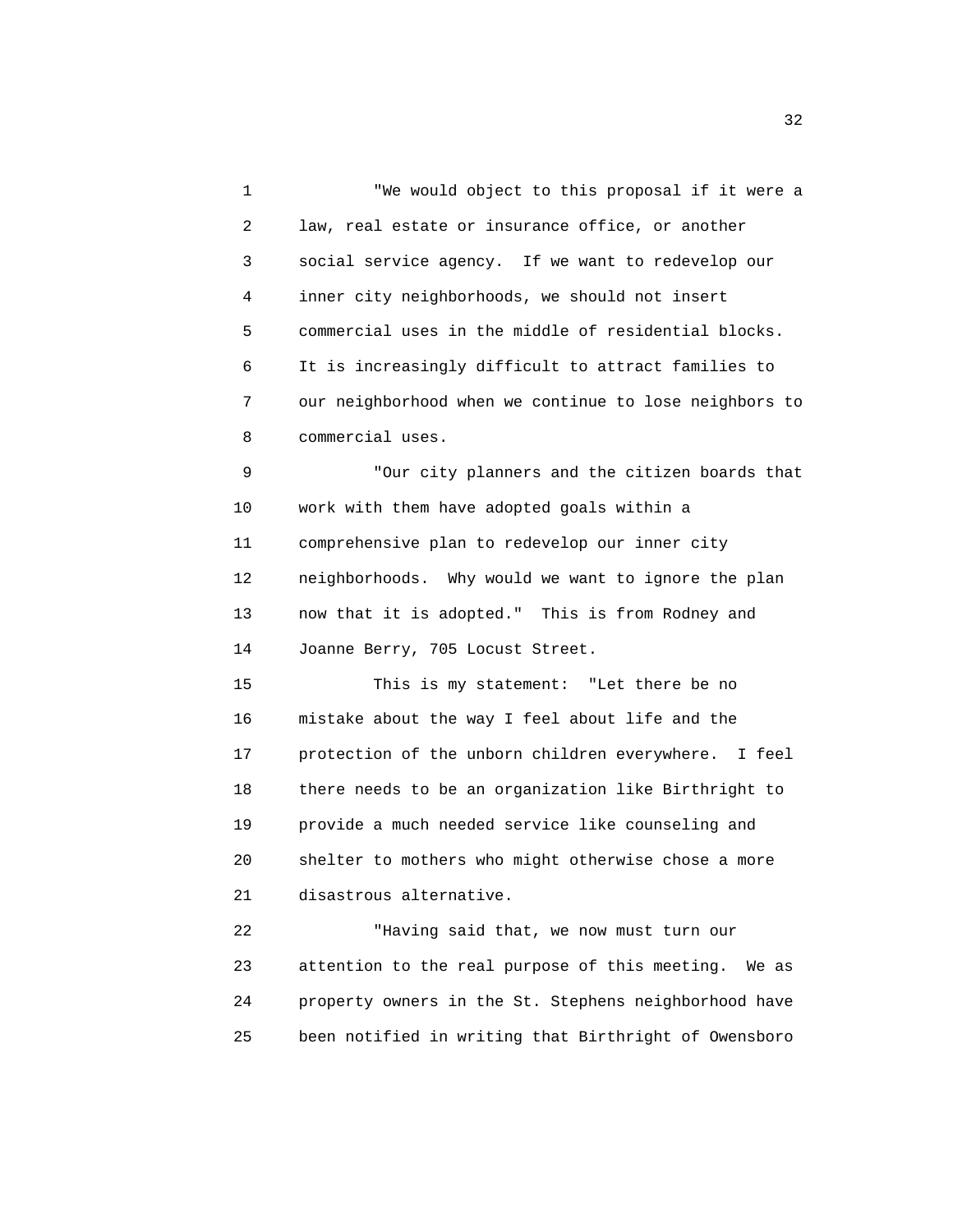"We would object to this proposal if it were a law, real estate or insurance office, or another social service agency. If we want to redevelop our inner city neighborhoods, we should not insert commercial uses in the middle of residential blocks. It is increasingly difficult to attract families to our neighborhood when we continue to lose neighbors to commercial uses.

"Our city planners and the citizen boards that work with them have adopted goals within a comprehensive plan to redevelop our inner city neighborhoods. Why would we want to ignore the plan now that it is adopted." This is from Rodney and Joanne Berry, 705 Locust Street.

This is my statement: "Let there be no mistake about the way I feel about life and the protection of the unborn children everywhere. I feel there needs to be an organization like Birthright to provide a much needed service like counseling and shelter to mothers who might otherwise chose a more disastrous alternative.

"Having said that, we now must turn our attention to the real purpose of this meeting. We as property owners in the St. Stephens neighborhood have been notified in writing that Birthright of Owensboro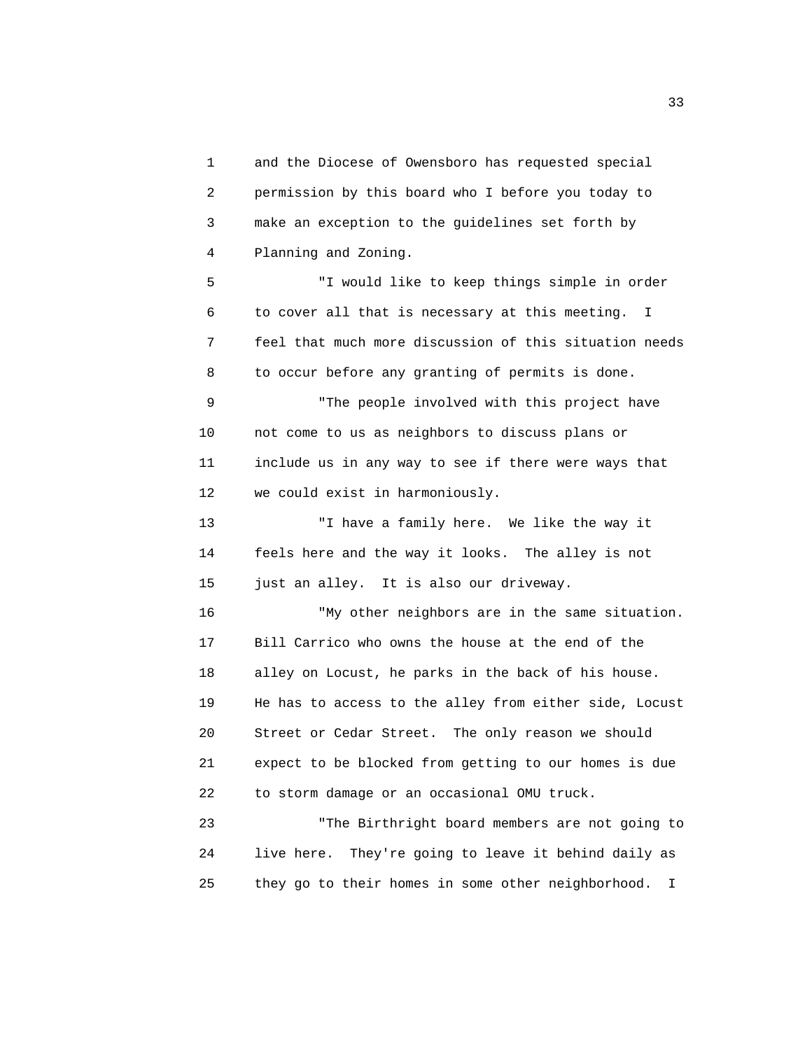and the Diocese of Owensboro has requested special permission by this board who I before you today to make an exception to the guidelines set forth by Planning and Zoning.

"I would like to keep things simple in order to cover all that is necessary at this meeting. I feel that much more discussion of this situation needs to occur before any granting of permits is done.

"The people involved with this project have not come to us as neighbors to discuss plans or include us in any way to see if there were ways that we could exist in harmoniously.

"I have a family here. We like the way it feels here and the way it looks. The alley is not just an alley. It is also our driveway.

"My other neighbors are in the same situation. Bill Carrico who owns the house at the end of the alley on Locust, he parks in the back of his house. He has to access to the alley from either side, Locust Street or Cedar Street. The only reason we should expect to be blocked from getting to our homes is due to storm damage or an occasional OMU truck.

"The Birthright board members are not going to live here. They're going to leave it behind daily as they go to their homes in some other neighborhood. I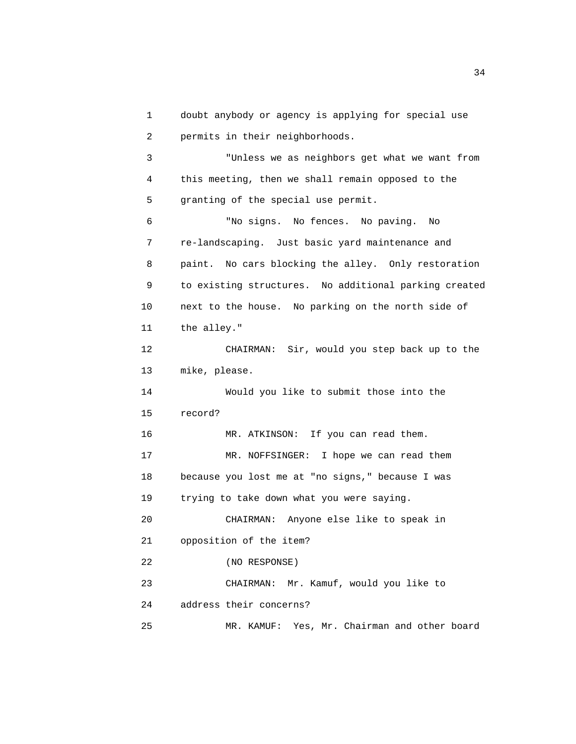doubt anybody or agency is applying for special use permits in their neighborhoods.

"Unless we as neighbors get what we want from this meeting, then we shall remain opposed to the granting of the special use permit.

"No signs. No fences. No paving. No re-landscaping. Just basic yard maintenance and paint. No cars blocking the alley. Only restoration to existing structures. No additional parking created next to the house. No parking on the north side of the alley."

CHAIRMAN: Sir, would you step back up to the mike, please.

Would you like to submit those into the record?

MR. ATKINSON: If you can read them.

MR. NOFFSINGER: I hope we can read them because you lost me at "no signs," because I was trying to take down what you were saying.

CHAIRMAN: Anyone else like to speak in opposition of the item?

(NO RESPONSE)

CHAIRMAN: Mr. Kamuf, would you like to address their concerns?

MR. KAMUF: Yes, Mr. Chairman and other board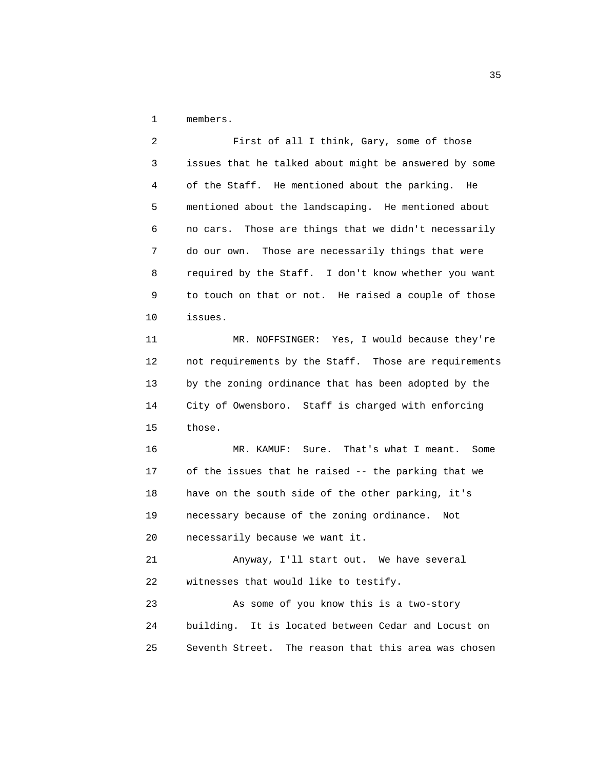members.

First of all I think, Gary, some of those issues that he talked about might be answered by some of the Staff. He mentioned about the parking. He mentioned about the landscaping. He mentioned about no cars. Those are things that we didn't necessarily do our own. Those are necessarily things that were required by the Staff. I don't know whether you want to touch on that or not. He raised a couple of those issues.

MR. NOFFSINGER: Yes, I would because they're not requirements by the Staff. Those are requirements by the zoning ordinance that has been adopted by the City of Owensboro. Staff is charged with enforcing those.

MR. KAMUF: Sure. That's what I meant. Some of the issues that he raised -- the parking that we have on the south side of the other parking, it's necessary because of the zoning ordinance. Not necessarily because we want it.

Anyway, I'll start out. We have several witnesses that would like to testify.

As some of you know this is a two-story building. It is located between Cedar and Locust on Seventh Street. The reason that this area was chosen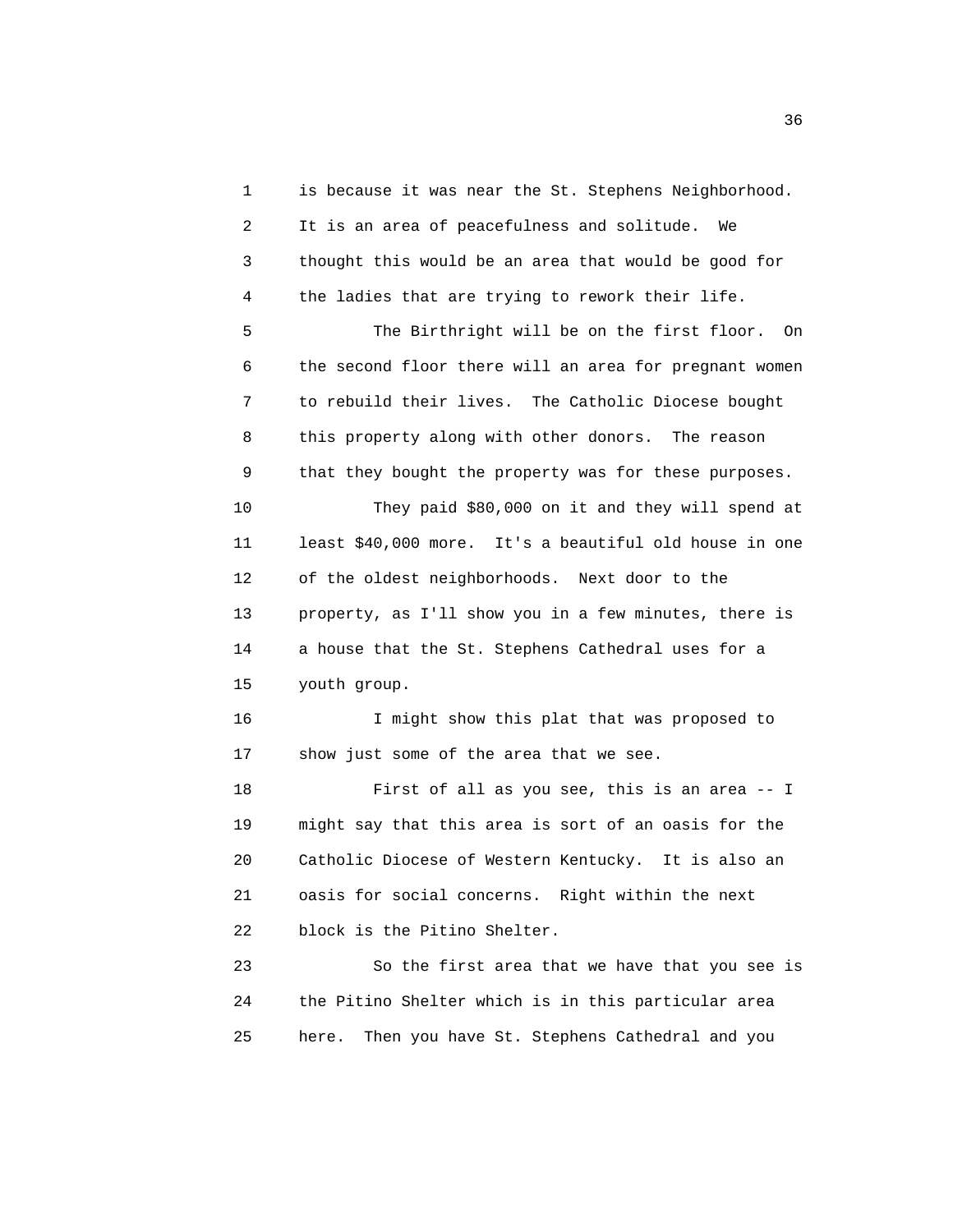is because it was near the St. Stephens Neighborhood. It is an area of peacefulness and solitude. We thought this would be an area that would be good for the ladies that are trying to rework their life.

The Birthright will be on the first floor. On the second floor there will an area for pregnant women to rebuild their lives. The Catholic Diocese bought this property along with other donors. The reason that they bought the property was for these purposes.

They paid $80,000 on it and they will spend at least $40,000 more. It's a beautiful old house in one of the oldest neighborhoods. Next door to the property, as I'll show you in a few minutes, there is a house that the St. Stephens Cathedral uses for a youth group.

I might show this plat that was proposed to show just some of the area that we see.

First of all as you see, this is an area -- I might say that this area is sort of an oasis for the Catholic Diocese of Western Kentucky. It is also an oasis for social concerns. Right within the next block is the Pitino Shelter.

So the first area that we have that you see is the Pitino Shelter which is in this particular area here. Then you have St. Stephens Cathedral and you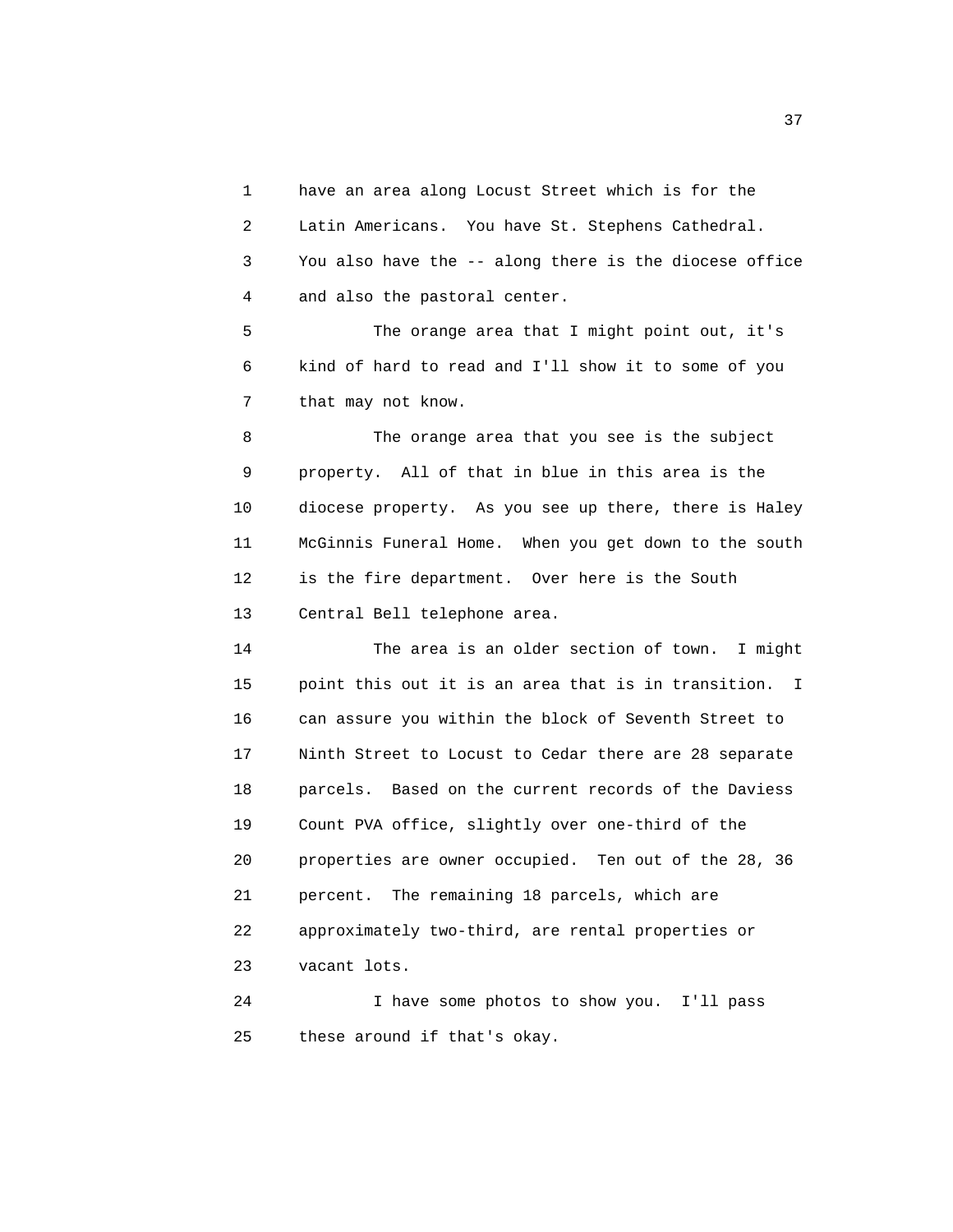have an area along Locust Street which is for the Latin Americans. You have St. Stephens Cathedral. You also have the -- along there is the diocese office and also the pastoral center.

The orange area that I might point out, it's kind of hard to read and I'll show it to some of you that may not know.

The orange area that you see is the subject property. All of that in blue in this area is the diocese property. As you see up there, there is Haley McGinnis Funeral Home. When you get down to the south is the fire department. Over here is the South Central Bell telephone area.

The area is an older section of town. I might point this out it is an area that is in transition. I can assure you within the block of Seventh Street to Ninth Street to Locust to Cedar there are 28 separate parcels. Based on the current records of the Daviess Count PVA office, slightly over one-third of the properties are owner occupied. Ten out of the 28, 36 percent. The remaining 18 parcels, which are approximately two-third, are rental properties or vacant lots.

I have some photos to show you. I'll pass these around if that's okay.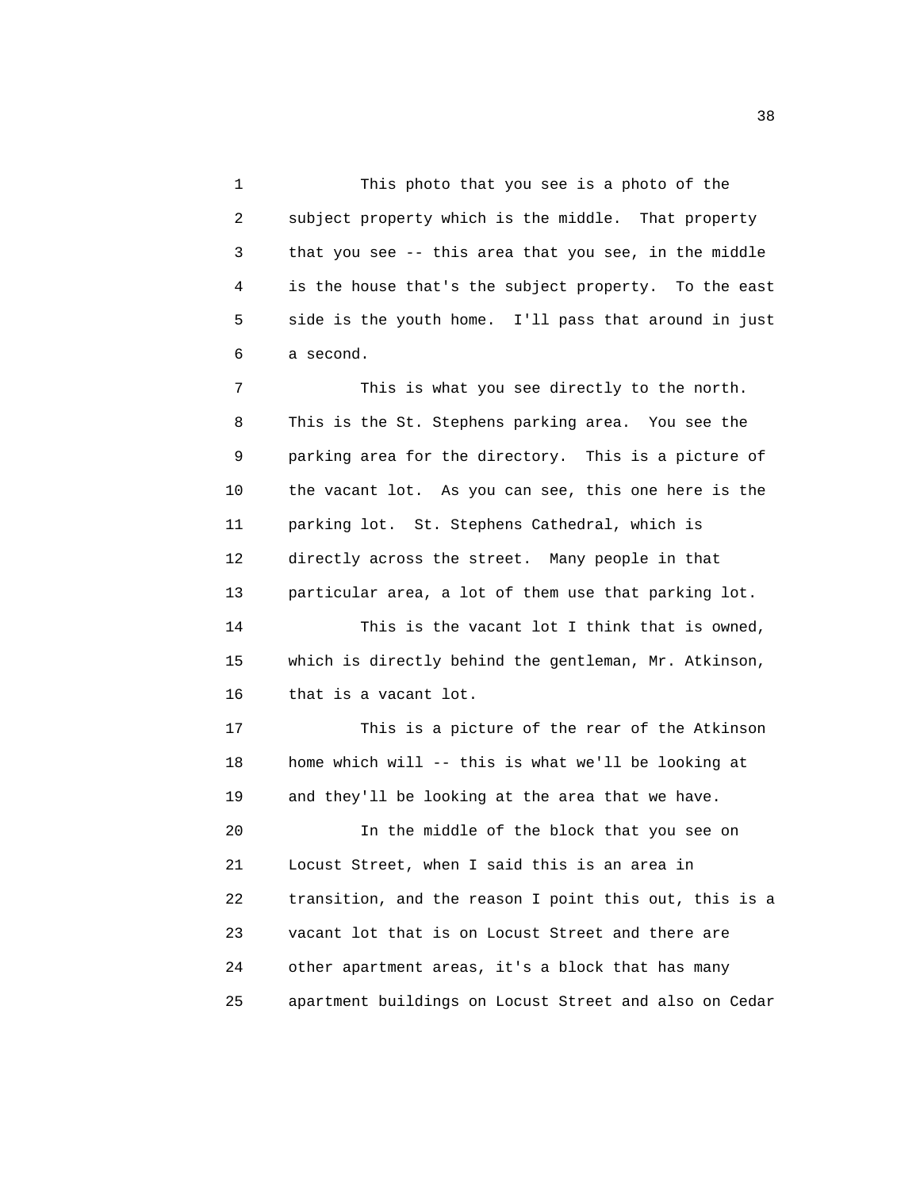This photo that you see is a photo of the subject property which is the middle. That property that you see -- this area that you see, in the middle is the house that's the subject property. To the east side is the youth home. I'll pass that around in just a second.

This is what you see directly to the north. This is the St. Stephens parking area. You see the parking area for the directory. This is a picture of the vacant lot. As you can see, this one here is the parking lot. St. Stephens Cathedral, which is directly across the street. Many people in that particular area, a lot of them use that parking lot.

This is the vacant lot I think that is owned, which is directly behind the gentleman, Mr. Atkinson, that is a vacant lot.

This is a picture of the rear of the Atkinson home which will -- this is what we'll be looking at and they'll be looking at the area that we have.

In the middle of the block that you see on Locust Street, when I said this is an area in transition, and the reason I point this out, this is a vacant lot that is on Locust Street and there are other apartment areas, it's a block that has many apartment buildings on Locust Street and also on Cedar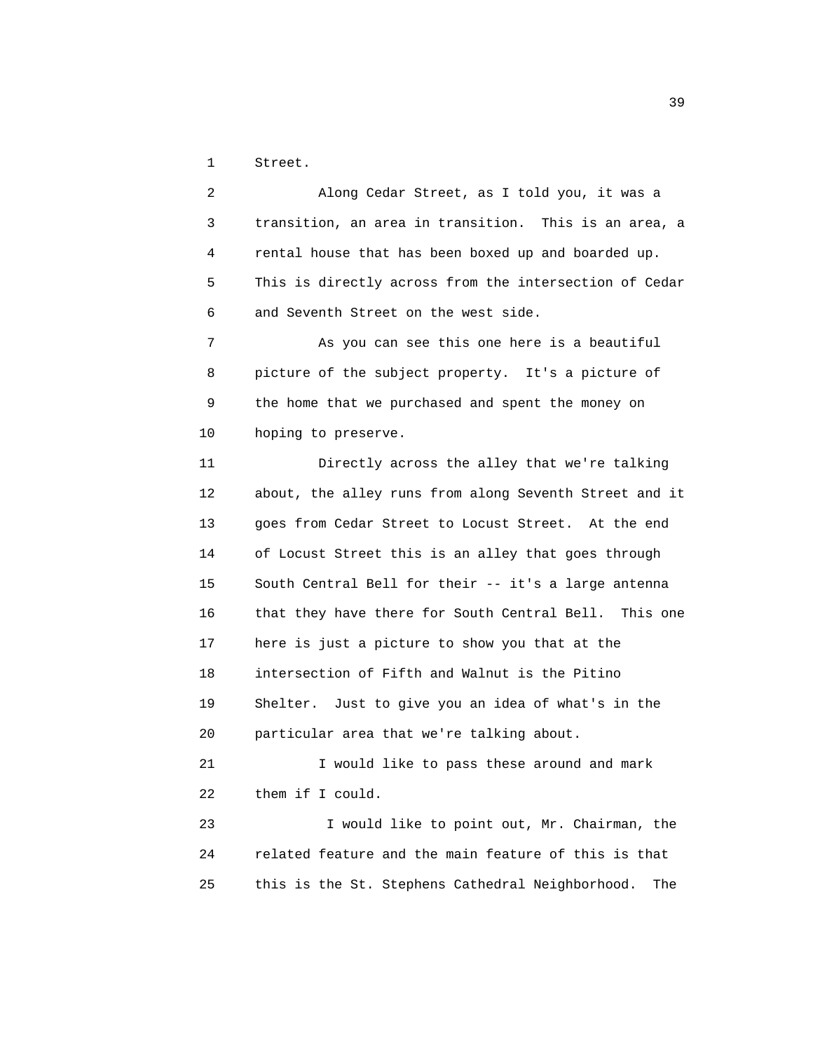Street.

Along Cedar Street, as I told you, it was a transition, an area in transition. This is an area, a rental house that has been boxed up and boarded up. This is directly across from the intersection of Cedar and Seventh Street on the west side.

As you can see this one here is a beautiful picture of the subject property. It's a picture of the home that we purchased and spent the money on hoping to preserve.

Directly across the alley that we're talking about, the alley runs from along Seventh Street and it goes from Cedar Street to Locust Street. At the end of Locust Street this is an alley that goes through South Central Bell for their -- it's a large antenna that they have there for South Central Bell. This one here is just a picture to show you that at the intersection of Fifth and Walnut is the Pitino Shelter. Just to give you an idea of what's in the particular area that we're talking about.

I would like to pass these around and mark them if I could.

I would like to point out, Mr. Chairman, the related feature and the main feature of this is that this is the St. Stephens Cathedral Neighborhood. The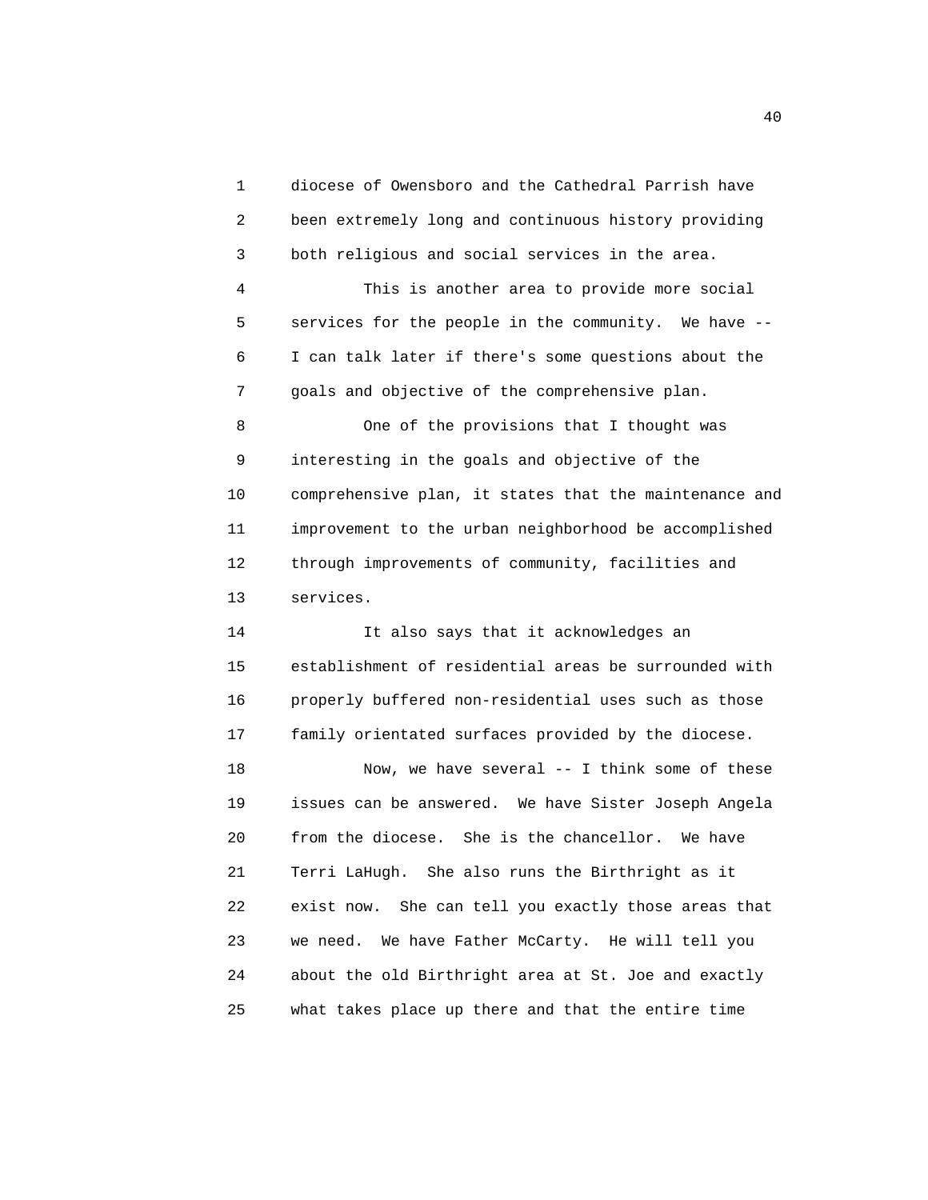diocese of Owensboro and the Cathedral Parrish have been extremely long and continuous history providing both religious and social services in the area.

This is another area to provide more social services for the people in the community. We have -- I can talk later if there's some questions about the goals and objective of the comprehensive plan.

One of the provisions that I thought was interesting in the goals and objective of the comprehensive plan, it states that the maintenance and improvement to the urban neighborhood be accomplished through improvements of community, facilities and services.

It also says that it acknowledges an establishment of residential areas be surrounded with properly buffered non-residential uses such as those family orientated surfaces provided by the diocese.

Now, we have several -- I think some of these issues can be answered. We have Sister Joseph Angela from the diocese. She is the chancellor. We have Terri LaHugh. She also runs the Birthright as it exist now. She can tell you exactly those areas that we need. We have Father McCarty. He will tell you about the old Birthright area at St. Joe and exactly what takes place up there and that the entire time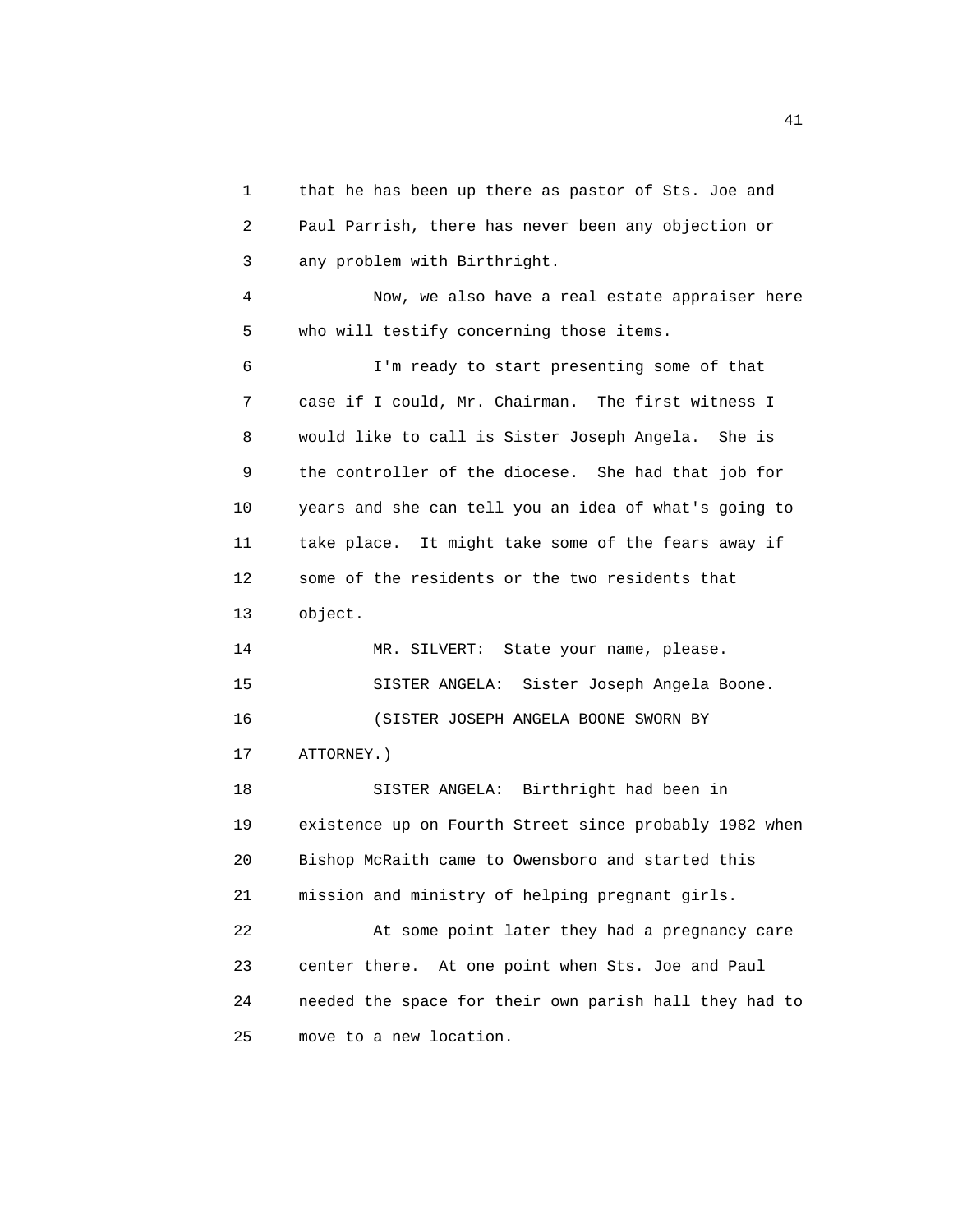that he has been up there as pastor of Sts. Joe and Paul Parrish, there has never been any objection or any problem with Birthright.

Now, we also have a real estate appraiser here who will testify concerning those items.

I'm ready to start presenting some of that case if I could, Mr. Chairman. The first witness I would like to call is Sister Joseph Angela. She is the controller of the diocese. She had that job for years and she can tell you an idea of what's going to take place. It might take some of the fears away if some of the residents or the two residents that object.

MR. SILVERT: State your name, please.

SISTER ANGELA: Sister Joseph Angela Boone.

(SISTER JOSEPH ANGELA BOONE SWORN BY ATTORNEY.)

SISTER ANGELA: Birthright had been in existence up on Fourth Street since probably 1982 when Bishop McRaith came to Owensboro and started this mission and ministry of helping pregnant girls.

At some point later they had a pregnancy care center there. At one point when Sts. Joe and Paul needed the space for their own parish hall they had to move to a new location.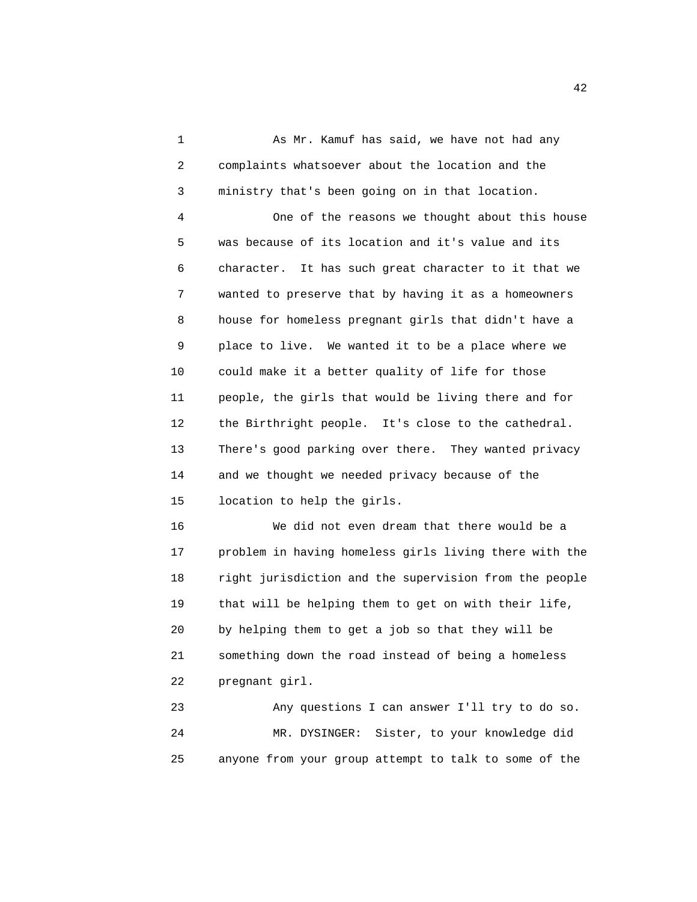1 As Mr. Kamuf has said, we have not had any
2 complaints whatsoever about the location and the
3 ministry that's been going on in that location.
4 One of the reasons we thought about this house
5 was because of its location and it's value and its
6 character. It has such great character to it that we
7 wanted to preserve that by having it as a homeowners
8 house for homeless pregnant girls that didn't have a
9 place to live. We wanted it to be a place where we
10 could make it a better quality of life for those
11 people, the girls that would be living there and for
12 the Birthright people. It's close to the cathedral.
13 There's good parking over there. They wanted privacy
14 and we thought we needed privacy because of the
15 location to help the girls.
16 We did not even dream that there would be a
17 problem in having homeless girls living there with the
18 right jurisdiction and the supervision from the people
19 that will be helping them to get on with their life,
20 by helping them to get a job so that they will be
21 something down the road instead of being a homeless
22 pregnant girl.
23 Any questions I can answer I'll try to do so.
24 MR. DYSINGER: Sister, to your knowledge did
25 anyone from your group attempt to talk to some of the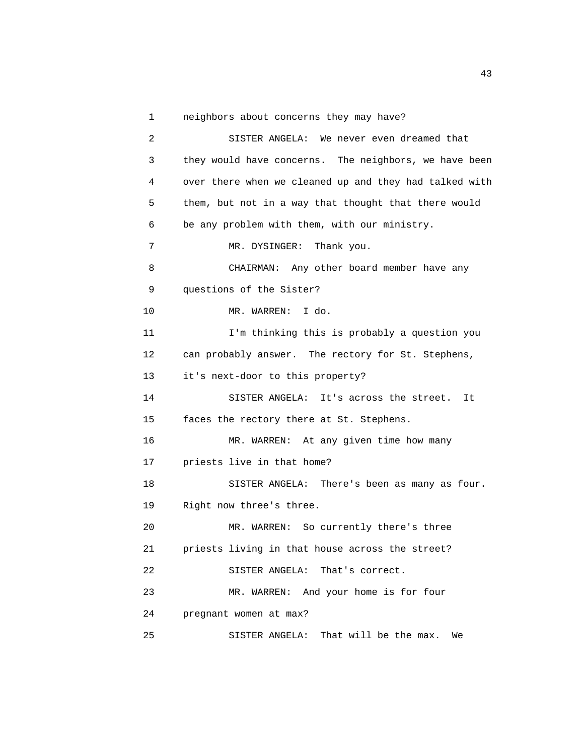neighbors about concerns they may have?

SISTER ANGELA: We never even dreamed that they would have concerns. The neighbors, we have been over there when we cleaned up and they had talked with them, but not in a way that thought that there would be any problem with them, with our ministry.

MR. DYSINGER: Thank you.

CHAIRMAN: Any other board member have any questions of the Sister?

MR. WARREN: I do.

I'm thinking this is probably a question you can probably answer. The rectory for St. Stephens, it's next-door to this property?

SISTER ANGELA: It's across the street. It faces the rectory there at St. Stephens.

MR. WARREN: At any given time how many priests live in that home?

SISTER ANGELA: There's been as many as four. Right now three's three.

MR. WARREN: So currently there's three priests living in that house across the street?

SISTER ANGELA: That's correct.

MR. WARREN: And your home is for four pregnant women at max?

SISTER ANGELA: That will be the max. We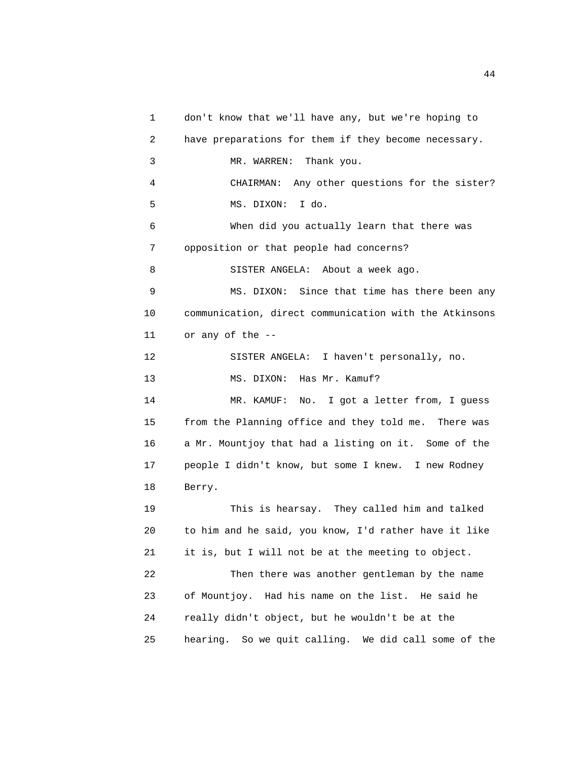don't know that we'll have any, but we're hoping to have preparations for them if they become necessary.

MR. WARREN: Thank you.

CHAIRMAN: Any other questions for the sister?

MS. DIXON: I do.

When did you actually learn that there was opposition or that people had concerns?

SISTER ANGELA: About a week ago.

MS. DIXON: Since that time has there been any communication, direct communication with the Atkinsons or any of the --

SISTER ANGELA: I haven't personally, no.

MS. DIXON: Has Mr. Kamuf?

MR. KAMUF: No. I got a letter from, I guess from the Planning office and they told me. There was a Mr. Mountjoy that had a listing on it. Some of the people I didn't know, but some I knew. I new Rodney Berry.

This is hearsay. They called him and talked to him and he said, you know, I'd rather have it like it is, but I will not be at the meeting to object.

Then there was another gentleman by the name of Mountjoy. Had his name on the list. He said he really didn't object, but he wouldn't be at the hearing. So we quit calling. We did call some of the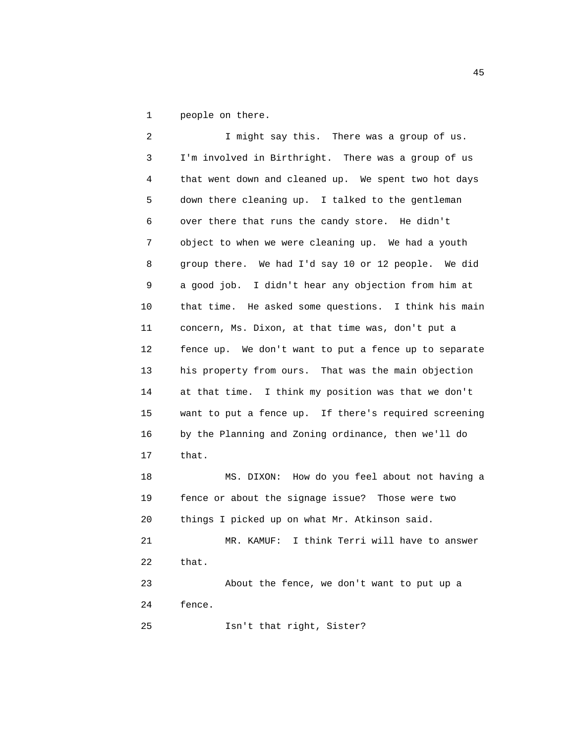people on there.

I might say this. There was a group of us. I'm involved in Birthright. There was a group of us that went down and cleaned up. We spent two hot days down there cleaning up. I talked to the gentleman over there that runs the candy store. He didn't object to when we were cleaning up. We had a youth group there. We had I'd say 10 or 12 people. We did a good job. I didn't hear any objection from him at that time. He asked some questions. I think his main concern, Ms. Dixon, at that time was, don't put a fence up. We don't want to put a fence up to separate his property from ours. That was the main objection at that time. I think my position was that we don't want to put a fence up. If there's required screening by the Planning and Zoning ordinance, then we'll do that.

MS. DIXON: How do you feel about not having a fence or about the signage issue? Those were two things I picked up on what Mr. Atkinson said.

MR. KAMUF: I think Terri will have to answer that.

About the fence, we don't want to put up a fence.

Isn't that right, Sister?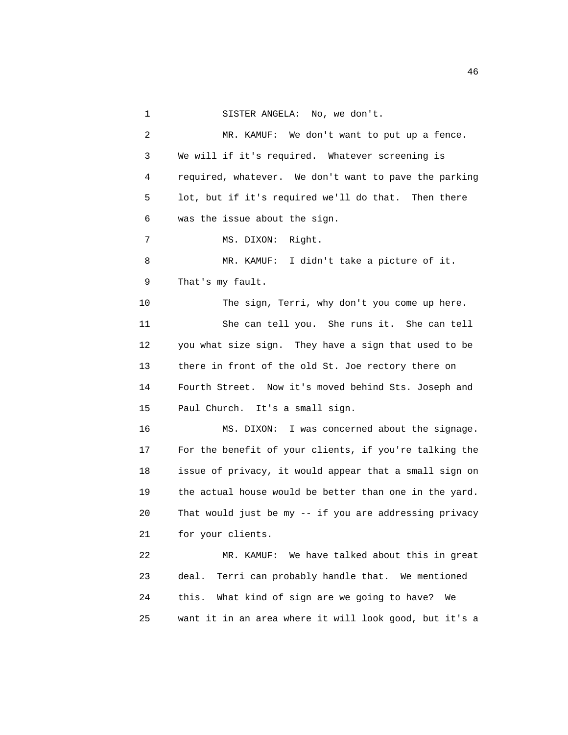SISTER ANGELA: No, we don't.

MR. KAMUF: We don't want to put up a fence. We will if it's required. Whatever screening is required, whatever. We don't want to pave the parking lot, but if it's required we'll do that. Then there was the issue about the sign.

MS. DIXON: Right.

MR. KAMUF: I didn't take a picture of it. That's my fault.

The sign, Terri, why don't you come up here.

She can tell you. She runs it. She can tell you what size sign. They have a sign that used to be there in front of the old St. Joe rectory there on Fourth Street. Now it's moved behind Sts. Joseph and Paul Church. It's a small sign.

MS. DIXON: I was concerned about the signage. For the benefit of your clients, if you're talking the issue of privacy, it would appear that a small sign on the actual house would be better than one in the yard. That would just be my -- if you are addressing privacy for your clients.

MR. KAMUF: We have talked about this in great deal. Terri can probably handle that. We mentioned this. What kind of sign are we going to have? We want it in an area where it will look good, but it's a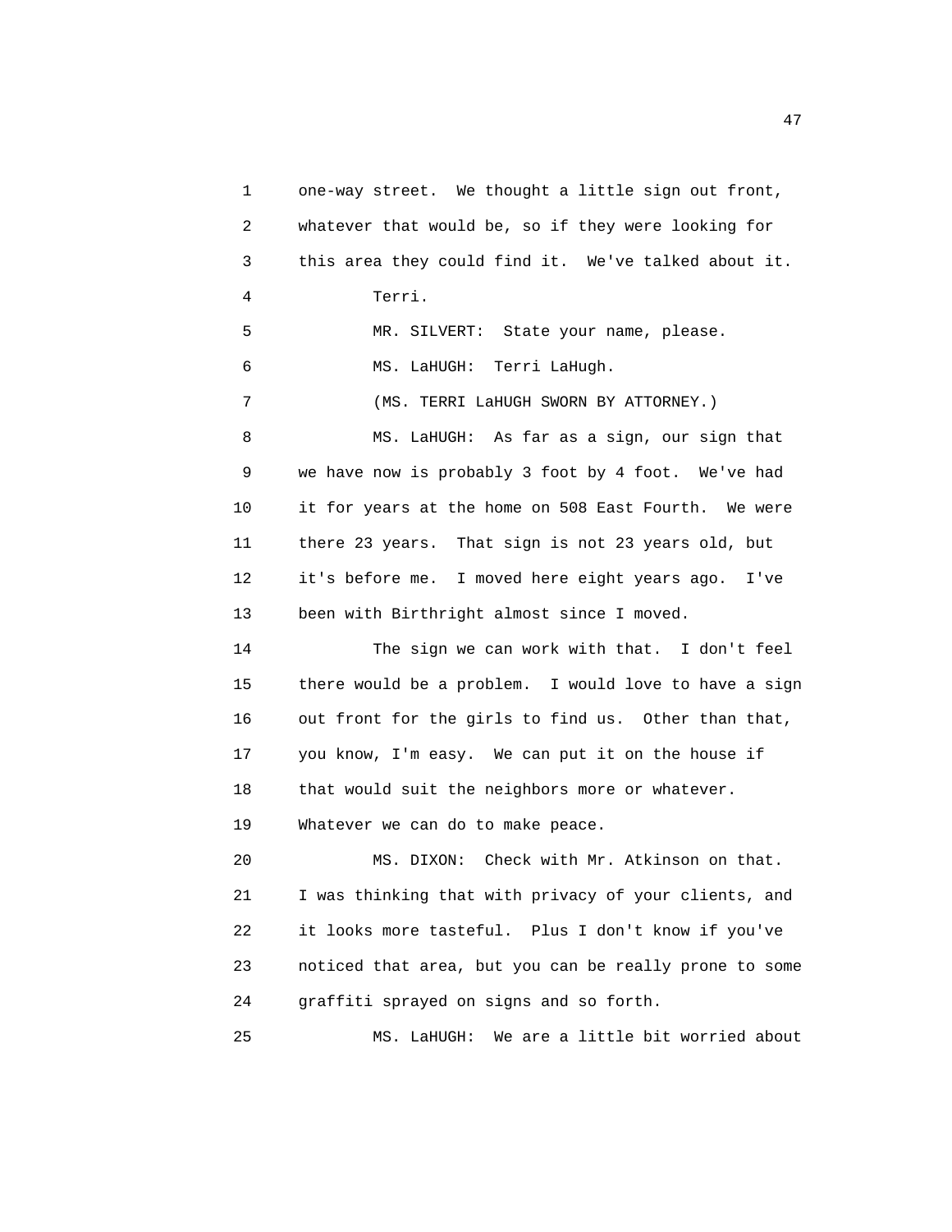one-way street. We thought a little sign out front, whatever that would be, so if they were looking for this area they could find it. We've talked about it.

Terri.

MR. SILVERT: State your name, please.

MS. LaHUGH: Terri LaHugh.

(MS. TERRI LaHUGH SWORN BY ATTORNEY.)

MS. LaHUGH: As far as a sign, our sign that we have now is probably 3 foot by 4 foot. We've had it for years at the home on 508 East Fourth. We were there 23 years. That sign is not 23 years old, but it's before me. I moved here eight years ago. I've been with Birthright almost since I moved.

The sign we can work with that. I don't feel there would be a problem. I would love to have a sign out front for the girls to find us. Other than that, you know, I'm easy. We can put it on the house if that would suit the neighbors more or whatever. Whatever we can do to make peace.

MS. DIXON: Check with Mr. Atkinson on that. I was thinking that with privacy of your clients, and it looks more tasteful. Plus I don't know if you've noticed that area, but you can be really prone to some graffiti sprayed on signs and so forth.

MS. LaHUGH: We are a little bit worried about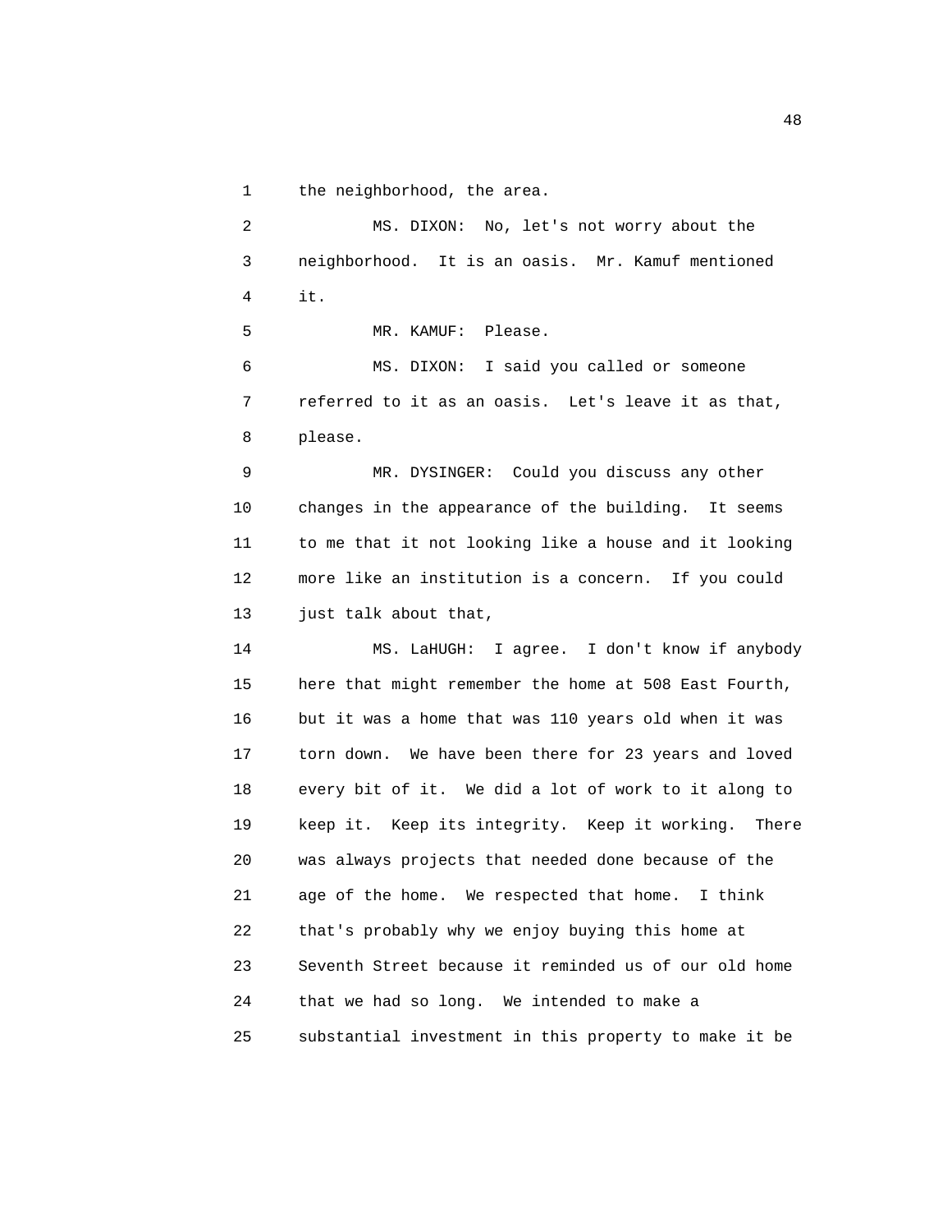1 the neighborhood, the area.

2 MS. DIXON: No, let's not worry about the

3 neighborhood. It is an oasis. Mr. Kamuf mentioned

4 it.

5 MR. KAMUF: Please.

6 MS. DIXON: I said you called or someone

7 referred to it as an oasis. Let's leave it as that,

8 please.

9 MR. DYSINGER: Could you discuss any other

10 changes in the appearance of the building. It seems

11 to me that it not looking like a house and it looking

12 more like an institution is a concern. If you could

13 just talk about that,

14 MS. LaHUGH: I agree. I don't know if anybody

15 here that might remember the home at 508 East Fourth,

16 but it was a home that was 110 years old when it was

17 torn down. We have been there for 23 years and loved

18 every bit of it. We did a lot of work to it along to

19 keep it. Keep its integrity. Keep it working. There

20 was always projects that needed done because of the

21 age of the home. We respected that home. I think

22 that's probably why we enjoy buying this home at

23 Seventh Street because it reminded us of our old home

24 that we had so long. We intended to make a

25 substantial investment in this property to make it be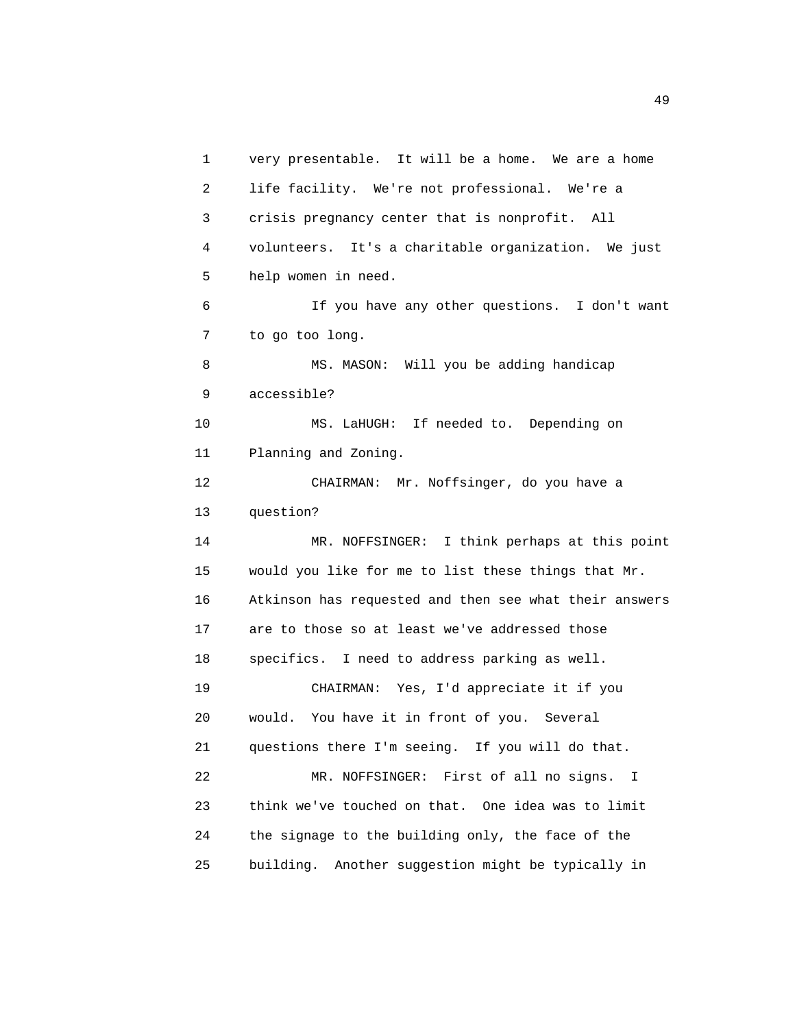very presentable. It will be a home. We are a home life facility. We're not professional. We're a crisis pregnancy center that is nonprofit. All volunteers. It's a charitable organization. We just help women in need.

If you have any other questions. I don't want to go too long.

MS. MASON: Will you be adding handicap accessible?

MS. LaHUGH: If needed to. Depending on Planning and Zoning.

CHAIRMAN: Mr. Noffsinger, do you have a question?

MR. NOFFSINGER: I think perhaps at this point would you like for me to list these things that Mr. Atkinson has requested and then see what their answers are to those so at least we've addressed those specifics. I need to address parking as well.

CHAIRMAN: Yes, I'd appreciate it if you would. You have it in front of you. Several questions there I'm seeing. If you will do that.

MR. NOFFSINGER: First of all no signs. I think we've touched on that. One idea was to limit the signage to the building only, the face of the building. Another suggestion might be typically in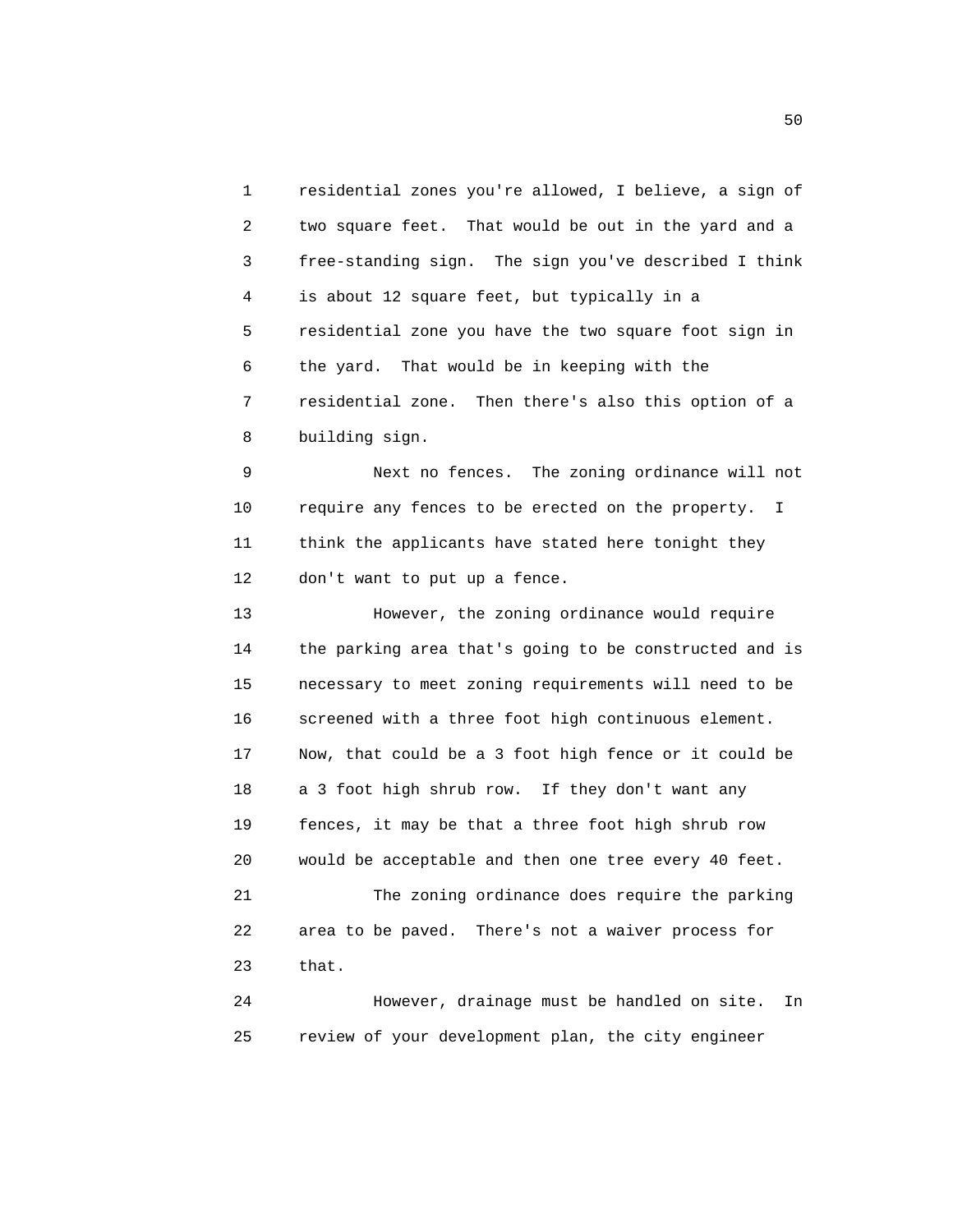residential zones you're allowed, I believe, a sign of two square feet. That would be out in the yard and a free-standing sign. The sign you've described I think is about 12 square feet, but typically in a residential zone you have the two square foot sign in the yard. That would be in keeping with the residential zone. Then there's also this option of a building sign.

Next no fences. The zoning ordinance will not require any fences to be erected on the property. I think the applicants have stated here tonight they don't want to put up a fence.

However, the zoning ordinance would require the parking area that's going to be constructed and is necessary to meet zoning requirements will need to be screened with a three foot high continuous element. Now, that could be a 3 foot high fence or it could be a 3 foot high shrub row. If they don't want any fences, it may be that a three foot high shrub row would be acceptable and then one tree every 40 feet.

The zoning ordinance does require the parking area to be paved. There's not a waiver process for that.

However, drainage must be handled on site. In review of your development plan, the city engineer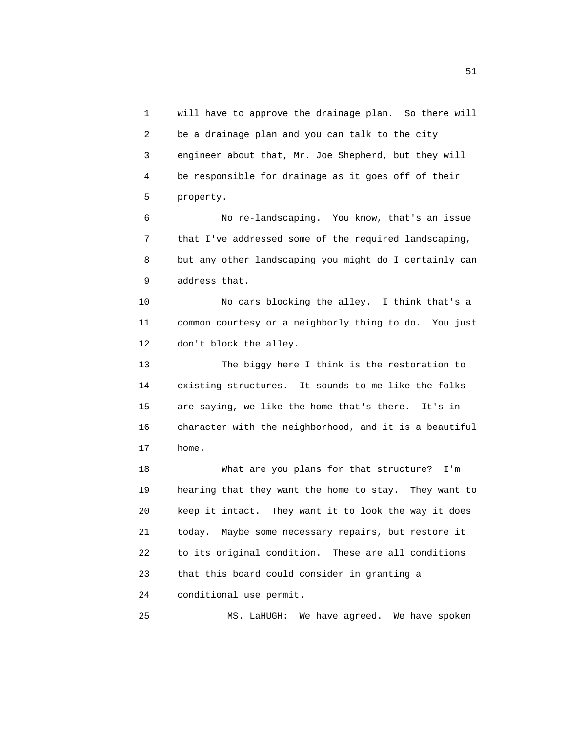will have to approve the drainage plan. So there will be a drainage plan and you can talk to the city engineer about that, Mr. Joe Shepherd, but they will be responsible for drainage as it goes off of their property.

No re-landscaping. You know, that's an issue that I've addressed some of the required landscaping, but any other landscaping you might do I certainly can address that.

No cars blocking the alley. I think that's a common courtesy or a neighborly thing to do. You just don't block the alley.

The biggy here I think is the restoration to existing structures. It sounds to me like the folks are saying, we like the home that's there. It's in character with the neighborhood, and it is a beautiful home.

What are you plans for that structure? I'm hearing that they want the home to stay. They want to keep it intact. They want it to look the way it does today. Maybe some necessary repairs, but restore it to its original condition. These are all conditions that this board could consider in granting a conditional use permit.

MS. LaHUGH: We have agreed. We have spoken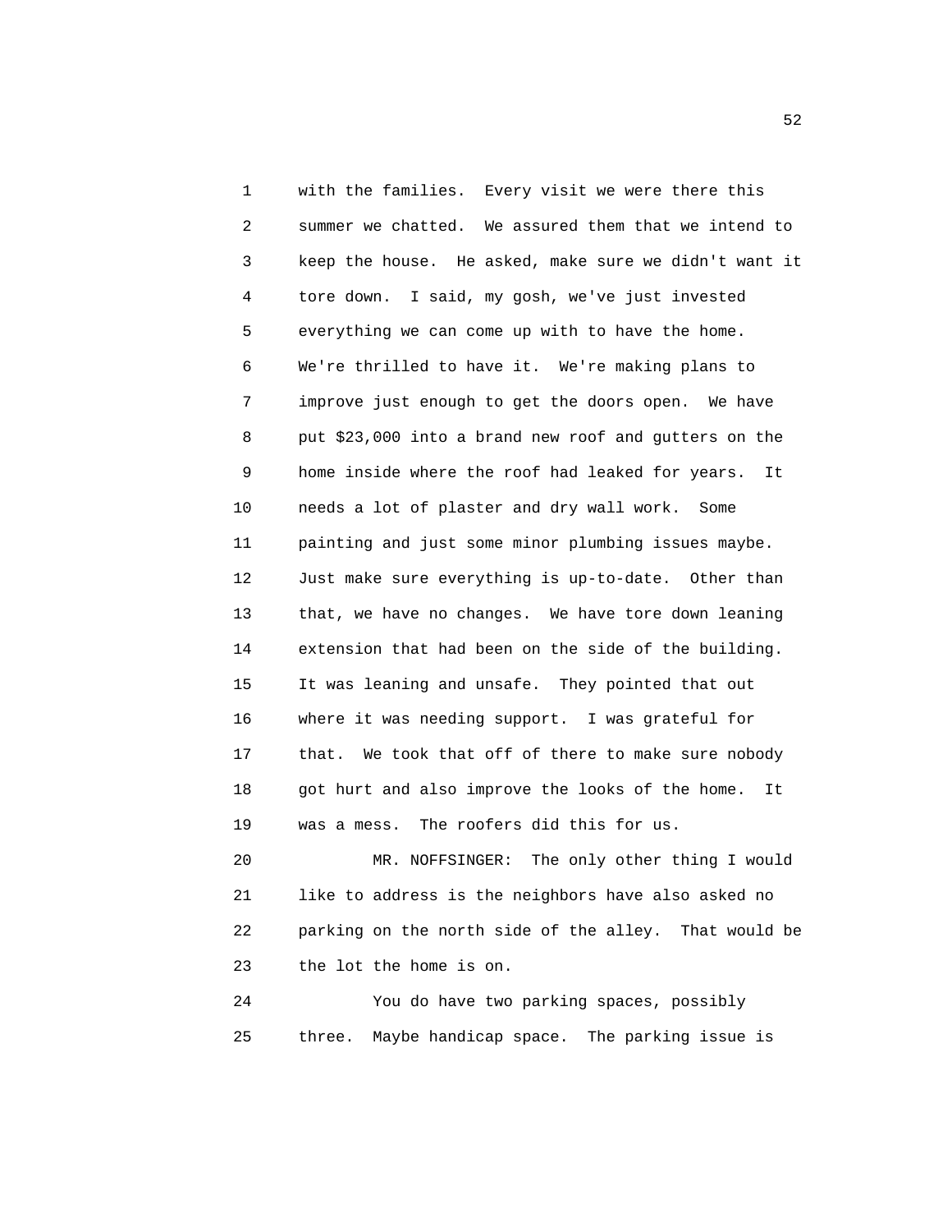with the families. Every visit we were there this summer we chatted. We assured them that we intend to keep the house. He asked, make sure we didn't want it tore down. I said, my gosh, we've just invested everything we can come up with to have the home. We're thrilled to have it. We're making plans to improve just enough to get the doors open. We have put $23,000 into a brand new roof and gutters on the home inside where the roof had leaked for years. It needs a lot of plaster and dry wall work. Some painting and just some minor plumbing issues maybe. Just make sure everything is up-to-date. Other than that, we have no changes. We have tore down leaning extension that had been on the side of the building. It was leaning and unsafe. They pointed that out where it was needing support. I was grateful for that. We took that off of there to make sure nobody got hurt and also improve the looks of the home. It was a mess. The roofers did this for us.

MR. NOFFSINGER: The only other thing I would like to address is the neighbors have also asked no parking on the north side of the alley. That would be the lot the home is on.

You do have two parking spaces, possibly three. Maybe handicap space. The parking issue is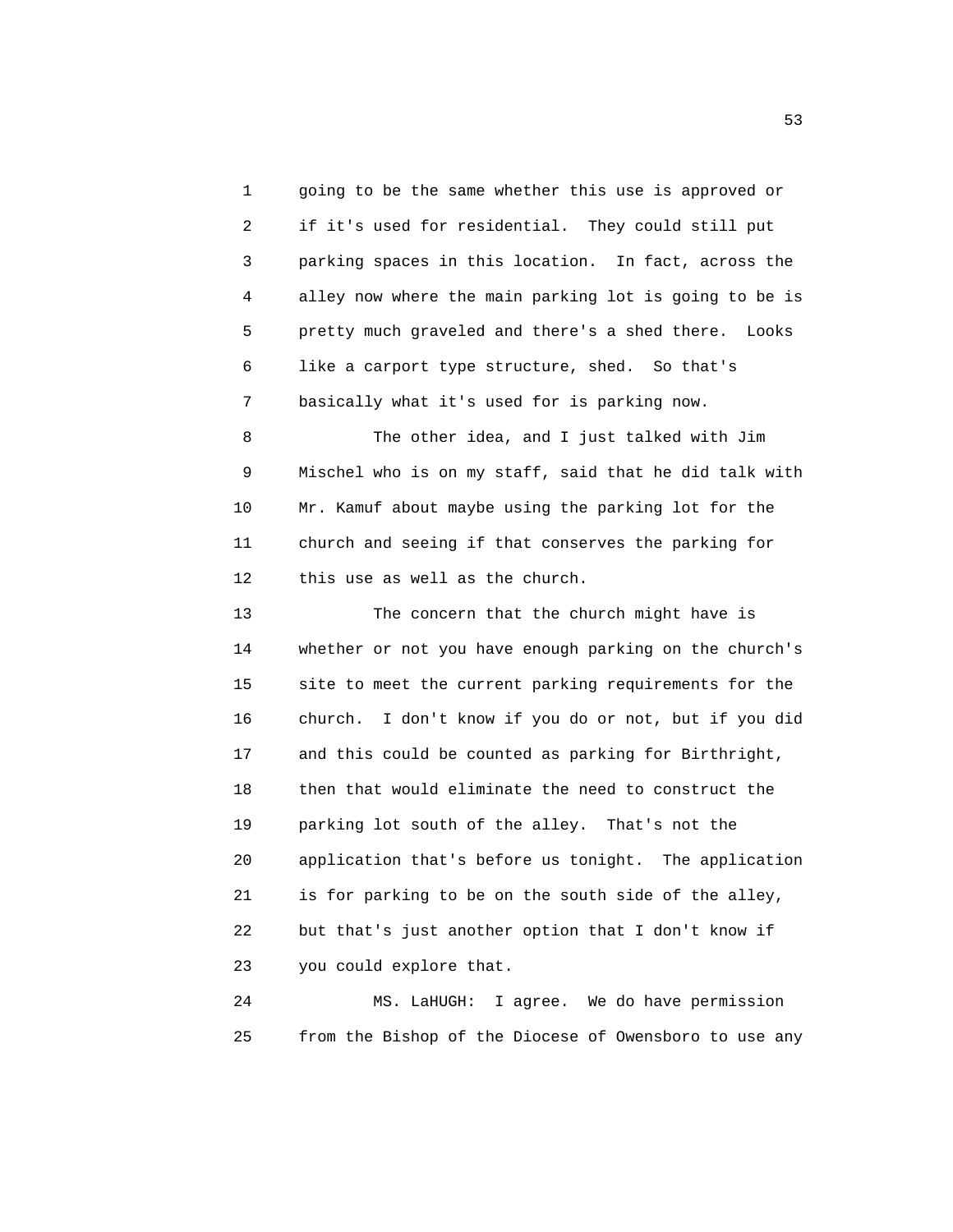going to be the same whether this use is approved or if it's used for residential. They could still put parking spaces in this location. In fact, across the alley now where the main parking lot is going to be is pretty much graveled and there's a shed there. Looks like a carport type structure, shed. So that's basically what it's used for is parking now.

The other idea, and I just talked with Jim Mischel who is on my staff, said that he did talk with Mr. Kamuf about maybe using the parking lot for the church and seeing if that conserves the parking for this use as well as the church.

The concern that the church might have is whether or not you have enough parking on the church's site to meet the current parking requirements for the church. I don't know if you do or not, but if you did and this could be counted as parking for Birthright, then that would eliminate the need to construct the parking lot south of the alley. That's not the application that's before us tonight. The application is for parking to be on the south side of the alley, but that's just another option that I don't know if you could explore that.

MS. LaHUGH: I agree. We do have permission from the Bishop of the Diocese of Owensboro to use any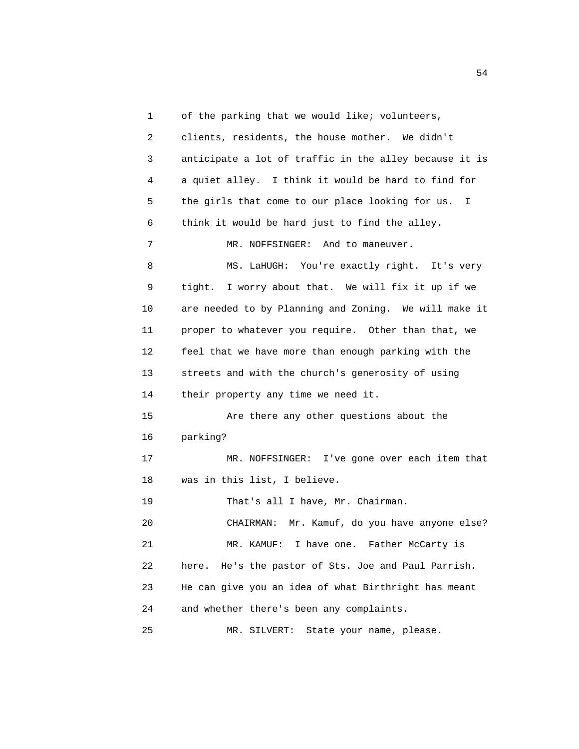of the parking that we would like; volunteers, clients, residents, the house mother. We didn't anticipate a lot of traffic in the alley because it is a quiet alley. I think it would be hard to find for the girls that come to our place looking for us. I think it would be hard just to find the alley.

MR. NOFFSINGER: And to maneuver.

MS. LaHUGH: You're exactly right. It's very tight. I worry about that. We will fix it up if we are needed to by Planning and Zoning. We will make it proper to whatever you require. Other than that, we feel that we have more than enough parking with the streets and with the church's generosity of using their property any time we need it.

Are there any other questions about the parking?

MR. NOFFSINGER: I've gone over each item that was in this list, I believe.

That's all I have, Mr. Chairman.

CHAIRMAN: Mr. Kamuf, do you have anyone else?

MR. KAMUF: I have one. Father McCarty is here. He's the pastor of Sts. Joe and Paul Parrish. He can give you an idea of what Birthright has meant and whether there's been any complaints.

MR. SILVERT: State your name, please.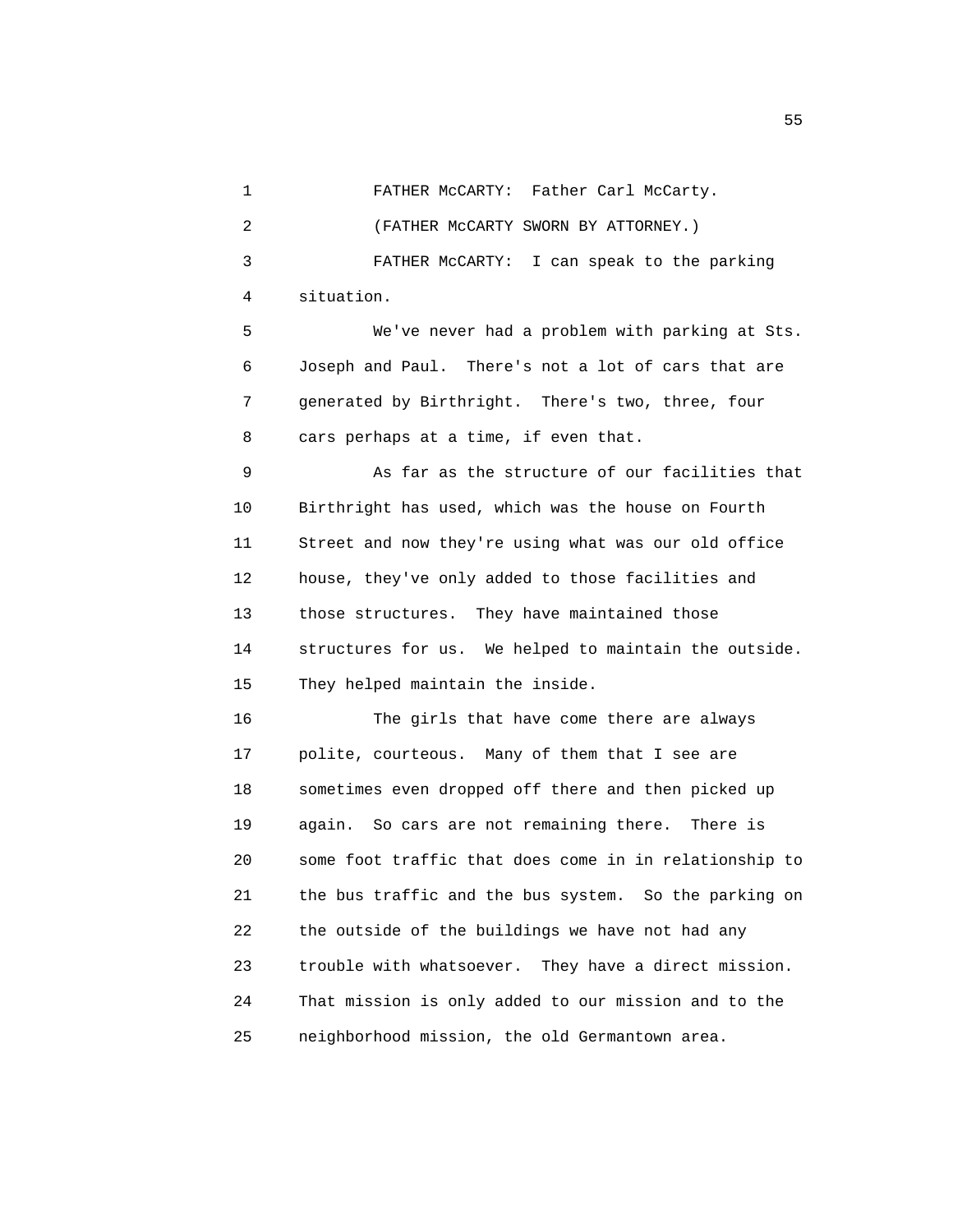FATHER McCARTY: Father Carl McCarty.

(FATHER McCARTY SWORN BY ATTORNEY.)

FATHER McCARTY: I can speak to the parking situation.

We've never had a problem with parking at Sts. Joseph and Paul. There's not a lot of cars that are generated by Birthright. There's two, three, four cars perhaps at a time, if even that.

As far as the structure of our facilities that Birthright has used, which was the house on Fourth Street and now they're using what was our old office house, they've only added to those facilities and those structures. They have maintained those structures for us. We helped to maintain the outside. They helped maintain the inside.

The girls that have come there are always polite, courteous. Many of them that I see are sometimes even dropped off there and then picked up again. So cars are not remaining there. There is some foot traffic that does come in in relationship to the bus traffic and the bus system. So the parking on the outside of the buildings we have not had any trouble with whatsoever. They have a direct mission. That mission is only added to our mission and to the neighborhood mission, the old Germantown area.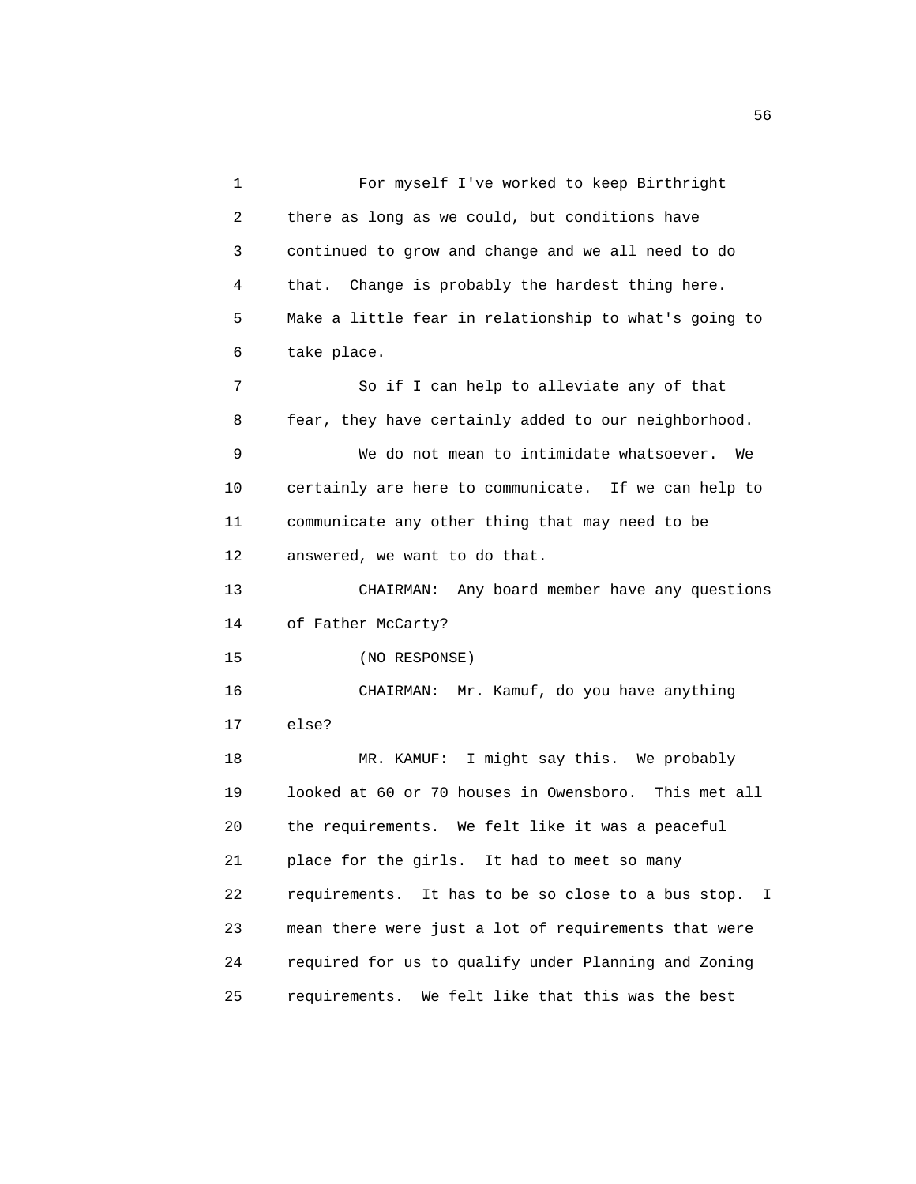For myself I've worked to keep Birthright there as long as we could, but conditions have continued to grow and change and we all need to do that. Change is probably the hardest thing here. Make a little fear in relationship to what's going to take place.

So if I can help to alleviate any of that fear, they have certainly added to our neighborhood.

We do not mean to intimidate whatsoever. We certainly are here to communicate. If we can help to communicate any other thing that may need to be answered, we want to do that.

CHAIRMAN: Any board member have any questions of Father McCarty?

(NO RESPONSE)

CHAIRMAN: Mr. Kamuf, do you have anything else?

MR. KAMUF: I might say this. We probably looked at 60 or 70 houses in Owensboro. This met all the requirements. We felt like it was a peaceful place for the girls. It had to meet so many requirements. It has to be so close to a bus stop. I mean there were just a lot of requirements that were required for us to qualify under Planning and Zoning requirements. We felt like that this was the best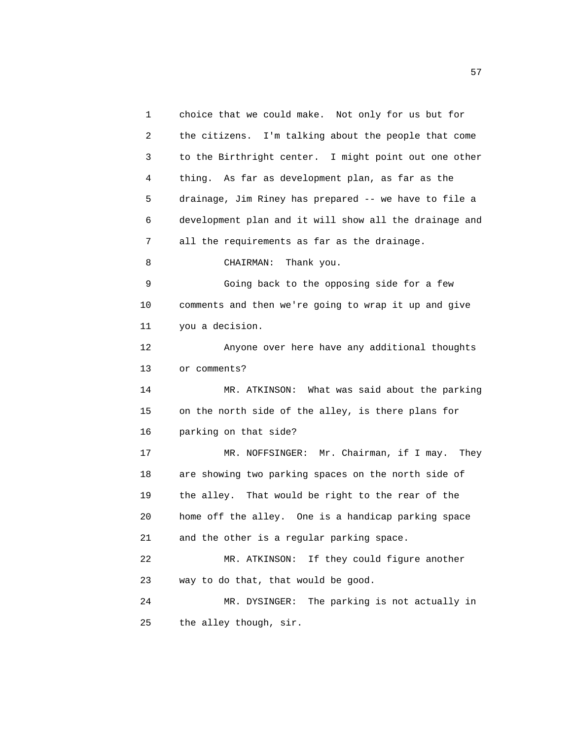choice that we could make. Not only for us but for the citizens. I'm talking about the people that come to the Birthright center. I might point out one other thing. As far as development plan, as far as the drainage, Jim Riney has prepared -- we have to file a development plan and it will show all the drainage and all the requirements as far as the drainage.

CHAIRMAN: Thank you.

Going back to the opposing side for a few comments and then we're going to wrap it up and give you a decision.

Anyone over here have any additional thoughts or comments?

MR. ATKINSON: What was said about the parking on the north side of the alley, is there plans for parking on that side?

MR. NOFFSINGER: Mr. Chairman, if I may. They are showing two parking spaces on the north side of the alley. That would be right to the rear of the home off the alley. One is a handicap parking space and the other is a regular parking space.

MR. ATKINSON: If they could figure another way to do that, that would be good.

MR. DYSINGER: The parking is not actually in the alley though, sir.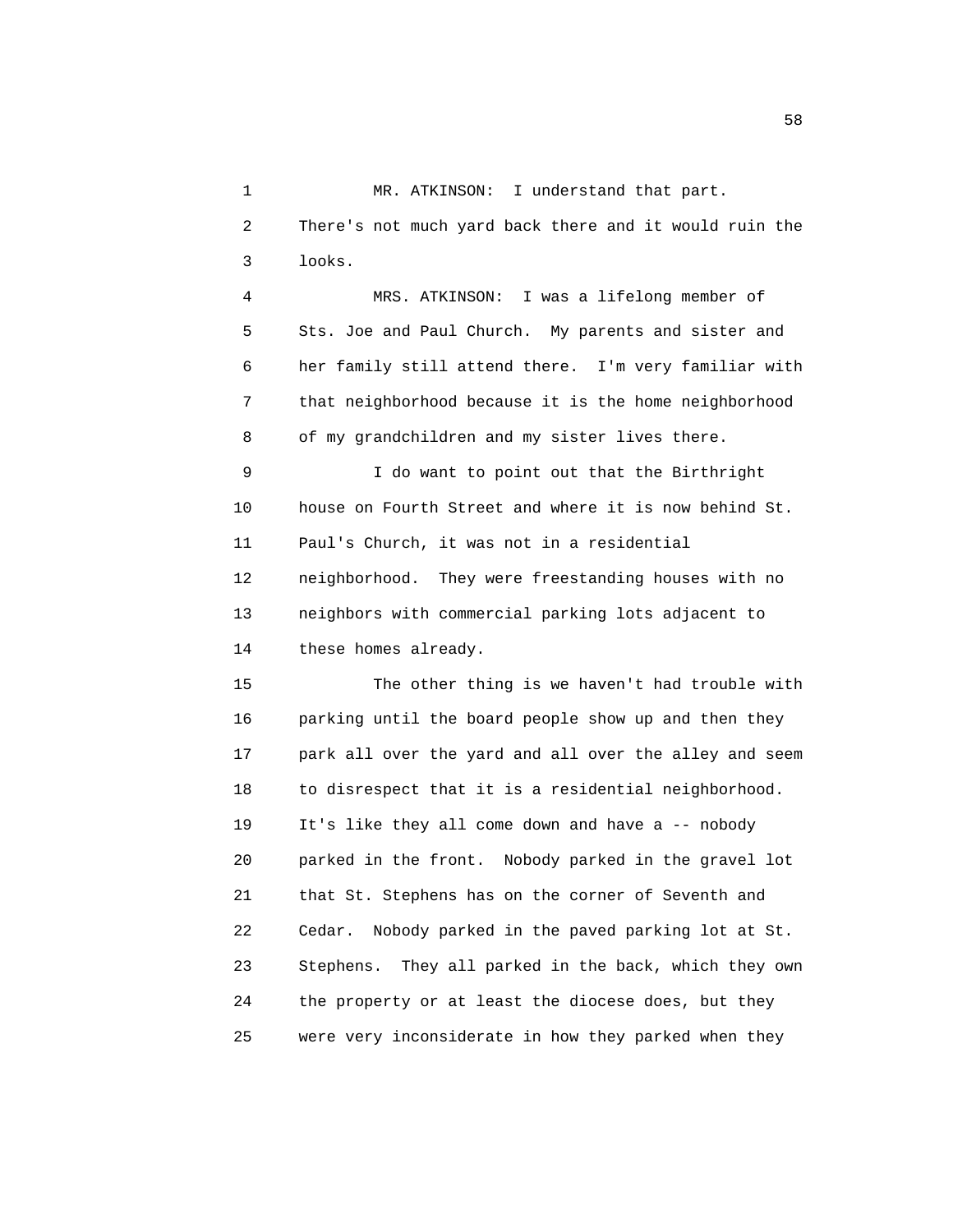MR. ATKINSON: I understand that part. There's not much yard back there and it would ruin the looks.

MRS. ATKINSON: I was a lifelong member of Sts. Joe and Paul Church. My parents and sister and her family still attend there. I'm very familiar with that neighborhood because it is the home neighborhood of my grandchildren and my sister lives there.

I do want to point out that the Birthright house on Fourth Street and where it is now behind St. Paul's Church, it was not in a residential neighborhood. They were freestanding houses with no neighbors with commercial parking lots adjacent to these homes already.

The other thing is we haven't had trouble with parking until the board people show up and then they park all over the yard and all over the alley and seem to disrespect that it is a residential neighborhood. It's like they all come down and have a -- nobody parked in the front. Nobody parked in the gravel lot that St. Stephens has on the corner of Seventh and Cedar. Nobody parked in the paved parking lot at St. Stephens. They all parked in the back, which they own the property or at least the diocese does, but they were very inconsiderate in how they parked when they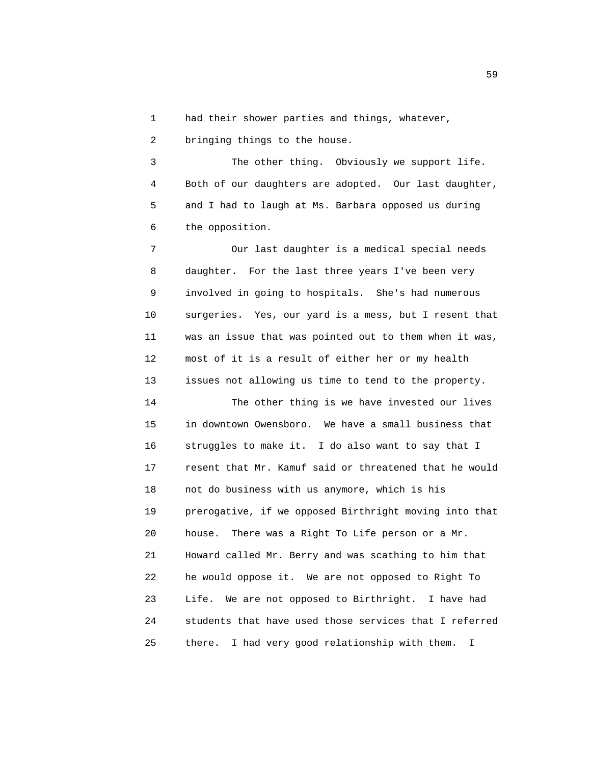had their shower parties and things, whatever, bringing things to the house.

The other thing. Obviously we support life. Both of our daughters are adopted. Our last daughter, and I had to laugh at Ms. Barbara opposed us during the opposition.

Our last daughter is a medical special needs daughter. For the last three years I've been very involved in going to hospitals. She's had numerous surgeries. Yes, our yard is a mess, but I resent that was an issue that was pointed out to them when it was, most of it is a result of either her or my health issues not allowing us time to tend to the property.

The other thing is we have invested our lives in downtown Owensboro. We have a small business that struggles to make it. I do also want to say that I resent that Mr. Kamuf said or threatened that he would not do business with us anymore, which is his prerogative, if we opposed Birthright moving into that house. There was a Right To Life person or a Mr. Howard called Mr. Berry and was scathing to him that he would oppose it. We are not opposed to Right To Life. We are not opposed to Birthright. I have had students that have used those services that I referred there. I had very good relationship with them. I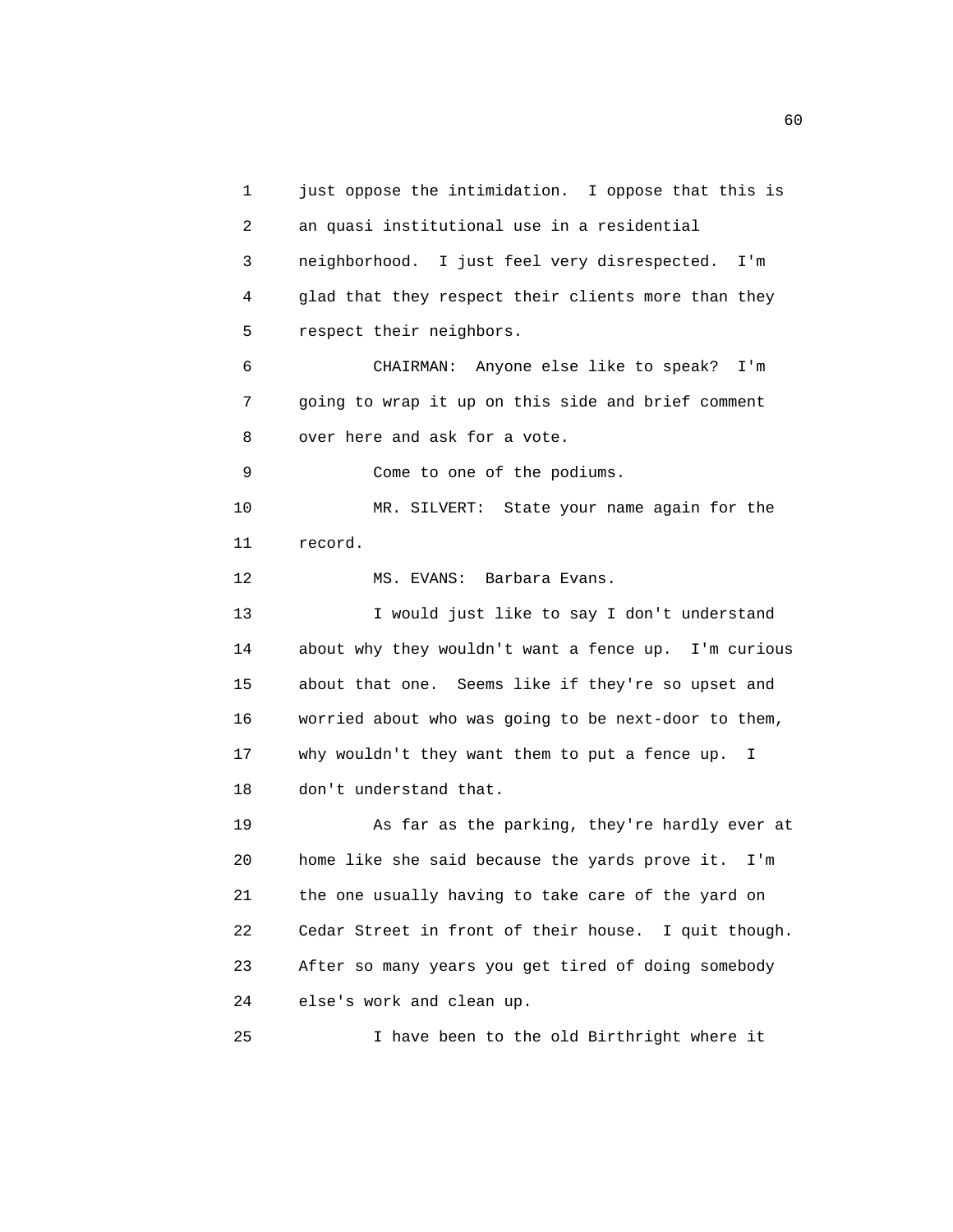just oppose the intimidation. I oppose that this is an quasi institutional use in a residential neighborhood. I just feel very disrespected. I'm glad that they respect their clients more than they respect their neighbors.

CHAIRMAN: Anyone else like to speak? I'm going to wrap it up on this side and brief comment over here and ask for a vote.

Come to one of the podiums.

MR. SILVERT: State your name again for the record.

MS. EVANS: Barbara Evans.

I would just like to say I don't understand about why they wouldn't want a fence up. I'm curious about that one. Seems like if they're so upset and worried about who was going to be next-door to them, why wouldn't they want them to put a fence up. I don't understand that.

As far as the parking, they're hardly ever at home like she said because the yards prove it. I'm the one usually having to take care of the yard on Cedar Street in front of their house. I quit though. After so many years you get tired of doing somebody else's work and clean up.

I have been to the old Birthright where it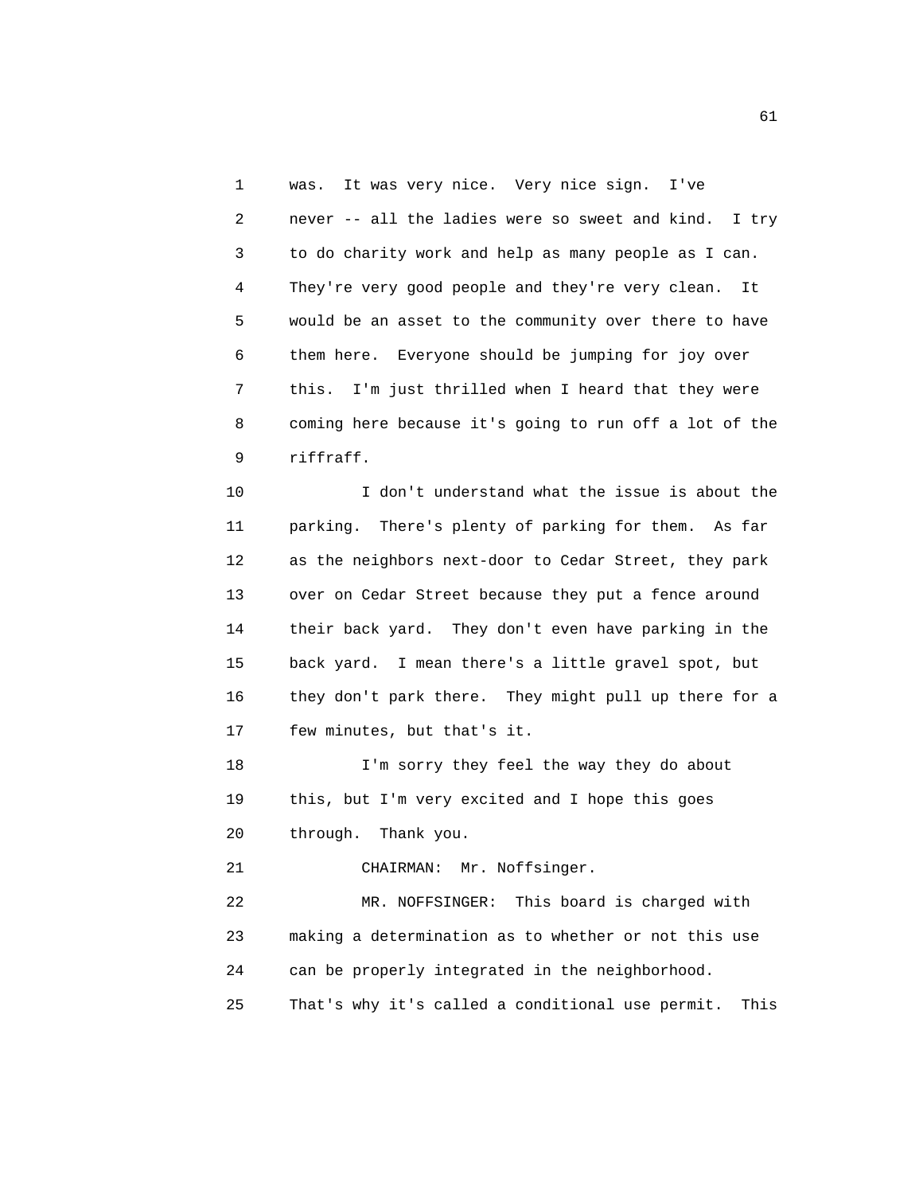was. It was very nice. Very nice sign. I've never -- all the ladies were so sweet and kind. I try to do charity work and help as many people as I can. They're very good people and they're very clean. It would be an asset to the community over there to have them here. Everyone should be jumping for joy over this. I'm just thrilled when I heard that they were coming here because it's going to run off a lot of the riffraff.

I don't understand what the issue is about the parking. There's plenty of parking for them. As far as the neighbors next-door to Cedar Street, they park over on Cedar Street because they put a fence around their back yard. They don't even have parking in the back yard. I mean there's a little gravel spot, but they don't park there. They might pull up there for a few minutes, but that's it.

I'm sorry they feel the way they do about this, but I'm very excited and I hope this goes through. Thank you.

CHAIRMAN: Mr. Noffsinger.

MR. NOFFSINGER: This board is charged with making a determination as to whether or not this use can be properly integrated in the neighborhood. That's why it's called a conditional use permit. This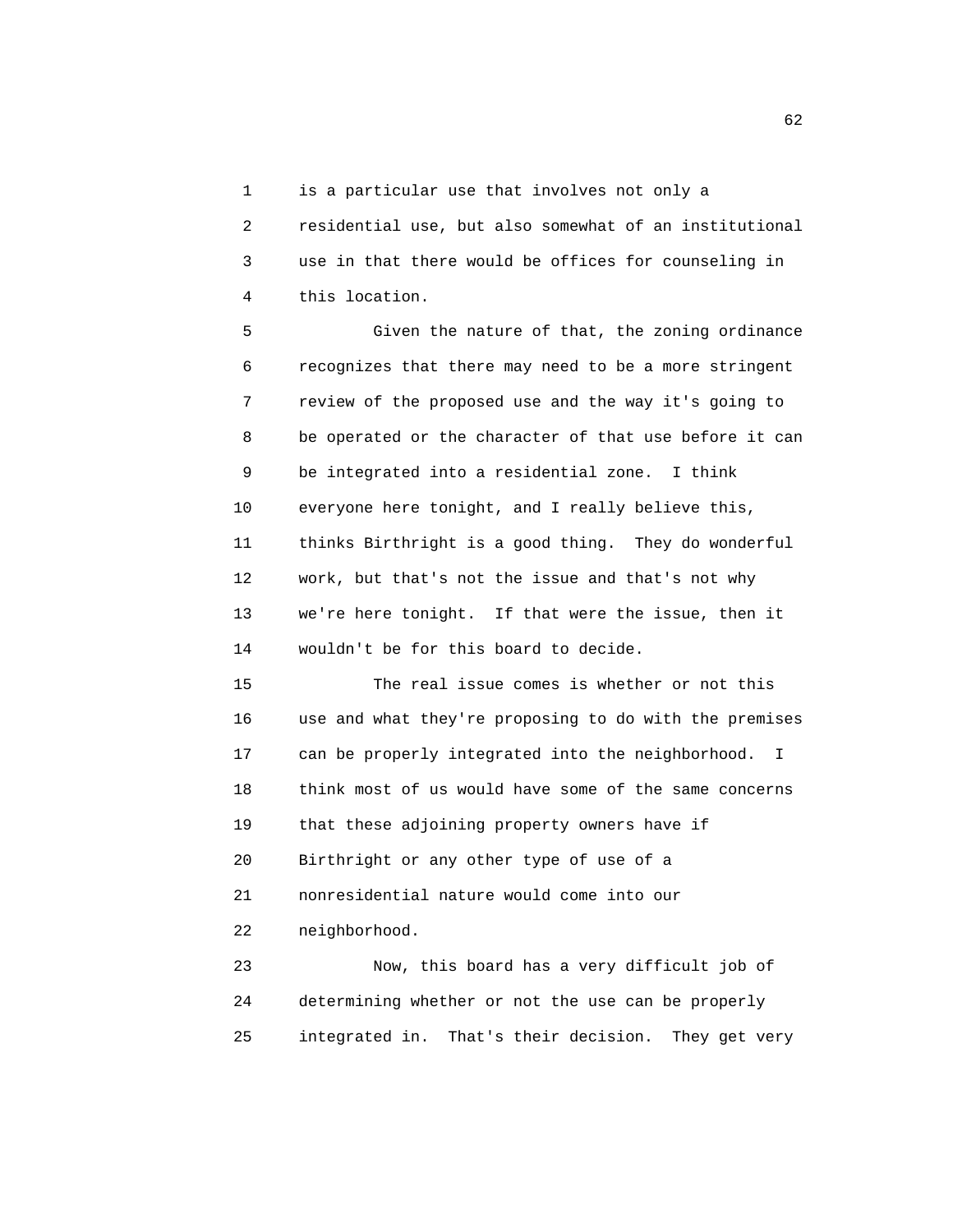is a particular use that involves not only a residential use, but also somewhat of an institutional use in that there would be offices for counseling in this location.

Given the nature of that, the zoning ordinance recognizes that there may need to be a more stringent review of the proposed use and the way it's going to be operated or the character of that use before it can be integrated into a residential zone. I think everyone here tonight, and I really believe this, thinks Birthright is a good thing. They do wonderful work, but that's not the issue and that's not why we're here tonight. If that were the issue, then it wouldn't be for this board to decide.

The real issue comes is whether or not this use and what they're proposing to do with the premises can be properly integrated into the neighborhood. I think most of us would have some of the same concerns that these adjoining property owners have if Birthright or any other type of use of a nonresidential nature would come into our neighborhood.

Now, this board has a very difficult job of determining whether or not the use can be properly integrated in. That's their decision. They get very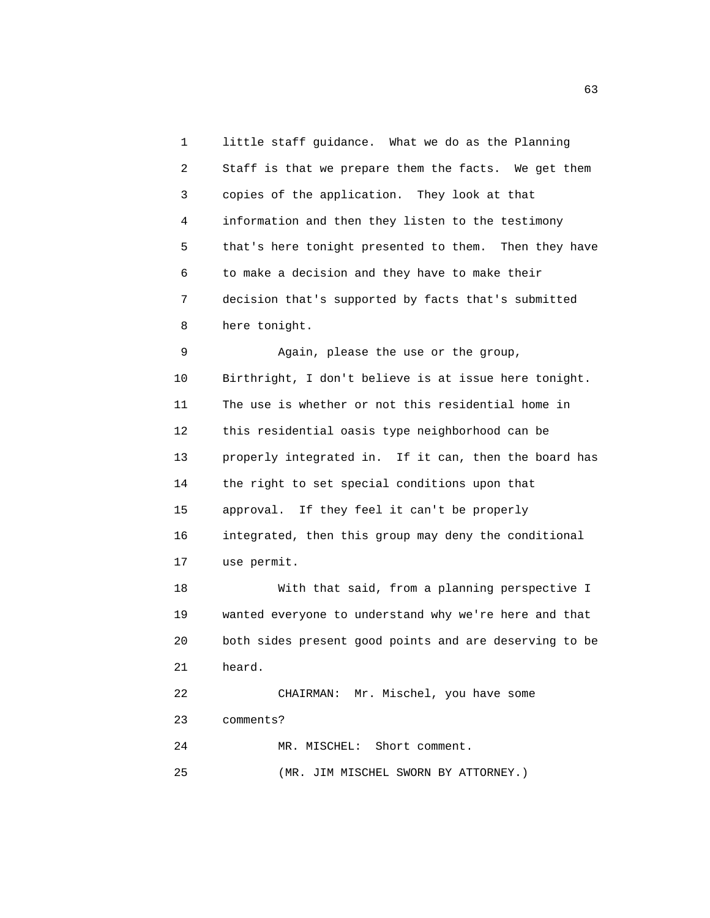little staff guidance. What we do as the Planning Staff is that we prepare them the facts. We get them copies of the application. They look at that information and then they listen to the testimony that's here tonight presented to them. Then they have to make a decision and they have to make their decision that's supported by facts that's submitted here tonight.

Again, please the use or the group, Birthright, I don't believe is at issue here tonight. The use is whether or not this residential home in this residential oasis type neighborhood can be properly integrated in. If it can, then the board has the right to set special conditions upon that approval. If they feel it can't be properly integrated, then this group may deny the conditional use permit.

With that said, from a planning perspective I wanted everyone to understand why we're here and that both sides present good points and are deserving to be heard.

CHAIRMAN: Mr. Mischel, you have some comments?

MR. MISCHEL: Short comment.

(MR. JIM MISCHEL SWORN BY ATTORNEY.)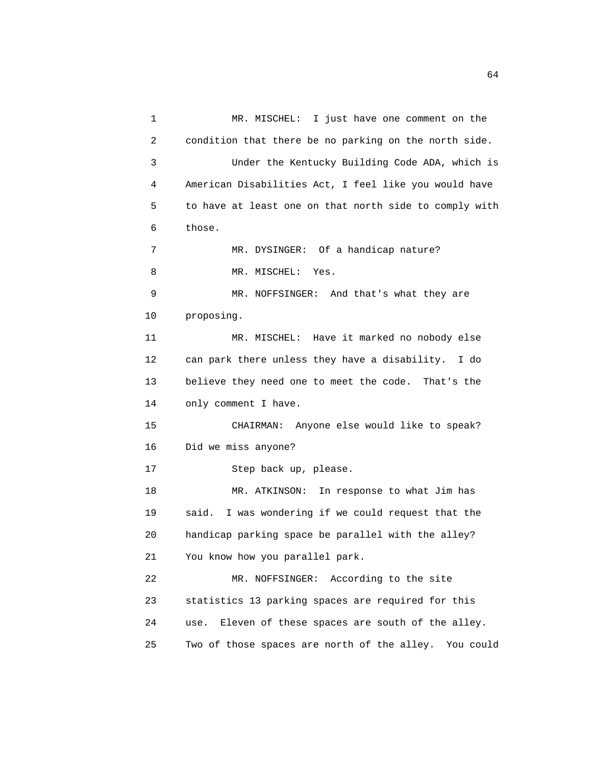MR. MISCHEL: I just have one comment on the condition that there be no parking on the north side.

Under the Kentucky Building Code ADA, which is American Disabilities Act, I feel like you would have to have at least one on that north side to comply with those.

MR. DYSINGER: Of a handicap nature?

MR. MISCHEL: Yes.

MR. NOFFSINGER: And that's what they are proposing.

MR. MISCHEL: Have it marked no nobody else can park there unless they have a disability. I do believe they need one to meet the code. That's the only comment I have.

CHAIRMAN: Anyone else would like to speak? Did we miss anyone?

Step back up, please.

MR. ATKINSON: In response to what Jim has said. I was wondering if we could request that the handicap parking space be parallel with the alley? You know how you parallel park.

MR. NOFFSINGER: According to the site statistics 13 parking spaces are required for this use. Eleven of these spaces are south of the alley. Two of those spaces are north of the alley. You could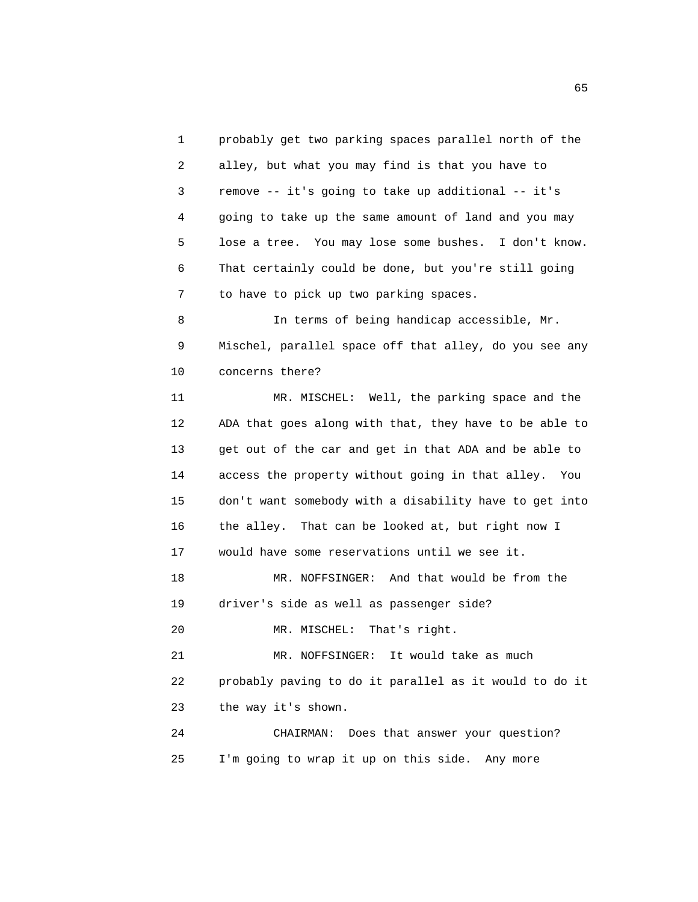probably get two parking spaces parallel north of the alley, but what you may find is that you have to remove -- it's going to take up additional -- it's going to take up the same amount of land and you may lose a tree. You may lose some bushes. I don't know. That certainly could be done, but you're still going to have to pick up two parking spaces.

In terms of being handicap accessible, Mr. Mischel, parallel space off that alley, do you see any concerns there?

MR. MISCHEL: Well, the parking space and the ADA that goes along with that, they have to be able to get out of the car and get in that ADA and be able to access the property without going in that alley. You don't want somebody with a disability have to get into the alley. That can be looked at, but right now I would have some reservations until we see it.

MR. NOFFSINGER: And that would be from the driver's side as well as passenger side?

MR. MISCHEL: That's right.

MR. NOFFSINGER: It would take as much probably paving to do it parallel as it would to do it the way it's shown.

CHAIRMAN: Does that answer your question? I'm going to wrap it up on this side. Any more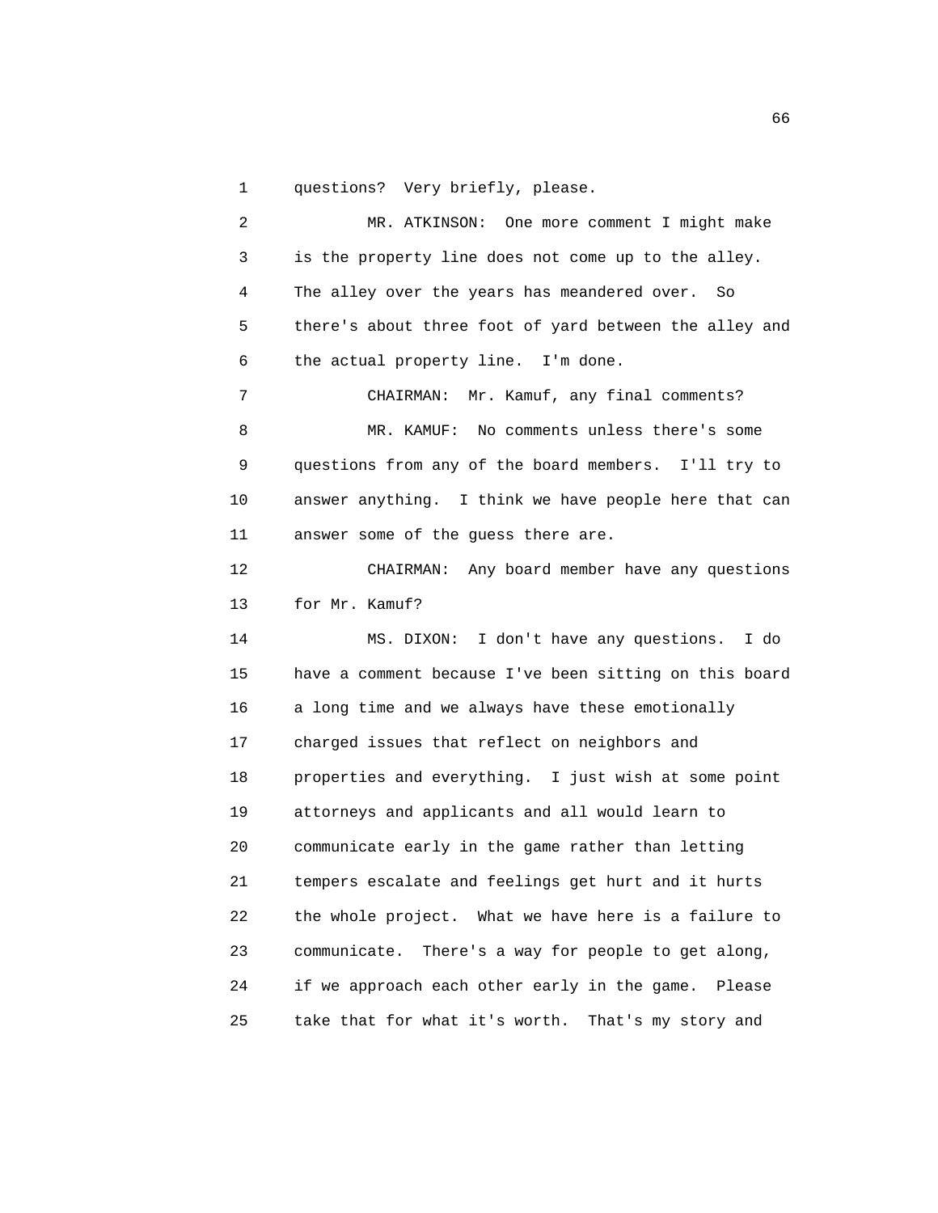questions? Very briefly, please.

MR. ATKINSON: One more comment I might make is the property line does not come up to the alley. The alley over the years has meandered over. So there's about three foot of yard between the alley and the actual property line. I'm done.

CHAIRMAN: Mr. Kamuf, any final comments?

MR. KAMUF: No comments unless there's some questions from any of the board members. I'll try to answer anything. I think we have people here that can answer some of the guess there are.

CHAIRMAN: Any board member have any questions for Mr. Kamuf?

MS. DIXON: I don't have any questions. I do have a comment because I've been sitting on this board a long time and we always have these emotionally charged issues that reflect on neighbors and properties and everything. I just wish at some point attorneys and applicants and all would learn to communicate early in the game rather than letting tempers escalate and feelings get hurt and it hurts the whole project. What we have here is a failure to communicate. There's a way for people to get along, if we approach each other early in the game. Please take that for what it's worth. That's my story and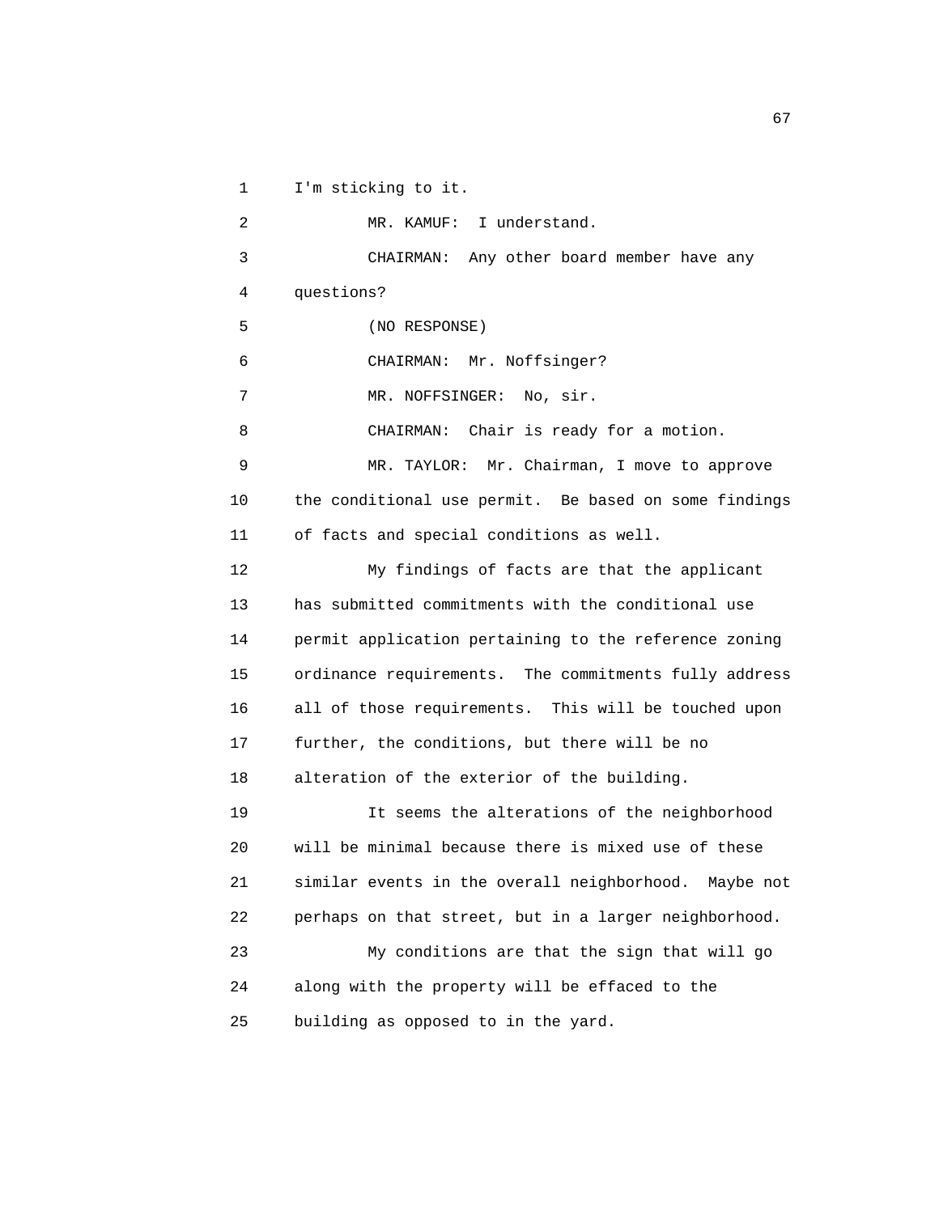I'm sticking to it.

MR. KAMUF: I understand.

CHAIRMAN: Any other board member have any questions?

(NO RESPONSE)

CHAIRMAN: Mr. Noffsinger?

MR. NOFFSINGER: No, sir.

CHAIRMAN: Chair is ready for a motion.

MR. TAYLOR: Mr. Chairman, I move to approve the conditional use permit. Be based on some findings of facts and special conditions as well.

My findings of facts are that the applicant has submitted commitments with the conditional use permit application pertaining to the reference zoning ordinance requirements. The commitments fully address all of those requirements. This will be touched upon further, the conditions, but there will be no alteration of the exterior of the building.

It seems the alterations of the neighborhood will be minimal because there is mixed use of these similar events in the overall neighborhood. Maybe not perhaps on that street, but in a larger neighborhood.

My conditions are that the sign that will go along with the property will be effaced to the building as opposed to in the yard.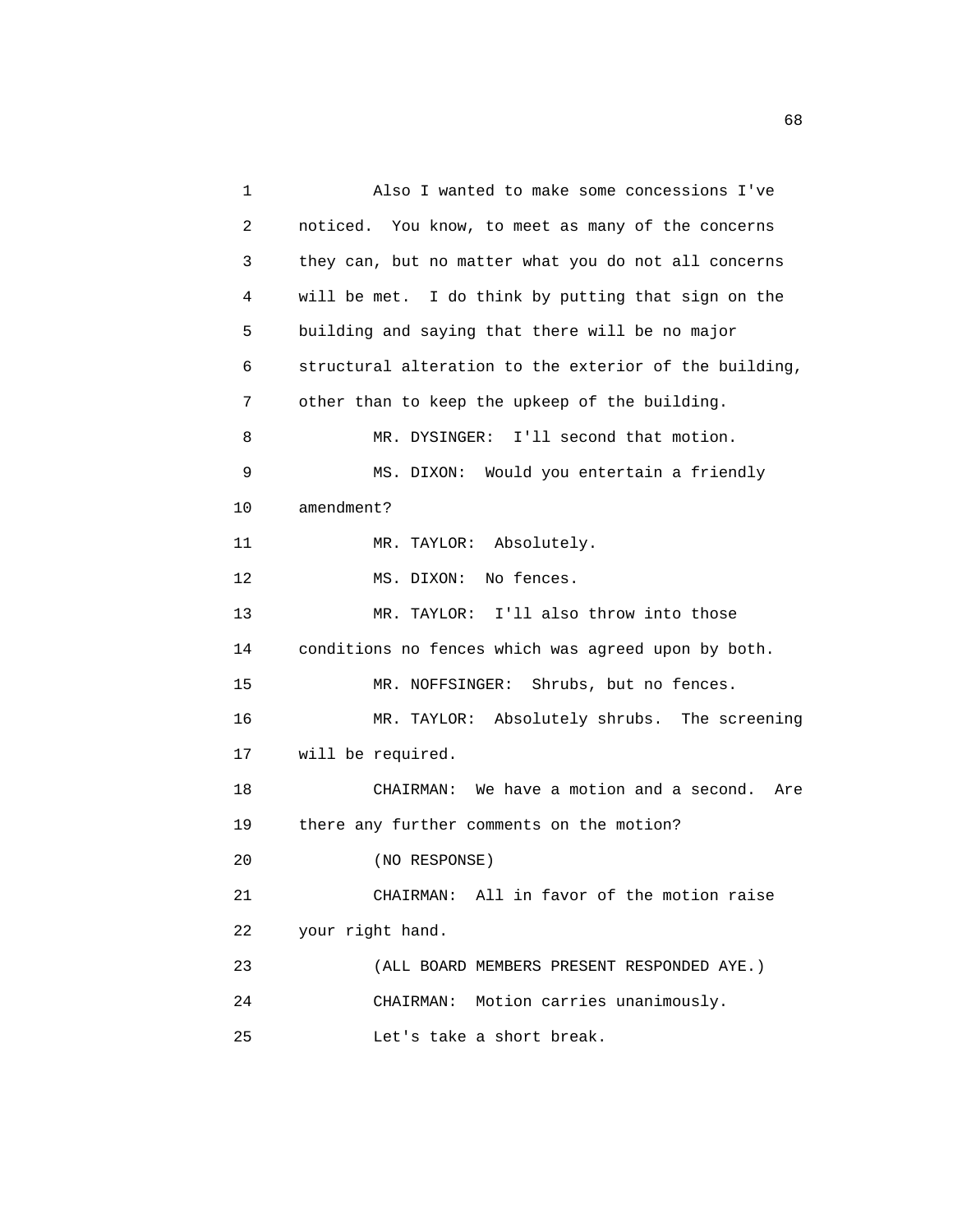Also I wanted to make some concessions I've noticed. You know, to meet as many of the concerns they can, but no matter what you do not all concerns will be met. I do think by putting that sign on the building and saying that there will be no major structural alteration to the exterior of the building, other than to keep the upkeep of the building.

MR. DYSINGER: I'll second that motion.

MS. DIXON: Would you entertain a friendly amendment?

MR. TAYLOR: Absolutely.

MS. DIXON: No fences.

MR. TAYLOR: I'll also throw into those conditions no fences which was agreed upon by both.

MR. NOFFSINGER: Shrubs, but no fences.

MR. TAYLOR: Absolutely shrubs. The screening will be required.

CHAIRMAN: We have a motion and a second. Are there any further comments on the motion?

(NO RESPONSE)

CHAIRMAN: All in favor of the motion raise your right hand.

(ALL BOARD MEMBERS PRESENT RESPONDED AYE.)

CHAIRMAN: Motion carries unanimously.

Let's take a short break.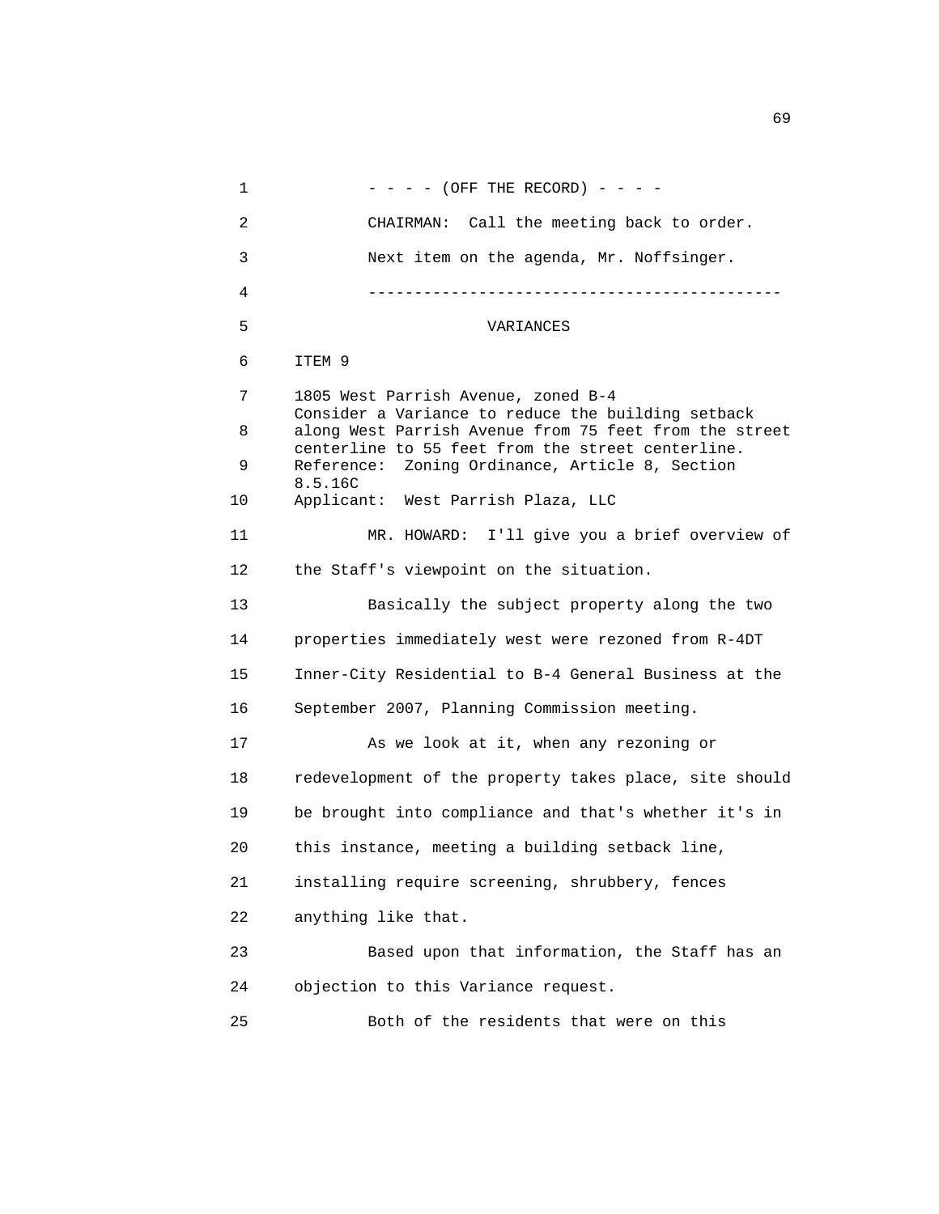- - - - (OFF THE RECORD) - - - -

CHAIRMAN: Call the meeting back to order.

Next item on the agenda, Mr. Noffsinger.

---

VARIANCES

ITEM 9

1805 West Parrish Avenue, zoned B-4
Consider a Variance to reduce the building setback along West Parrish Avenue from 75 feet from the street centerline to 55 feet from the street centerline.
Reference: Zoning Ordinance, Article 8, Section 8.5.16C
Applicant: West Parrish Plaza, LLC

MR. HOWARD: I'll give you a brief overview of the Staff's viewpoint on the situation.

Basically the subject property along the two properties immediately west were rezoned from R-4DT Inner-City Residential to B-4 General Business at the September 2007, Planning Commission meeting.

As we look at it, when any rezoning or redevelopment of the property takes place, site should be brought into compliance and that's whether it's in this instance, meeting a building setback line, installing require screening, shrubbery, fences anything like that.

Based upon that information, the Staff has an objection to this Variance request.

Both of the residents that were on this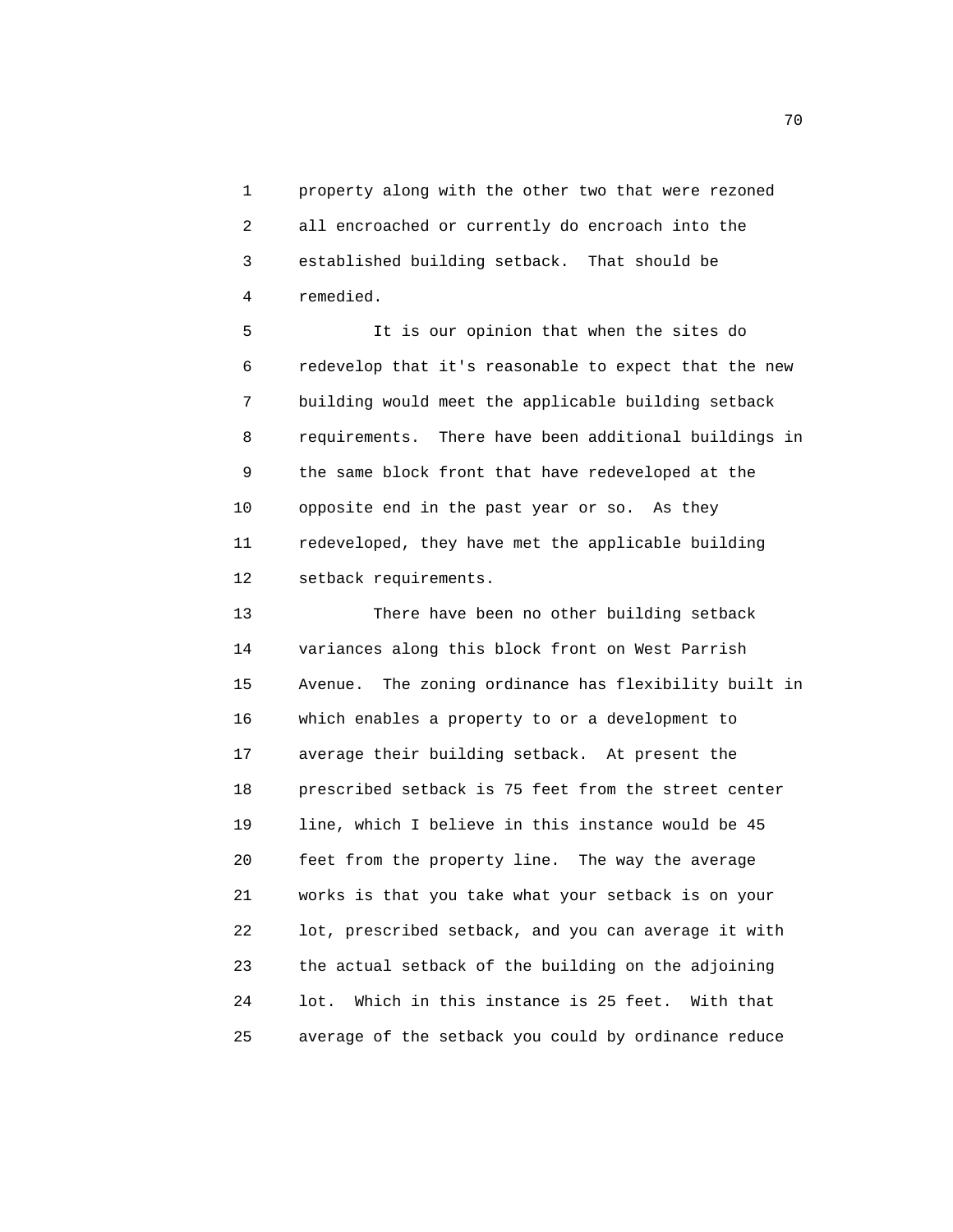1 property along with the other two that were rezoned
2 all encroached or currently do encroach into the
3 established building setback. That should be
4 remedied.

5 It is our opinion that when the sites do
6 redevelop that it's reasonable to expect that the new
7 building would meet the applicable building setback
8 requirements. There have been additional buildings in
9 the same block front that have redeveloped at the
10 opposite end in the past year or so. As they
11 redeveloped, they have met the applicable building
12 setback requirements.

13 There have been no other building setback
14 variances along this block front on West Parrish
15 Avenue. The zoning ordinance has flexibility built in
16 which enables a property to or a development to
17 average their building setback. At present the
18 prescribed setback is 75 feet from the street center
19 line, which I believe in this instance would be 45
20 feet from the property line. The way the average
21 works is that you take what your setback is on your
22 lot, prescribed setback, and you can average it with
23 the actual setback of the building on the adjoining
24 lot. Which in this instance is 25 feet. With that
25 average of the setback you could by ordinance reduce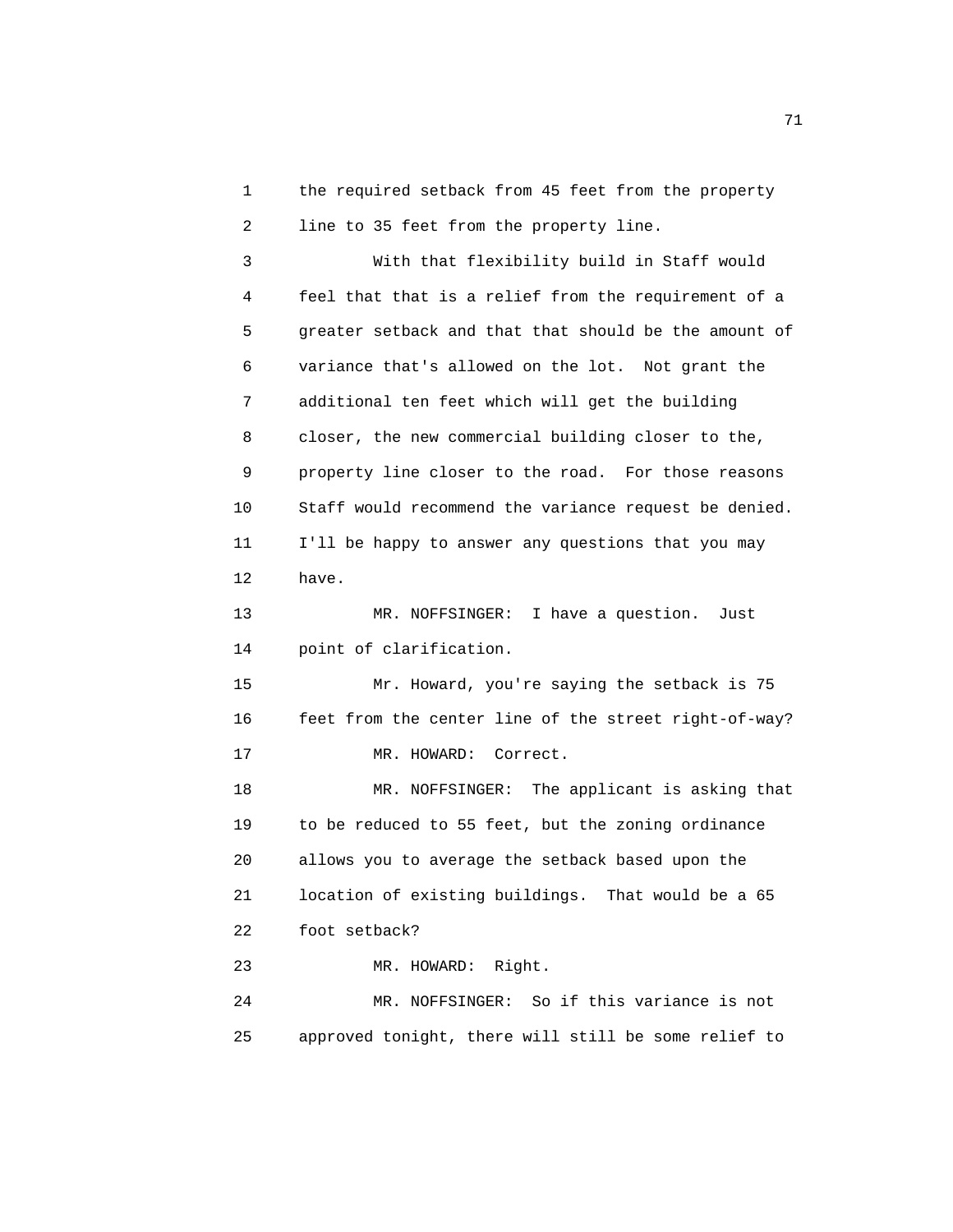the required setback from 45 feet from the property line to 35 feet from the property line.

With that flexibility build in Staff would feel that that is a relief from the requirement of a greater setback and that that should be the amount of variance that's allowed on the lot. Not grant the additional ten feet which will get the building closer, the new commercial building closer to the, property line closer to the road. For those reasons Staff would recommend the variance request be denied. I'll be happy to answer any questions that you may have.

MR. NOFFSINGER: I have a question. Just point of clarification.

Mr. Howard, you're saying the setback is 75 feet from the center line of the street right-of-way?

MR. HOWARD: Correct.

MR. NOFFSINGER: The applicant is asking that to be reduced to 55 feet, but the zoning ordinance allows you to average the setback based upon the location of existing buildings. That would be a 65 foot setback?

MR. HOWARD: Right.

MR. NOFFSINGER: So if this variance is not approved tonight, there will still be some relief to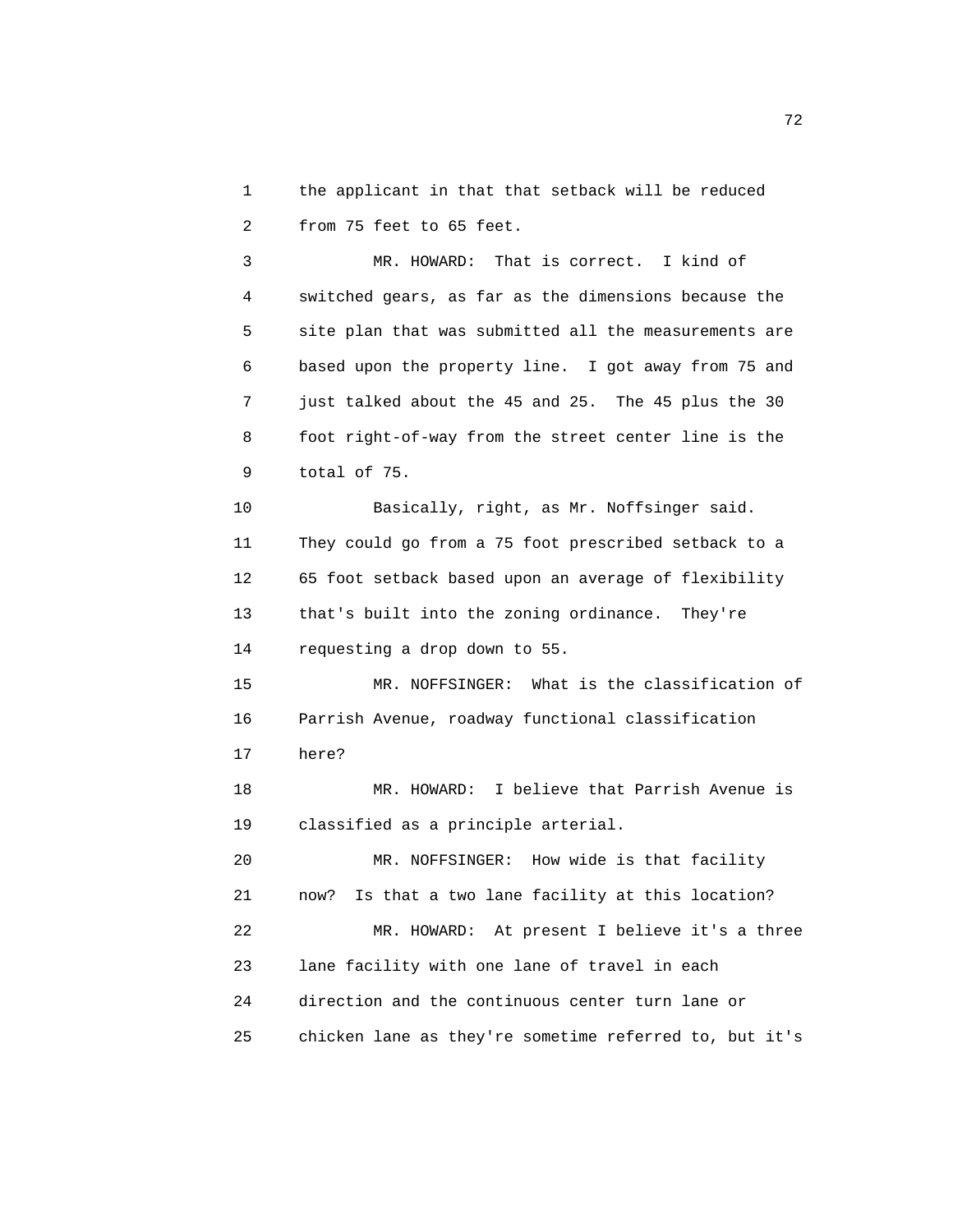the applicant in that that setback will be reduced from 75 feet to 65 feet.

MR. HOWARD: That is correct. I kind of switched gears, as far as the dimensions because the site plan that was submitted all the measurements are based upon the property line. I got away from 75 and just talked about the 45 and 25. The 45 plus the 30 foot right-of-way from the street center line is the total of 75.

Basically, right, as Mr. Noffsinger said. They could go from a 75 foot prescribed setback to a 65 foot setback based upon an average of flexibility that's built into the zoning ordinance. They're requesting a drop down to 55.

MR. NOFFSINGER: What is the classification of Parrish Avenue, roadway functional classification here?

MR. HOWARD: I believe that Parrish Avenue is classified as a principle arterial.

MR. NOFFSINGER: How wide is that facility now? Is that a two lane facility at this location?

MR. HOWARD: At present I believe it's a three lane facility with one lane of travel in each direction and the continuous center turn lane or chicken lane as they're sometime referred to, but it's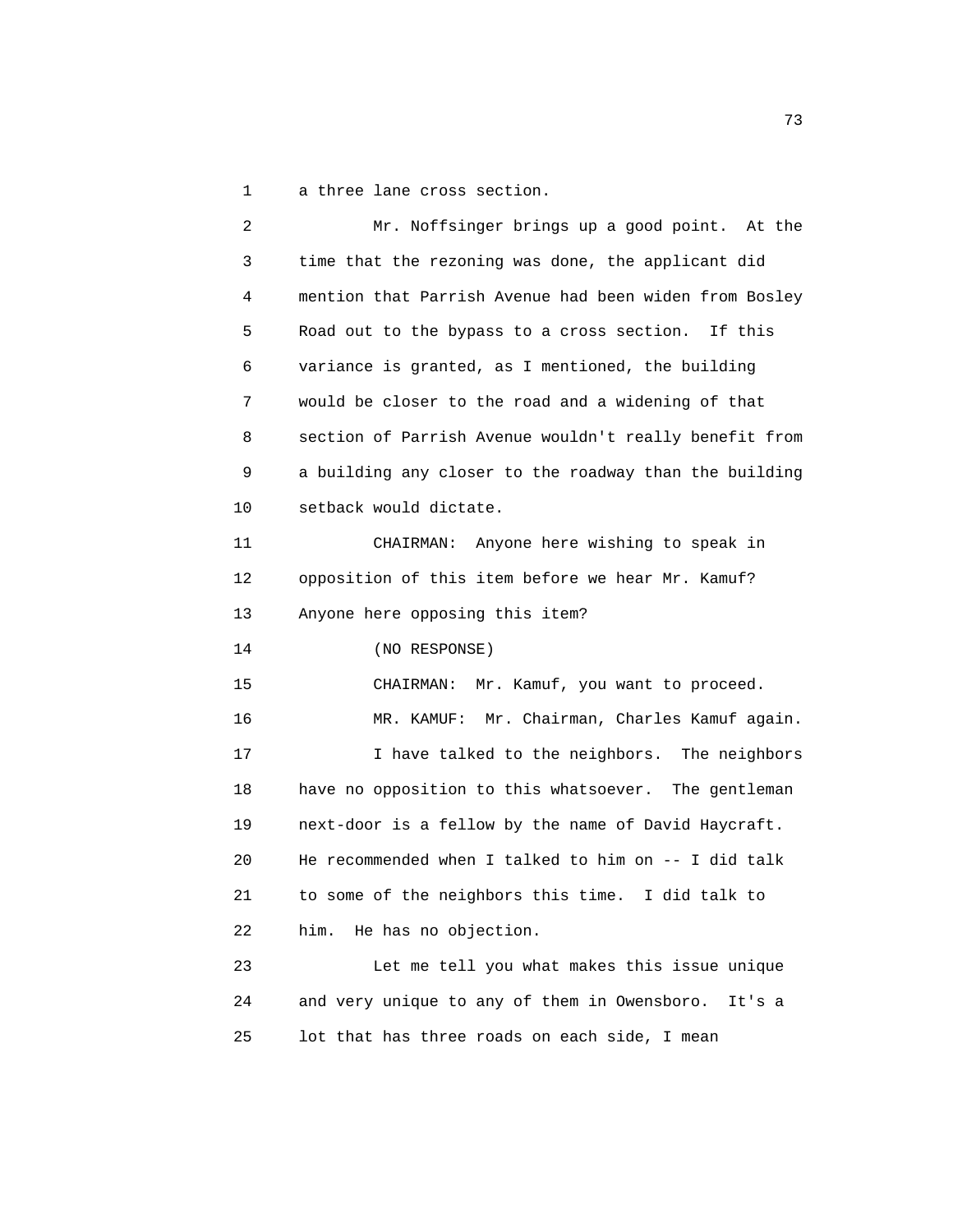a three lane cross section.

Mr. Noffsinger brings up a good point. At the time that the rezoning was done, the applicant did mention that Parrish Avenue had been widen from Bosley Road out to the bypass to a cross section. If this variance is granted, as I mentioned, the building would be closer to the road and a widening of that section of Parrish Avenue wouldn't really benefit from a building any closer to the roadway than the building setback would dictate.

CHAIRMAN: Anyone here wishing to speak in opposition of this item before we hear Mr. Kamuf? Anyone here opposing this item?

(NO RESPONSE)

CHAIRMAN: Mr. Kamuf, you want to proceed.

MR. KAMUF: Mr. Chairman, Charles Kamuf again.

I have talked to the neighbors. The neighbors have no opposition to this whatsoever. The gentleman next-door is a fellow by the name of David Haycraft. He recommended when I talked to him on -- I did talk to some of the neighbors this time. I did talk to him. He has no objection.

Let me tell you what makes this issue unique and very unique to any of them in Owensboro. It's a lot that has three roads on each side, I mean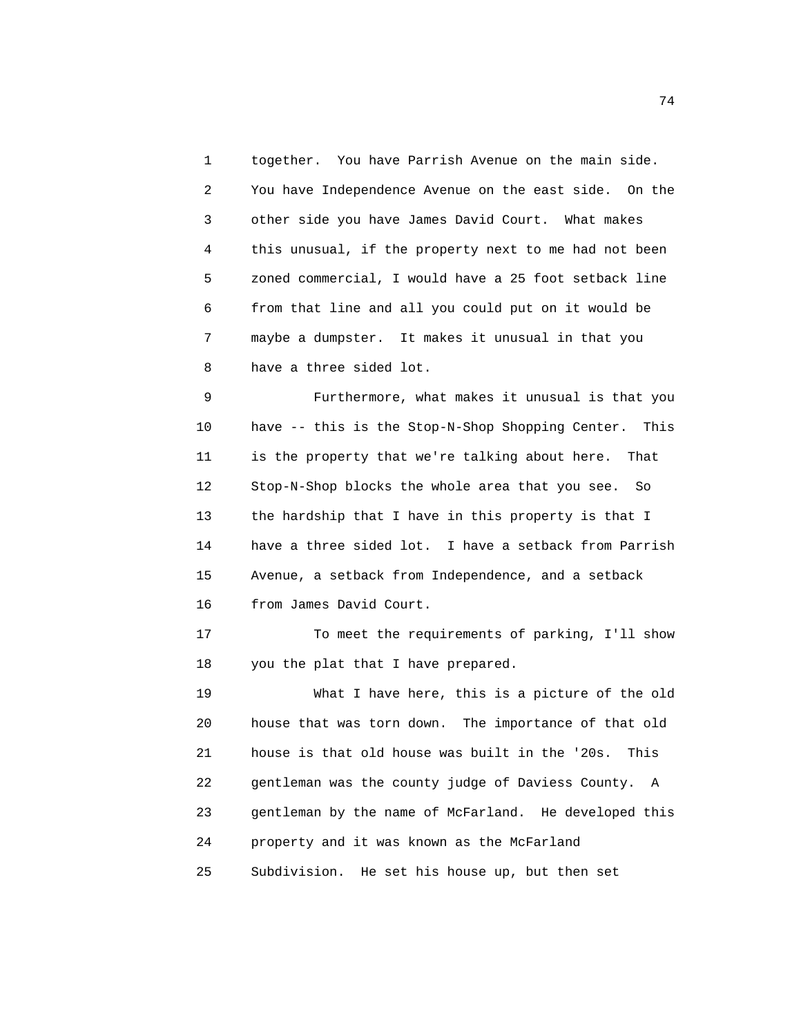together. You have Parrish Avenue on the main side. You have Independence Avenue on the east side. On the other side you have James David Court. What makes this unusual, if the property next to me had not been zoned commercial, I would have a 25 foot setback line from that line and all you could put on it would be maybe a dumpster. It makes it unusual in that you have a three sided lot.

Furthermore, what makes it unusual is that you have -- this is the Stop-N-Shop Shopping Center. This is the property that we're talking about here. That Stop-N-Shop blocks the whole area that you see. So the hardship that I have in this property is that I have a three sided lot. I have a setback from Parrish Avenue, a setback from Independence, and a setback from James David Court.

To meet the requirements of parking, I'll show you the plat that I have prepared.

What I have here, this is a picture of the old house that was torn down. The importance of that old house is that old house was built in the '20s. This gentleman was the county judge of Daviess County. A gentleman by the name of McFarland. He developed this property and it was known as the McFarland Subdivision. He set his house up, but then set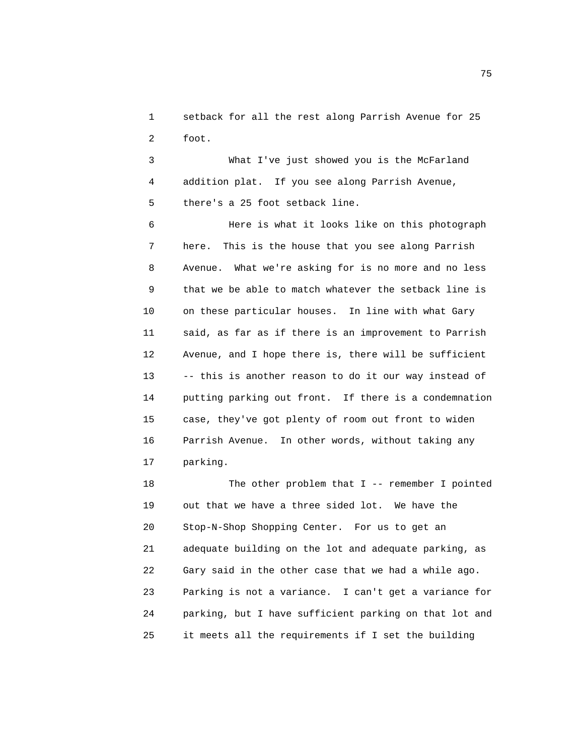setback for all the rest along Parrish Avenue for 25 foot.

What I've just showed you is the McFarland addition plat. If you see along Parrish Avenue, there's a 25 foot setback line.

Here is what it looks like on this photograph here. This is the house that you see along Parrish Avenue. What we're asking for is no more and no less that we be able to match whatever the setback line is on these particular houses. In line with what Gary said, as far as if there is an improvement to Parrish Avenue, and I hope there is, there will be sufficient -- this is another reason to do it our way instead of putting parking out front. If there is a condemnation case, they've got plenty of room out front to widen Parrish Avenue. In other words, without taking any parking.

The other problem that I -- remember I pointed out that we have a three sided lot. We have the Stop-N-Shop Shopping Center. For us to get an adequate building on the lot and adequate parking, as Gary said in the other case that we had a while ago. Parking is not a variance. I can't get a variance for parking, but I have sufficient parking on that lot and it meets all the requirements if I set the building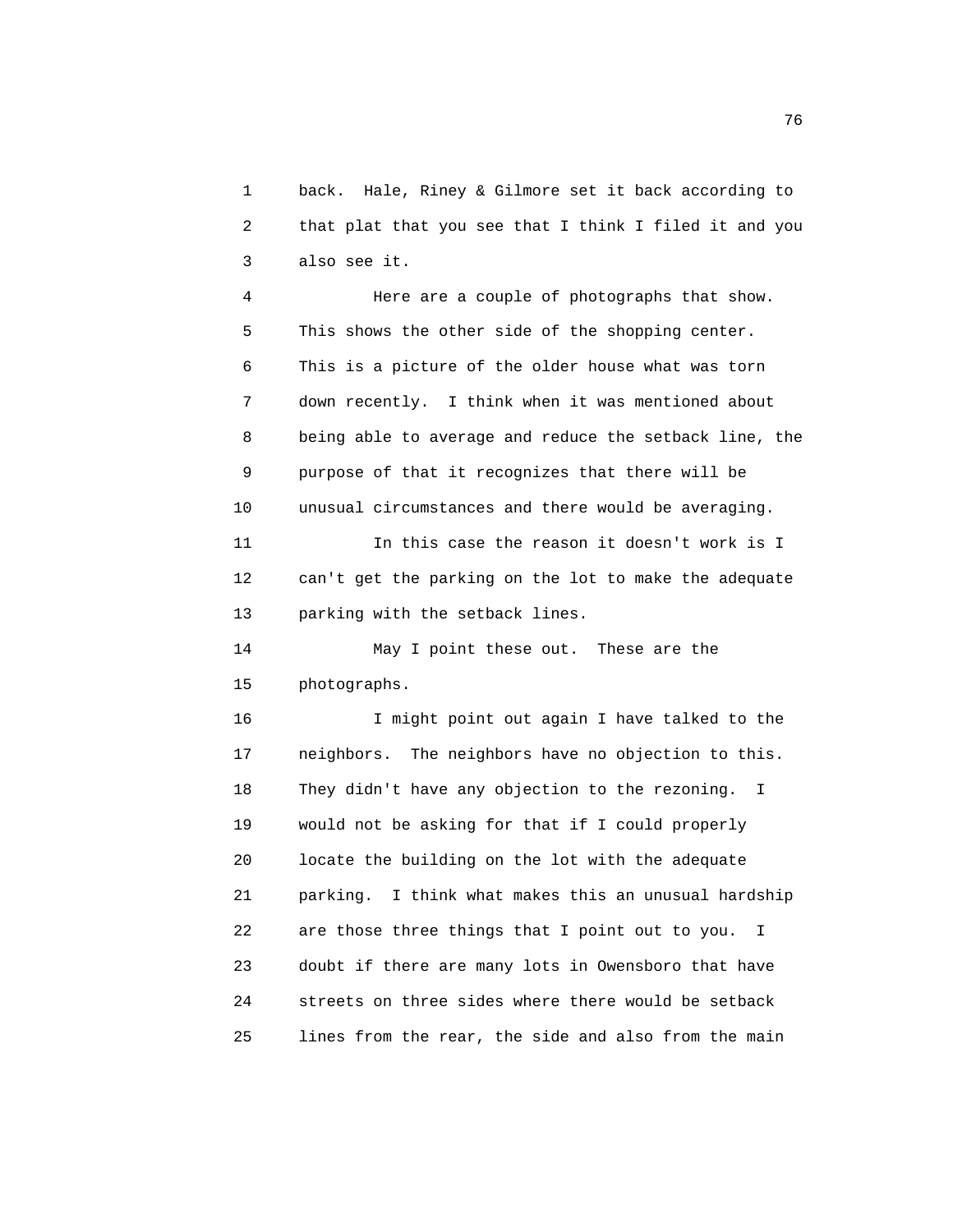back. Hale, Riney & Gilmore set it back according to that plat that you see that I think I filed it and you also see it.

Here are a couple of photographs that show. This shows the other side of the shopping center. This is a picture of the older house what was torn down recently. I think when it was mentioned about being able to average and reduce the setback line, the purpose of that it recognizes that there will be unusual circumstances and there would be averaging.

In this case the reason it doesn't work is I can't get the parking on the lot to make the adequate parking with the setback lines.

May I point these out. These are the photographs.

I might point out again I have talked to the neighbors. The neighbors have no objection to this. They didn't have any objection to the rezoning. I would not be asking for that if I could properly locate the building on the lot with the adequate parking. I think what makes this an unusual hardship are those three things that I point out to you. I doubt if there are many lots in Owensboro that have streets on three sides where there would be setback lines from the rear, the side and also from the main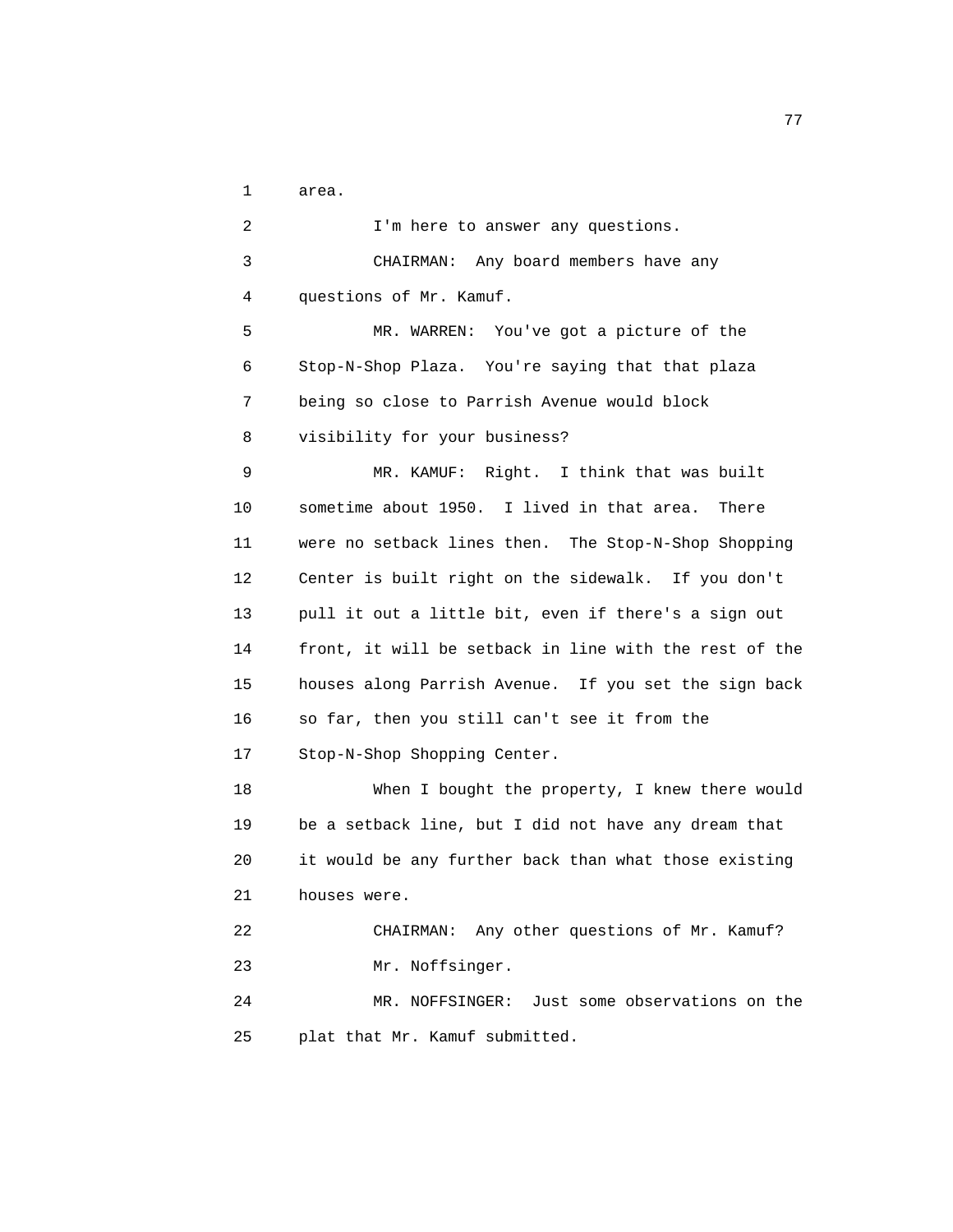area.

I'm here to answer any questions.

CHAIRMAN: Any board members have any questions of Mr. Kamuf.

MR. WARREN: You've got a picture of the Stop-N-Shop Plaza. You're saying that that plaza being so close to Parrish Avenue would block visibility for your business?

MR. KAMUF: Right. I think that was built sometime about 1950. I lived in that area. There were no setback lines then. The Stop-N-Shop Shopping Center is built right on the sidewalk. If you don't pull it out a little bit, even if there's a sign out front, it will be setback in line with the rest of the houses along Parrish Avenue. If you set the sign back so far, then you still can't see it from the Stop-N-Shop Shopping Center.

When I bought the property, I knew there would be a setback line, but I did not have any dream that it would be any further back than what those existing houses were.

CHAIRMAN: Any other questions of Mr. Kamuf?

Mr. Noffsinger.

MR. NOFFSINGER: Just some observations on the plat that Mr. Kamuf submitted.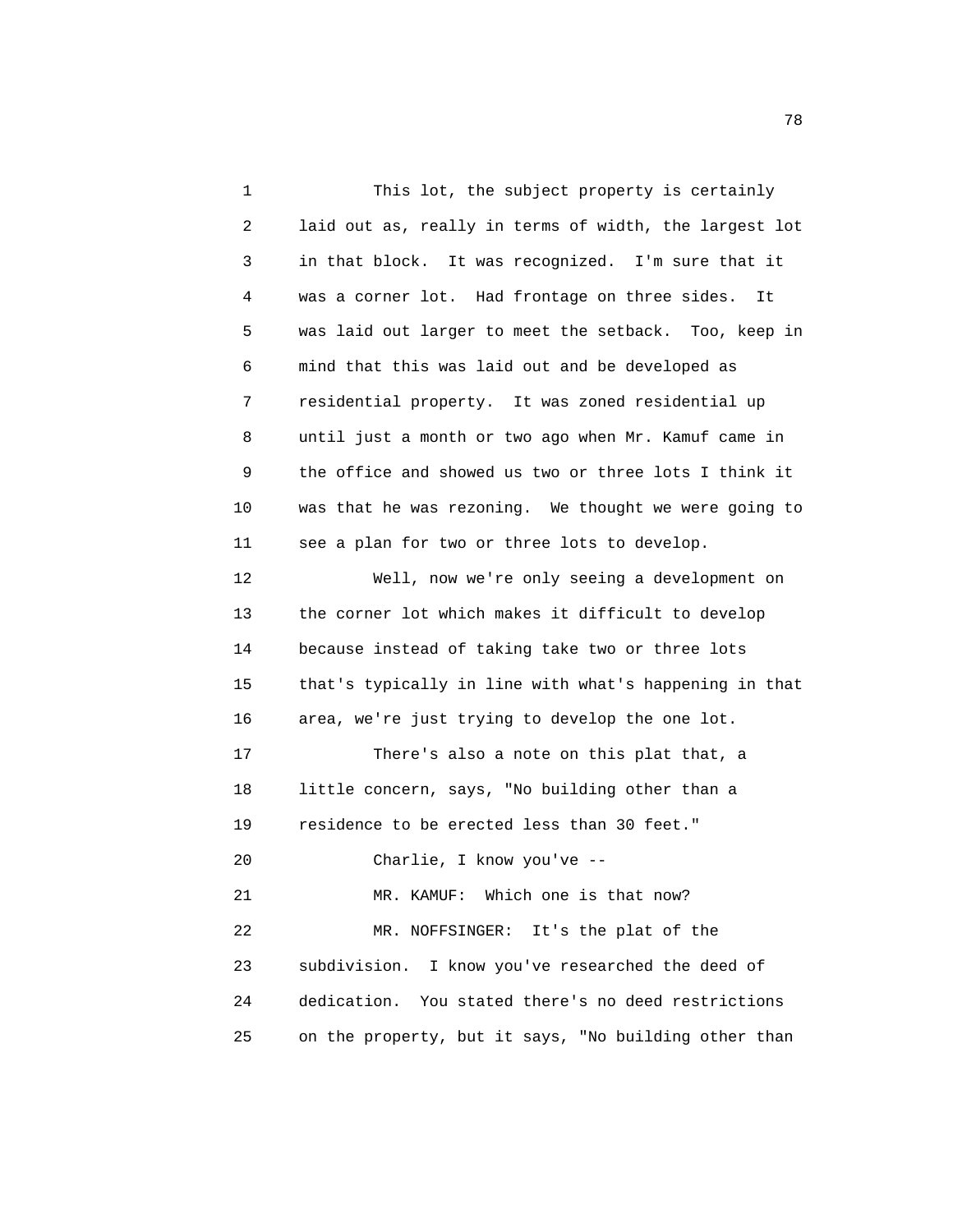This lot, the subject property is certainly laid out as, really in terms of width, the largest lot in that block. It was recognized. I'm sure that it was a corner lot. Had frontage on three sides. It was laid out larger to meet the setback. Too, keep in mind that this was laid out and be developed as residential property. It was zoned residential up until just a month or two ago when Mr. Kamuf came in the office and showed us two or three lots I think it was that he was rezoning. We thought we were going to see a plan for two or three lots to develop.

Well, now we're only seeing a development on the corner lot which makes it difficult to develop because instead of taking take two or three lots that's typically in line with what's happening in that area, we're just trying to develop the one lot.

There's also a note on this plat that, a little concern, says, "No building other than a residence to be erected less than 30 feet."

Charlie, I know you've --

MR. KAMUF: Which one is that now?

MR. NOFFSINGER: It's the plat of the subdivision. I know you've researched the deed of dedication. You stated there's no deed restrictions on the property, but it says, "No building other than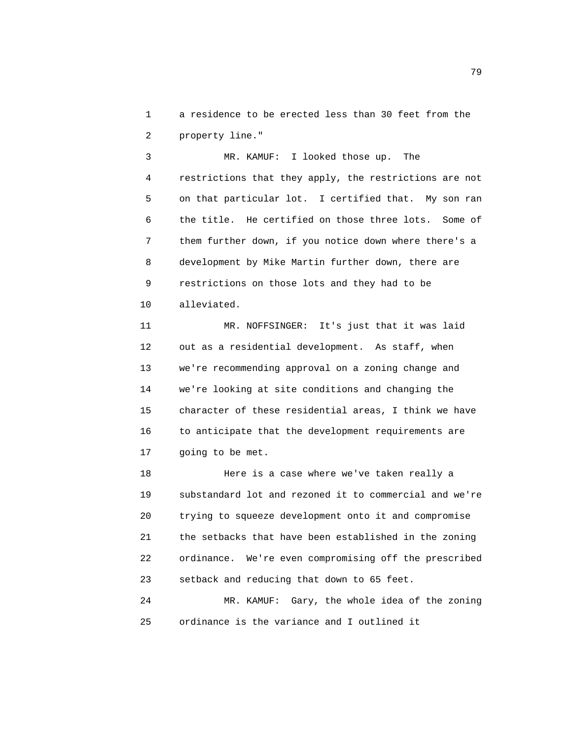1 a residence to be erected less than 30 feet from the
2 property line."

3 MR. KAMUF: I looked those up. The
4 restrictions that they apply, the restrictions are not
5 on that particular lot. I certified that. My son ran
6 the title. He certified on those three lots. Some of
7 them further down, if you notice down where there's a
8 development by Mike Martin further down, there are
9 restrictions on those lots and they had to be
10 alleviated.

11 MR. NOFFSINGER: It's just that it was laid
12 out as a residential development. As staff, when
13 we're recommending approval on a zoning change and
14 we're looking at site conditions and changing the
15 character of these residential areas, I think we have
16 to anticipate that the development requirements are
17 going to be met.

18 Here is a case where we've taken really a
19 substandard lot and rezoned it to commercial and we're
20 trying to squeeze development onto it and compromise
21 the setbacks that have been established in the zoning
22 ordinance. We're even compromising off the prescribed
23 setback and reducing that down to 65 feet.

24 MR. KAMUF: Gary, the whole idea of the zoning
25 ordinance is the variance and I outlined it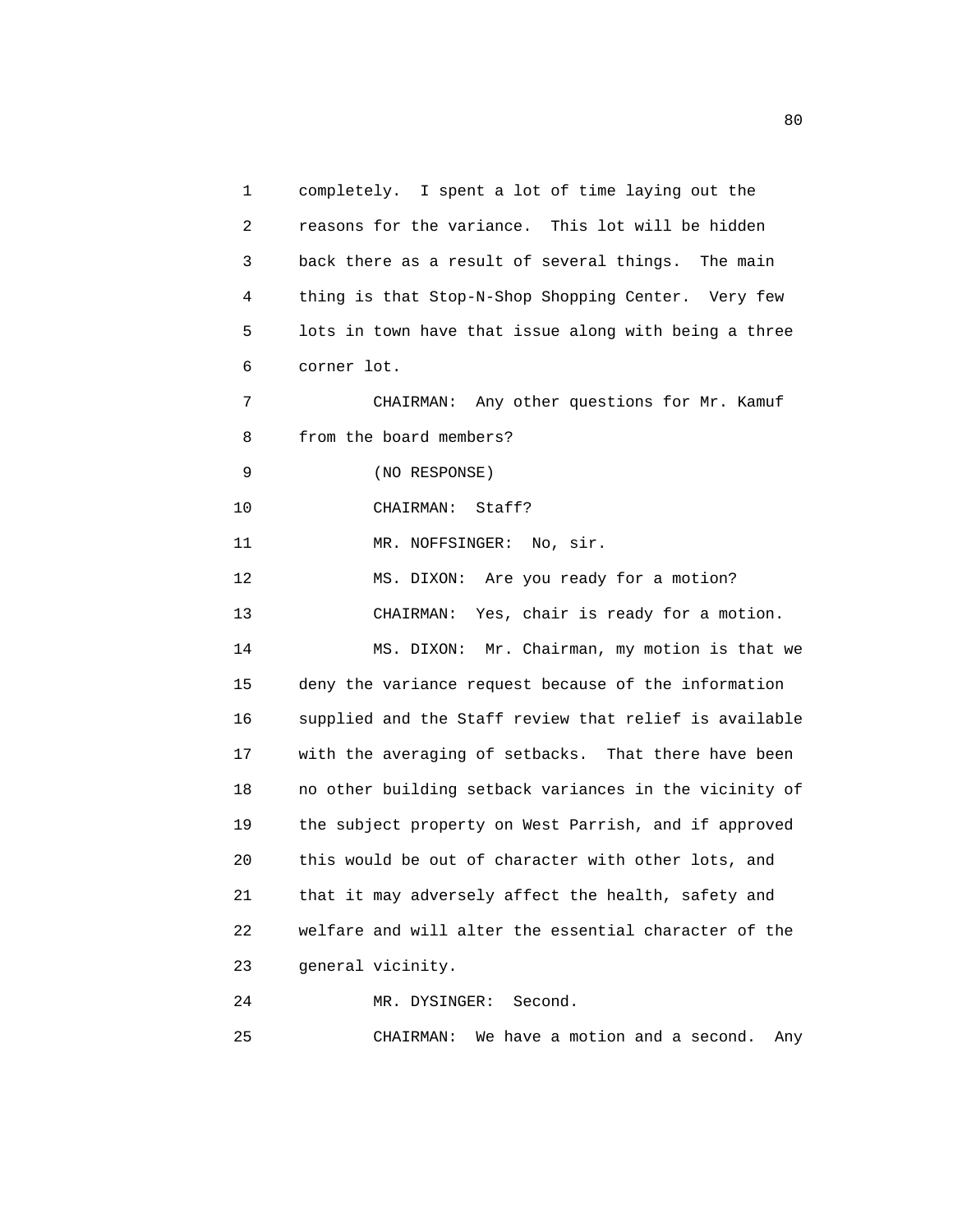completely. I spent a lot of time laying out the reasons for the variance. This lot will be hidden back there as a result of several things. The main thing is that Stop-N-Shop Shopping Center. Very few lots in town have that issue along with being a three corner lot.

CHAIRMAN: Any other questions for Mr. Kamuf from the board members?

(NO RESPONSE)

CHAIRMAN: Staff?

MR. NOFFSINGER: No, sir.

MS. DIXON: Are you ready for a motion?

CHAIRMAN: Yes, chair is ready for a motion.

MS. DIXON: Mr. Chairman, my motion is that we deny the variance request because of the information supplied and the Staff review that relief is available with the averaging of setbacks. That there have been no other building setback variances in the vicinity of the subject property on West Parrish, and if approved this would be out of character with other lots, and that it may adversely affect the health, safety and welfare and will alter the essential character of the general vicinity.

MR. DYSINGER: Second.

CHAIRMAN: We have a motion and a second. Any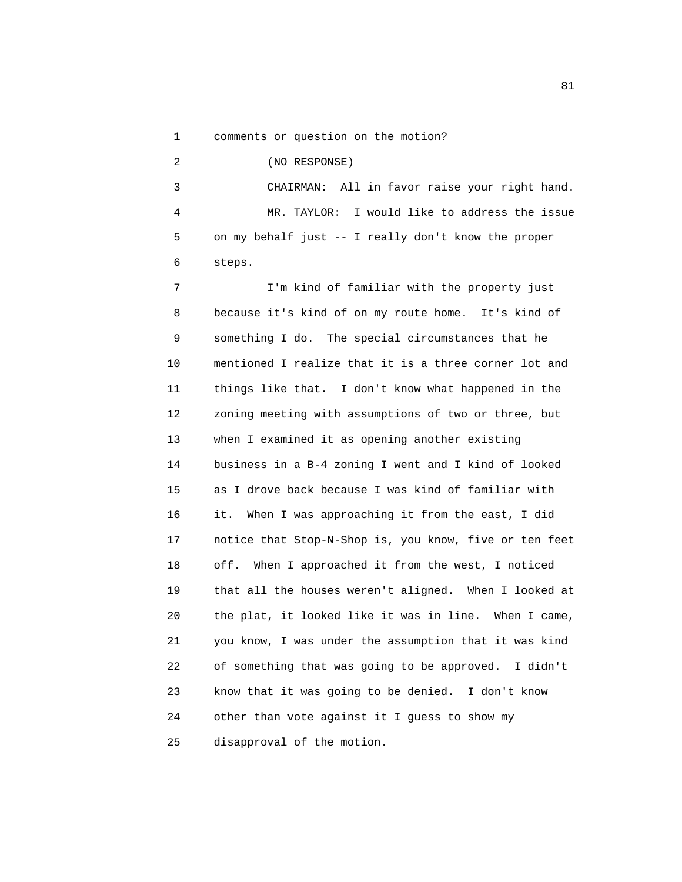comments or question on the motion?

(NO RESPONSE)

CHAIRMAN: All in favor raise your right hand.

MR. TAYLOR: I would like to address the issue on my behalf just -- I really don't know the proper steps.

I'm kind of familiar with the property just because it's kind of on my route home. It's kind of something I do. The special circumstances that he mentioned I realize that it is a three corner lot and things like that. I don't know what happened in the zoning meeting with assumptions of two or three, but when I examined it as opening another existing business in a B-4 zoning I went and I kind of looked as I drove back because I was kind of familiar with it. When I was approaching it from the east, I did notice that Stop-N-Shop is, you know, five or ten feet off. When I approached it from the west, I noticed that all the houses weren't aligned. When I looked at the plat, it looked like it was in line. When I came, you know, I was under the assumption that it was kind of something that was going to be approved. I didn't know that it was going to be denied. I don't know other than vote against it I guess to show my disapproval of the motion.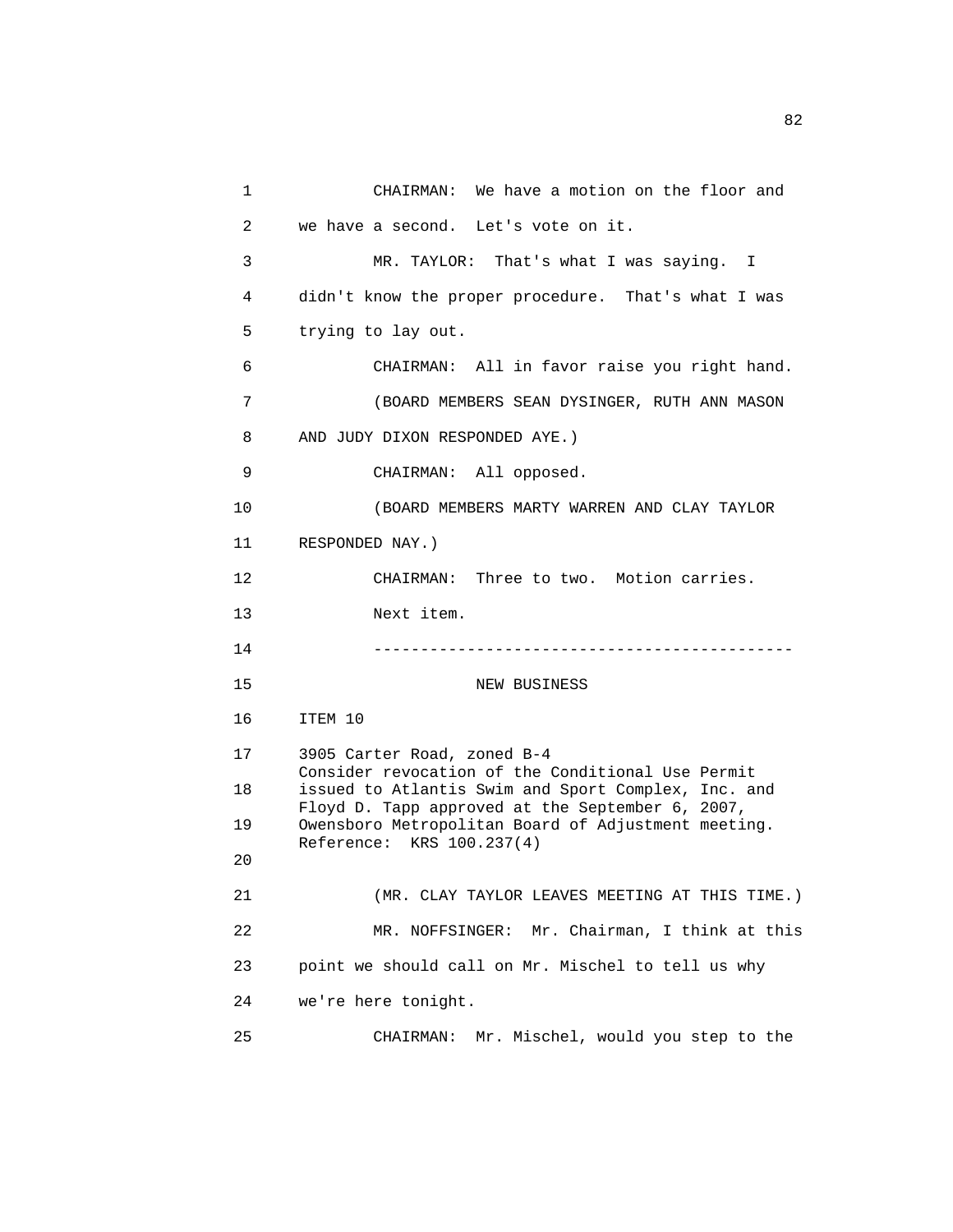CHAIRMAN: We have a motion on the floor and we have a second. Let's vote on it.

MR. TAYLOR: That's what I was saying. I didn't know the proper procedure. That's what I was trying to lay out.

CHAIRMAN: All in favor raise you right hand.

(BOARD MEMBERS SEAN DYSINGER, RUTH ANN MASON AND JUDY DIXON RESPONDED AYE.)

CHAIRMAN: All opposed.

(BOARD MEMBERS MARTY WARREN AND CLAY TAYLOR RESPONDED NAY.)

CHAIRMAN: Three to two. Motion carries.

Next item.

---

NEW BUSINESS

ITEM 10

3905 Carter Road, zoned B-4
Consider revocation of the Conditional Use Permit issued to Atlantis Swim and Sport Complex, Inc. and Floyd D. Tapp approved at the September 6, 2007, Owensboro Metropolitan Board of Adjustment meeting.
Reference: KRS 100.237(4)

(MR. CLAY TAYLOR LEAVES MEETING AT THIS TIME.)

MR. NOFFSINGER: Mr. Chairman, I think at this point we should call on Mr. Mischel to tell us why we're here tonight.

CHAIRMAN: Mr. Mischel, would you step to the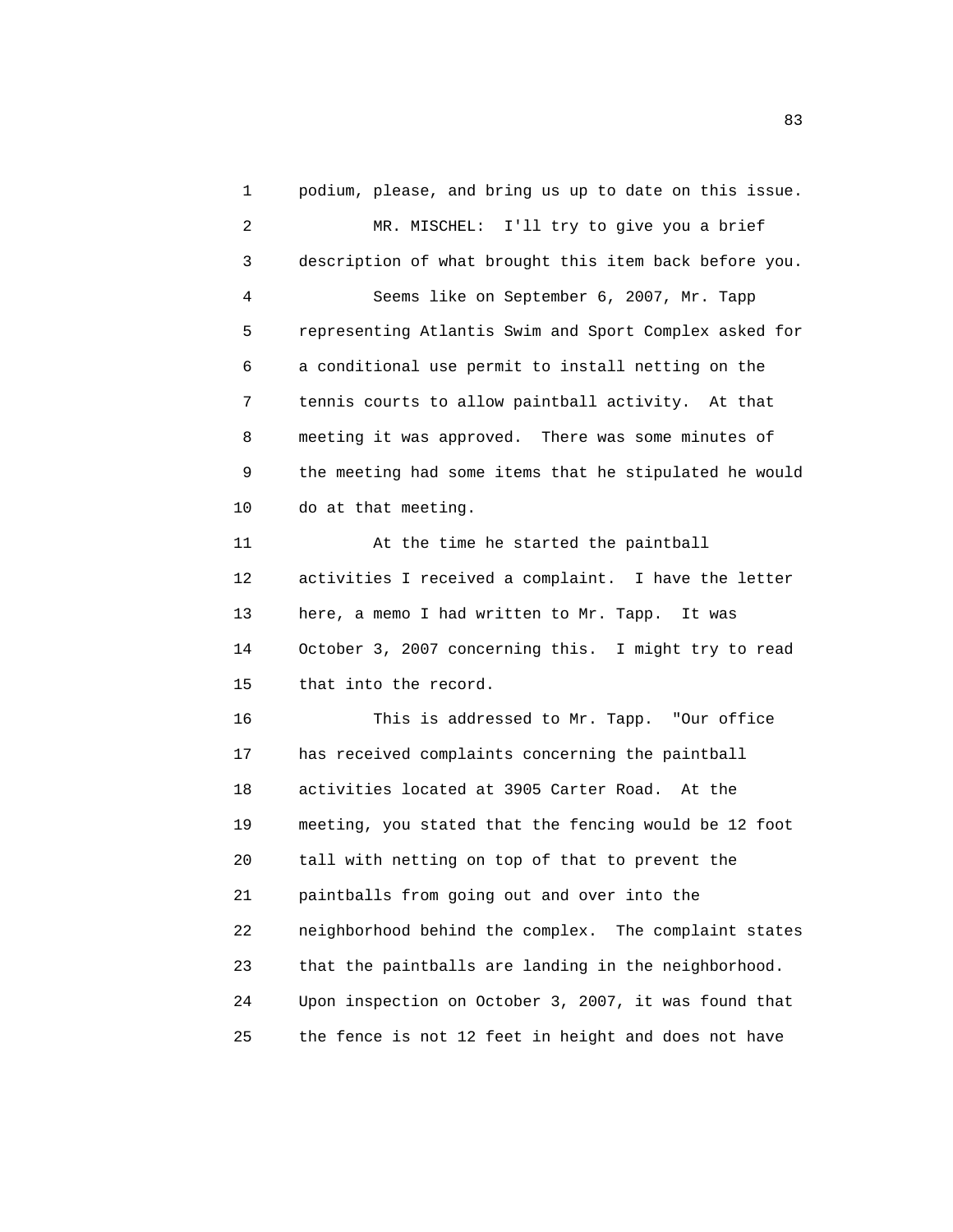podium, please, and bring us up to date on this issue.

MR. MISCHEL: I'll try to give you a brief description of what brought this item back before you.

Seems like on September 6, 2007, Mr. Tapp representing Atlantis Swim and Sport Complex asked for a conditional use permit to install netting on the tennis courts to allow paintball activity. At that meeting it was approved. There was some minutes of the meeting had some items that he stipulated he would do at that meeting.

At the time he started the paintball activities I received a complaint. I have the letter here, a memo I had written to Mr. Tapp. It was October 3, 2007 concerning this. I might try to read that into the record.

This is addressed to Mr. Tapp. "Our office has received complaints concerning the paintball activities located at 3905 Carter Road. At the meeting, you stated that the fencing would be 12 foot tall with netting on top of that to prevent the paintballs from going out and over into the neighborhood behind the complex. The complaint states that the paintballs are landing in the neighborhood. Upon inspection on October 3, 2007, it was found that the fence is not 12 feet in height and does not have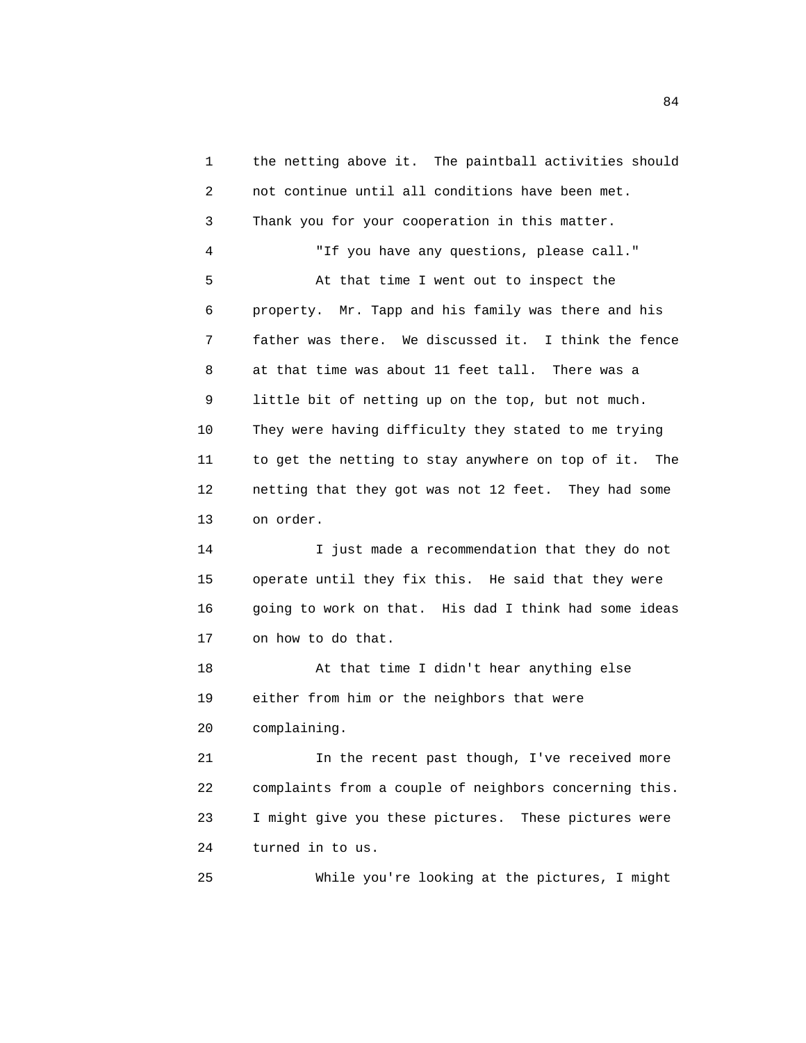the netting above it. The paintball activities should not continue until all conditions have been met. Thank you for your cooperation in this matter.

"If you have any questions, please call."

At that time I went out to inspect the property. Mr. Tapp and his family was there and his father was there. We discussed it. I think the fence at that time was about 11 feet tall. There was a little bit of netting up on the top, but not much. They were having difficulty they stated to me trying to get the netting to stay anywhere on top of it. The netting that they got was not 12 feet. They had some on order.

I just made a recommendation that they do not operate until they fix this. He said that they were going to work on that. His dad I think had some ideas on how to do that.

At that time I didn't hear anything else either from him or the neighbors that were complaining.

In the recent past though, I've received more complaints from a couple of neighbors concerning this. I might give you these pictures. These pictures were turned in to us.

While you're looking at the pictures, I might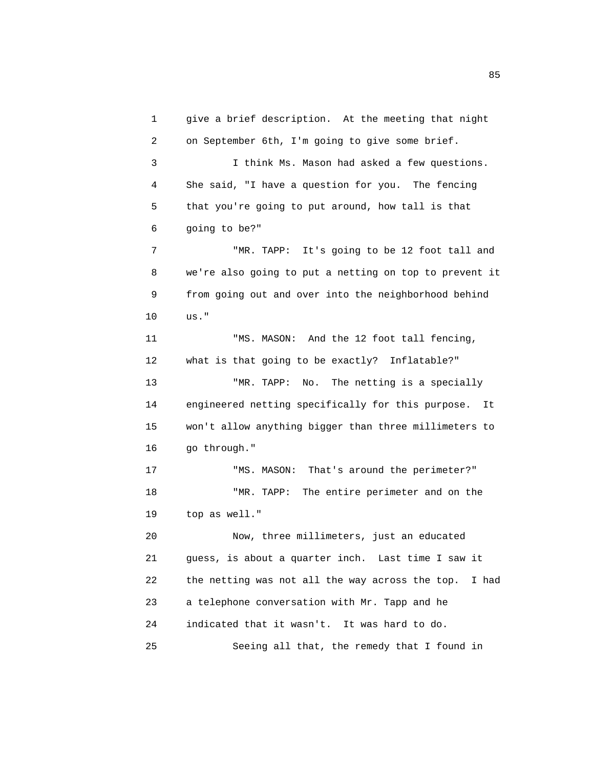give a brief description. At the meeting that night on September 6th, I'm going to give some brief.

I think Ms. Mason had asked a few questions. She said, "I have a question for you. The fencing that you're going to put around, how tall is that going to be?"

"MR. TAPP: It's going to be 12 foot tall and we're also going to put a netting on top to prevent it from going out and over into the neighborhood behind us."

"MS. MASON: And the 12 foot tall fencing, what is that going to be exactly? Inflatable?"

"MR. TAPP: No. The netting is a specially engineered netting specifically for this purpose. It won't allow anything bigger than three millimeters to go through."

"MS. MASON: That's around the perimeter?"

"MR. TAPP: The entire perimeter and on the top as well."

Now, three millimeters, just an educated guess, is about a quarter inch. Last time I saw it the netting was not all the way across the top. I had a telephone conversation with Mr. Tapp and he indicated that it wasn't. It was hard to do.

Seeing all that, the remedy that I found in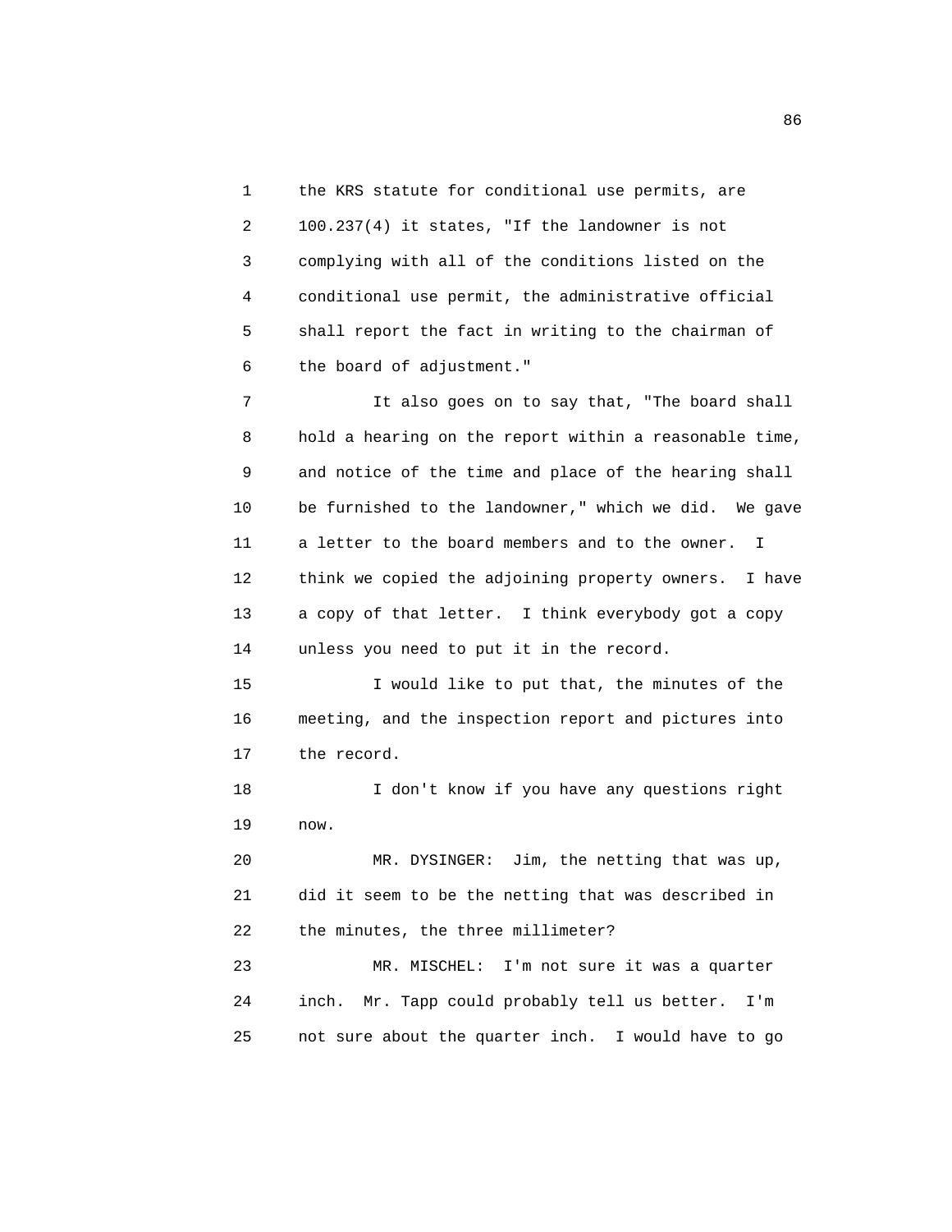1 the KRS statute for conditional use permits, are
2 100.237(4) it states, "If the landowner is not
3 complying with all of the conditions listed on the
4 conditional use permit, the administrative official
5 shall report the fact in writing to the chairman of
6 the board of adjustment."

7 It also goes on to say that, "The board shall
8 hold a hearing on the report within a reasonable time,
9 and notice of the time and place of the hearing shall
10 be furnished to the landowner," which we did. We gave
11 a letter to the board members and to the owner. I
12 think we copied the adjoining property owners. I have
13 a copy of that letter. I think everybody got a copy
14 unless you need to put it in the record.

15 I would like to put that, the minutes of the
16 meeting, and the inspection report and pictures into
17 the record.

18 I don't know if you have any questions right
19 now.

20 MR. DYSINGER: Jim, the netting that was up,
21 did it seem to be the netting that was described in
22 the minutes, the three millimeter?

23 MR. MISCHEL: I'm not sure it was a quarter
24 inch. Mr. Tapp could probably tell us better. I'm
25 not sure about the quarter inch. I would have to go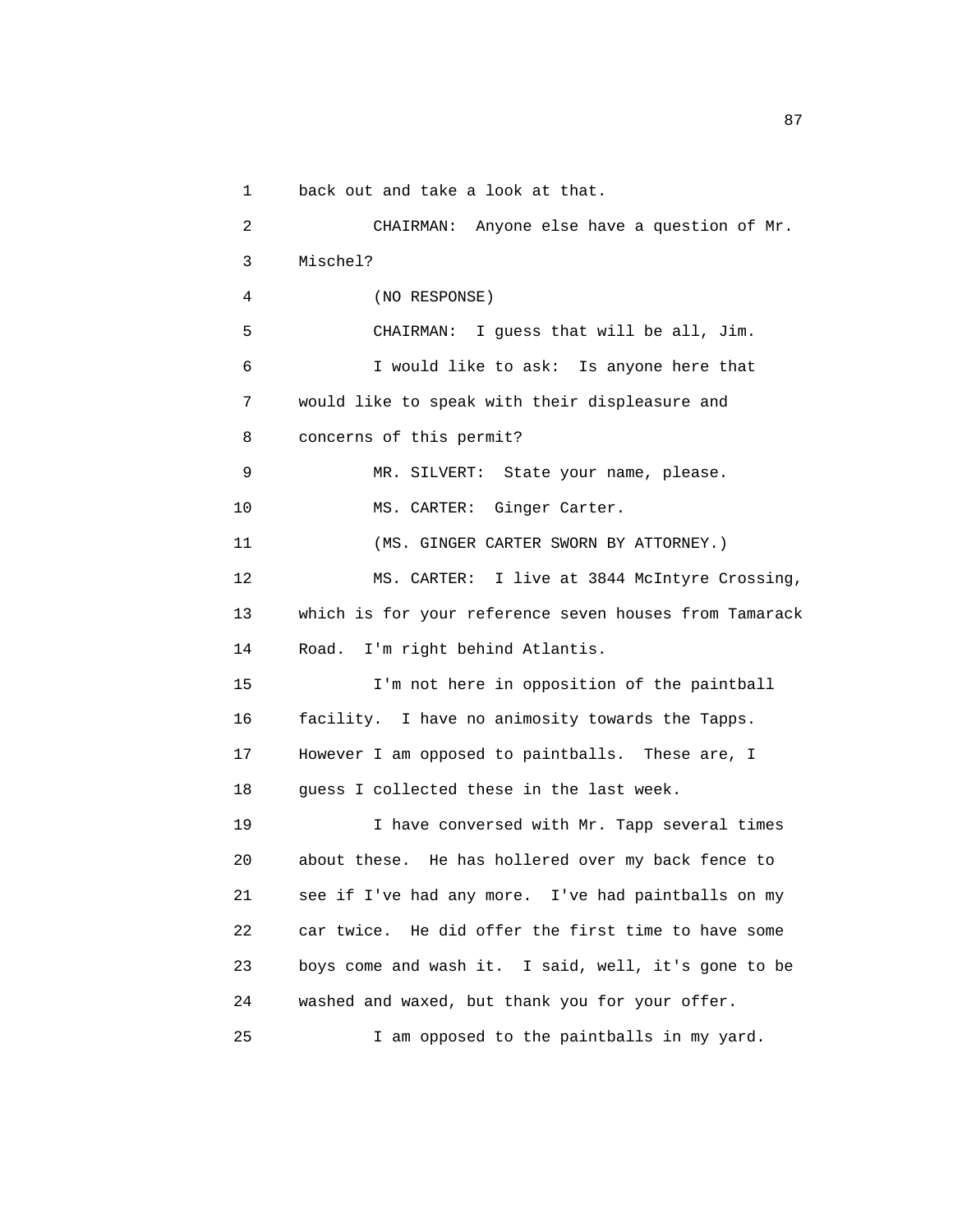1 back out and take a look at that.

2 CHAIRMAN: Anyone else have a question of Mr.

3 Mischel?

4 (NO RESPONSE)

5 CHAIRMAN: I guess that will be all, Jim.

6 I would like to ask: Is anyone here that

7 would like to speak with their displeasure and

8 concerns of this permit?

9 MR. SILVERT: State your name, please.

10 MS. CARTER: Ginger Carter.

11 (MS. GINGER CARTER SWORN BY ATTORNEY.)

12 MS. CARTER: I live at 3844 McIntyre Crossing,

13 which is for your reference seven houses from Tamarack

14 Road. I'm right behind Atlantis.

15 I'm not here in opposition of the paintball

16 facility. I have no animosity towards the Tapps.

17 However I am opposed to paintballs. These are, I

18 guess I collected these in the last week.

19 I have conversed with Mr. Tapp several times

20 about these. He has hollered over my back fence to

21 see if I've had any more. I've had paintballs on my

22 car twice. He did offer the first time to have some

23 boys come and wash it. I said, well, it's gone to be

24 washed and waxed, but thank you for your offer.

25 I am opposed to the paintballs in my yard.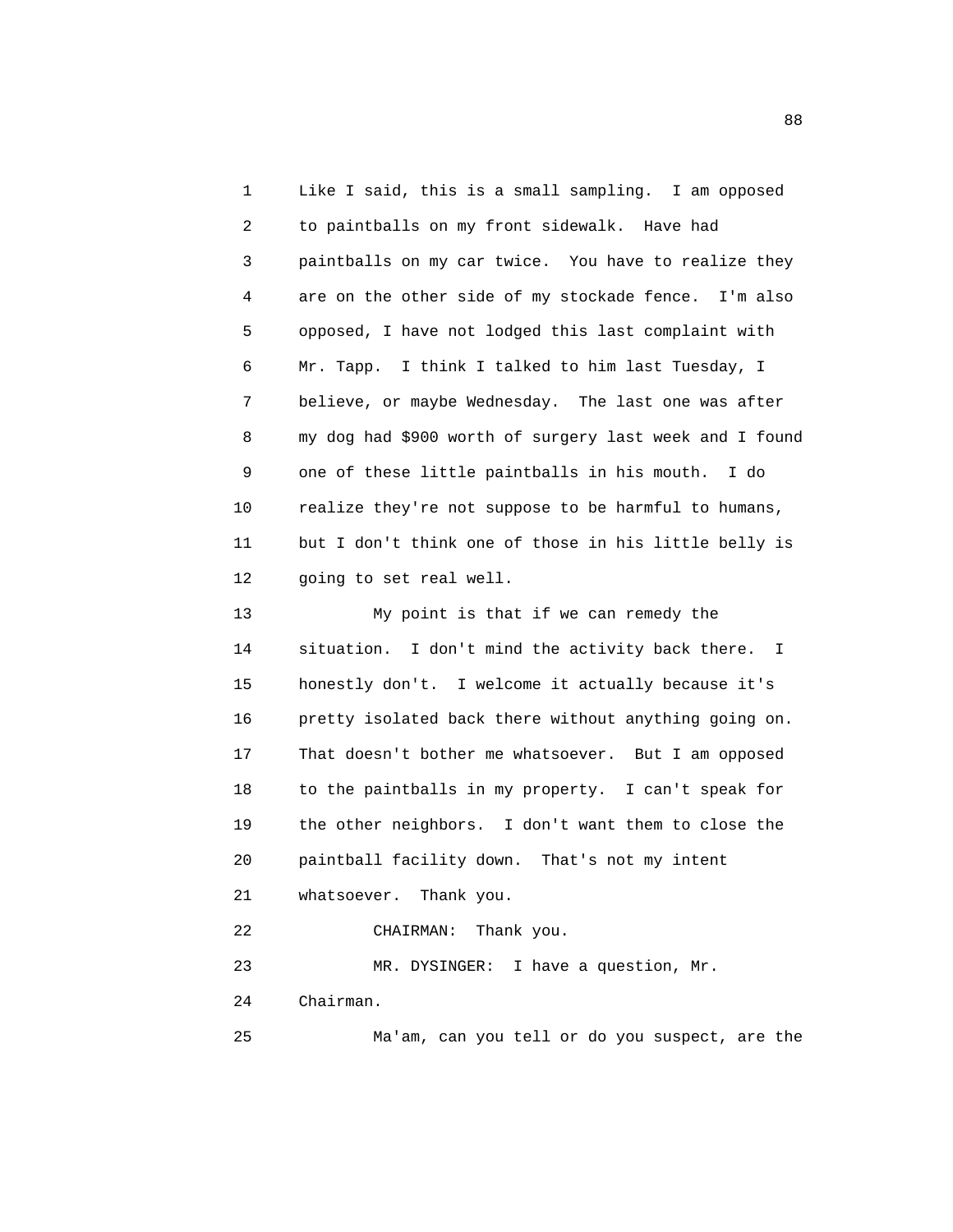Like I said, this is a small sampling. I am opposed to paintballs on my front sidewalk. Have had paintballs on my car twice. You have to realize they are on the other side of my stockade fence. I'm also opposed, I have not lodged this last complaint with Mr. Tapp. I think I talked to him last Tuesday, I believe, or maybe Wednesday. The last one was after my dog had $900 worth of surgery last week and I found one of these little paintballs in his mouth. I do realize they're not suppose to be harmful to humans, but I don't think one of those in his little belly is going to set real well.

My point is that if we can remedy the situation. I don't mind the activity back there. I honestly don't. I welcome it actually because it's pretty isolated back there without anything going on. That doesn't bother me whatsoever. But I am opposed to the paintballs in my property. I can't speak for the other neighbors. I don't want them to close the paintball facility down. That's not my intent whatsoever. Thank you.

CHAIRMAN: Thank you.

MR. DYSINGER: I have a question, Mr. Chairman.

Ma'am, can you tell or do you suspect, are the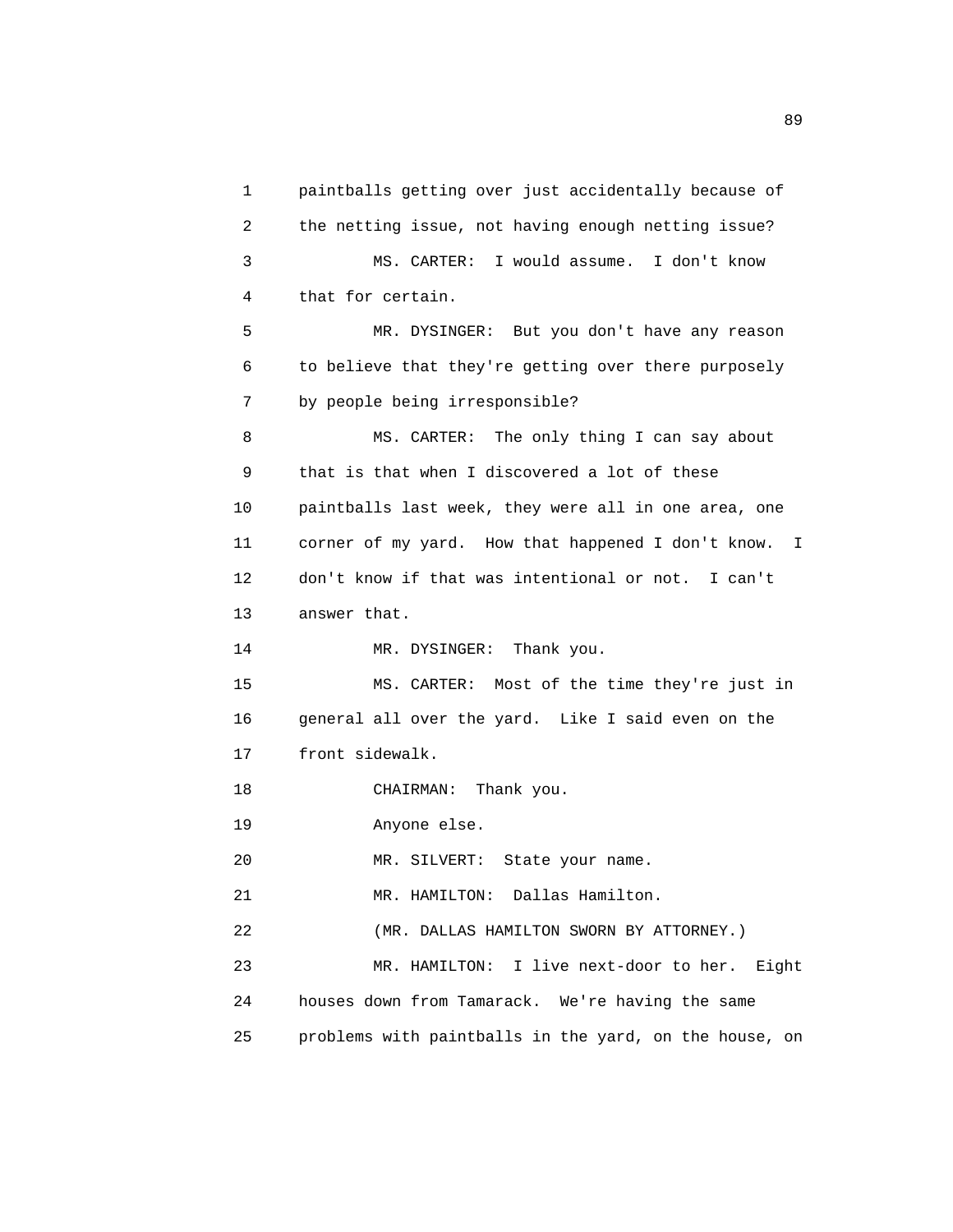paintballs getting over just accidentally because of the netting issue, not having enough netting issue?

MS. CARTER: I would assume. I don't know that for certain.

MR. DYSINGER: But you don't have any reason to believe that they're getting over there purposely by people being irresponsible?

MS. CARTER: The only thing I can say about that is that when I discovered a lot of these paintballs last week, they were all in one area, one corner of my yard. How that happened I don't know. I don't know if that was intentional or not. I can't answer that.

MR. DYSINGER: Thank you.

MS. CARTER: Most of the time they're just in general all over the yard. Like I said even on the front sidewalk.

CHAIRMAN: Thank you.

Anyone else.

MR. SILVERT: State your name.

MR. HAMILTON: Dallas Hamilton.

(MR. DALLAS HAMILTON SWORN BY ATTORNEY.)

MR. HAMILTON: I live next-door to her. Eight houses down from Tamarack. We're having the same problems with paintballs in the yard, on the house, on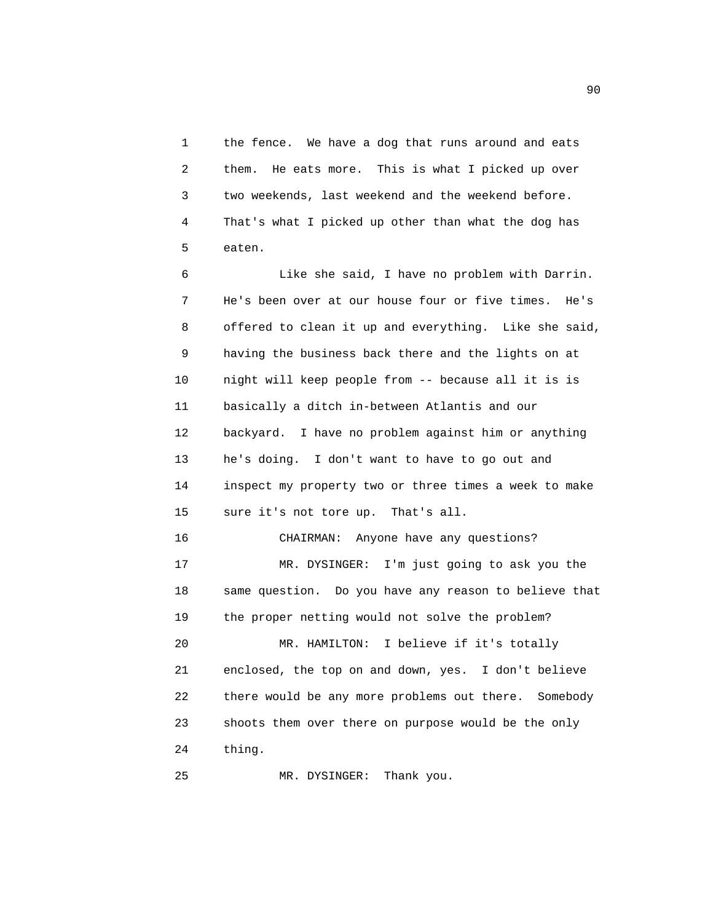the fence. We have a dog that runs around and eats them. He eats more. This is what I picked up over two weekends, last weekend and the weekend before. That's what I picked up other than what the dog has eaten.

Like she said, I have no problem with Darrin. He's been over at our house four or five times. He's offered to clean it up and everything. Like she said, having the business back there and the lights on at night will keep people from -- because all it is is basically a ditch in-between Atlantis and our backyard. I have no problem against him or anything he's doing. I don't want to have to go out and inspect my property two or three times a week to make sure it's not tore up. That's all.

CHAIRMAN: Anyone have any questions?

MR. DYSINGER: I'm just going to ask you the same question. Do you have any reason to believe that the proper netting would not solve the problem?

MR. HAMILTON: I believe if it's totally enclosed, the top on and down, yes. I don't believe there would be any more problems out there. Somebody shoots them over there on purpose would be the only thing.

MR. DYSINGER: Thank you.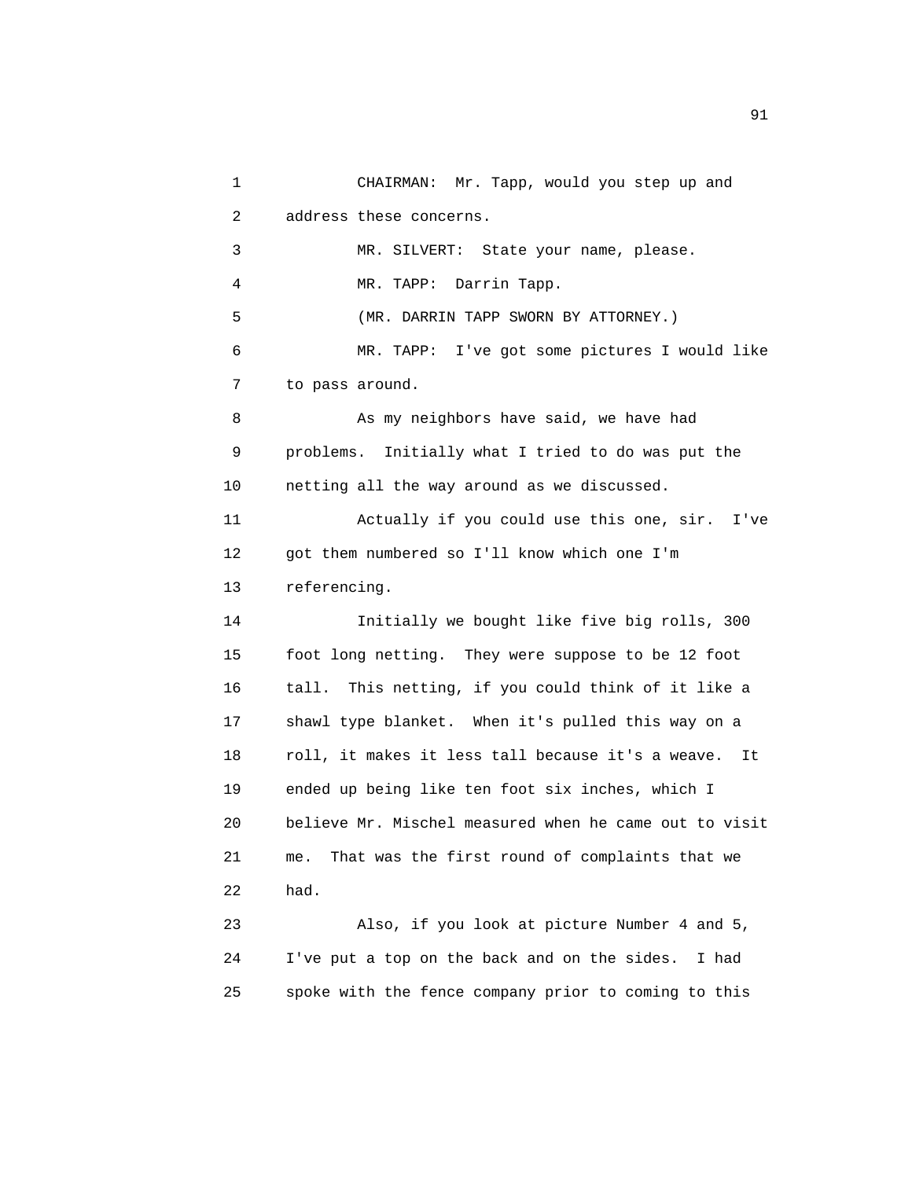CHAIRMAN: Mr. Tapp, would you step up and address these concerns.

MR. SILVERT: State your name, please.

MR. TAPP: Darrin Tapp.

(MR. DARRIN TAPP SWORN BY ATTORNEY.)

MR. TAPP: I've got some pictures I would like to pass around.

As my neighbors have said, we have had problems. Initially what I tried to do was put the netting all the way around as we discussed.

Actually if you could use this one, sir. I've got them numbered so I'll know which one I'm referencing.

Initially we bought like five big rolls, 300 foot long netting. They were suppose to be 12 foot tall. This netting, if you could think of it like a shawl type blanket. When it's pulled this way on a roll, it makes it less tall because it's a weave. It ended up being like ten foot six inches, which I believe Mr. Mischel measured when he came out to visit me. That was the first round of complaints that we had.

Also, if you look at picture Number 4 and 5, I've put a top on the back and on the sides. I had spoke with the fence company prior to coming to this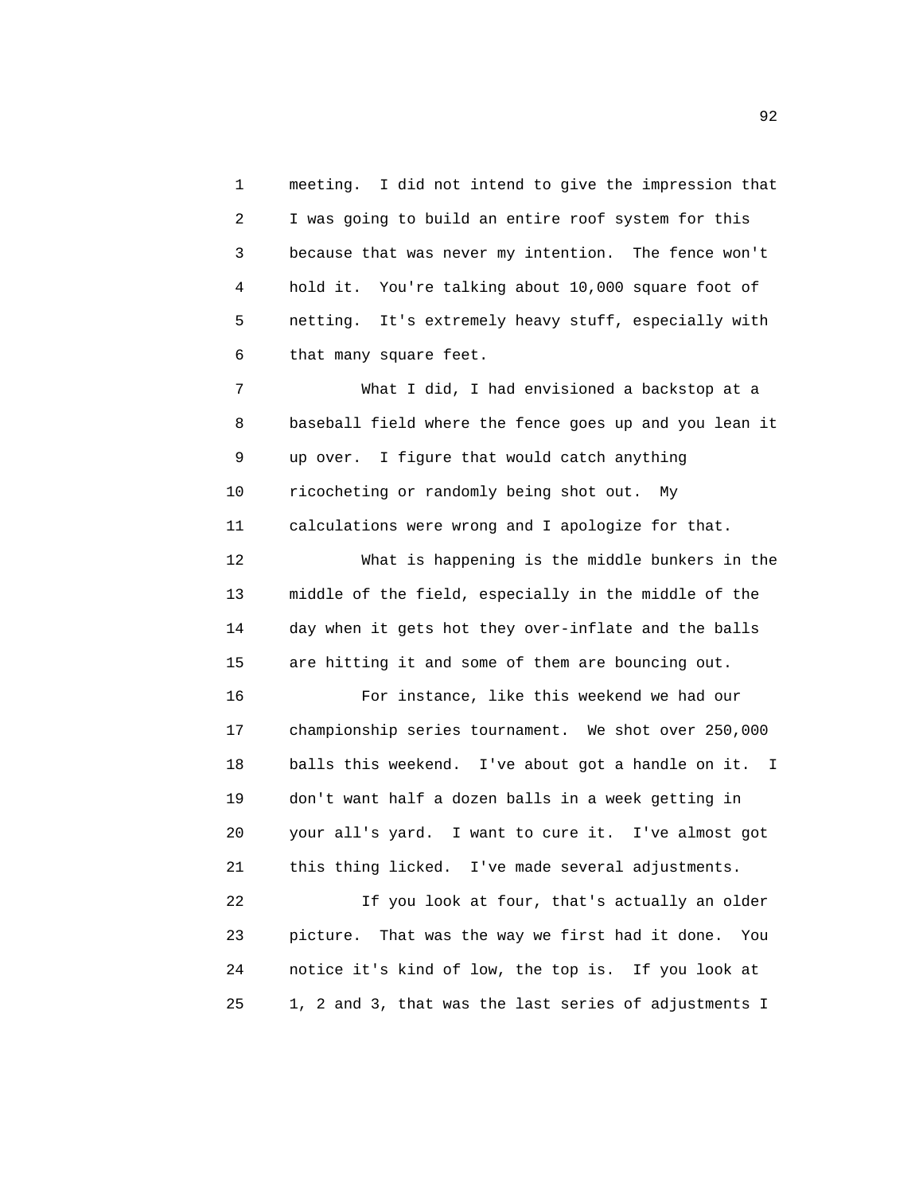meeting. I did not intend to give the impression that I was going to build an entire roof system for this because that was never my intention. The fence won't hold it. You're talking about 10,000 square foot of netting. It's extremely heavy stuff, especially with that many square feet.

What I did, I had envisioned a backstop at a baseball field where the fence goes up and you lean it up over. I figure that would catch anything ricocheting or randomly being shot out. My calculations were wrong and I apologize for that.

What is happening is the middle bunkers in the middle of the field, especially in the middle of the day when it gets hot they over-inflate and the balls are hitting it and some of them are bouncing out.

For instance, like this weekend we had our championship series tournament. We shot over 250,000 balls this weekend. I've about got a handle on it. I don't want half a dozen balls in a week getting in your all's yard. I want to cure it. I've almost got this thing licked. I've made several adjustments.

If you look at four, that's actually an older picture. That was the way we first had it done. You notice it's kind of low, the top is. If you look at 1, 2 and 3, that was the last series of adjustments I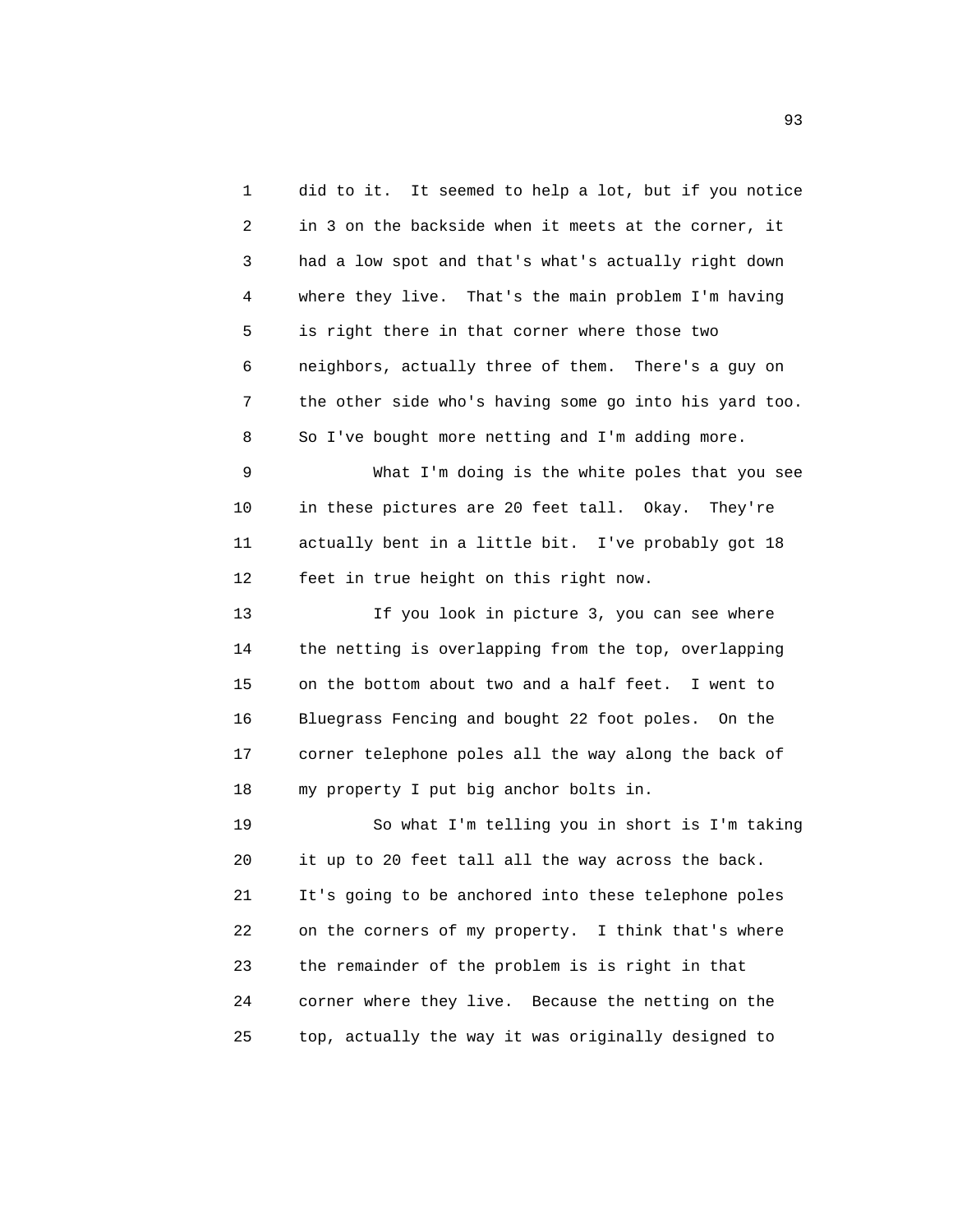did to it. It seemed to help a lot, but if you notice in 3 on the backside when it meets at the corner, it had a low spot and that's what's actually right down where they live. That's the main problem I'm having is right there in that corner where those two neighbors, actually three of them. There's a guy on the other side who's having some go into his yard too. So I've bought more netting and I'm adding more.

What I'm doing is the white poles that you see in these pictures are 20 feet tall. Okay. They're actually bent in a little bit. I've probably got 18 feet in true height on this right now.

If you look in picture 3, you can see where the netting is overlapping from the top, overlapping on the bottom about two and a half feet. I went to Bluegrass Fencing and bought 22 foot poles. On the corner telephone poles all the way along the back of my property I put big anchor bolts in.

So what I'm telling you in short is I'm taking it up to 20 feet tall all the way across the back. It's going to be anchored into these telephone poles on the corners of my property. I think that's where the remainder of the problem is is right in that corner where they live. Because the netting on the top, actually the way it was originally designed to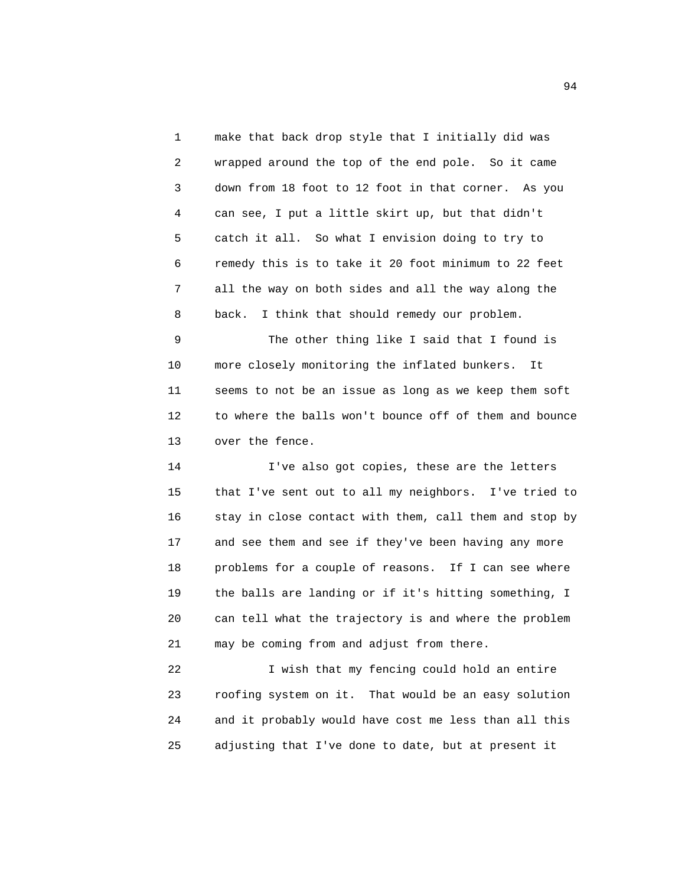make that back drop style that I initially did was wrapped around the top of the end pole. So it came down from 18 foot to 12 foot in that corner. As you can see, I put a little skirt up, but that didn't catch it all. So what I envision doing to try to remedy this is to take it 20 foot minimum to 22 feet all the way on both sides and all the way along the back. I think that should remedy our problem.

The other thing like I said that I found is more closely monitoring the inflated bunkers. It seems to not be an issue as long as we keep them soft to where the balls won't bounce off of them and bounce over the fence.

I've also got copies, these are the letters that I've sent out to all my neighbors. I've tried to stay in close contact with them, call them and stop by and see them and see if they've been having any more problems for a couple of reasons. If I can see where the balls are landing or if it's hitting something, I can tell what the trajectory is and where the problem may be coming from and adjust from there.

I wish that my fencing could hold an entire roofing system on it. That would be an easy solution and it probably would have cost me less than all this adjusting that I've done to date, but at present it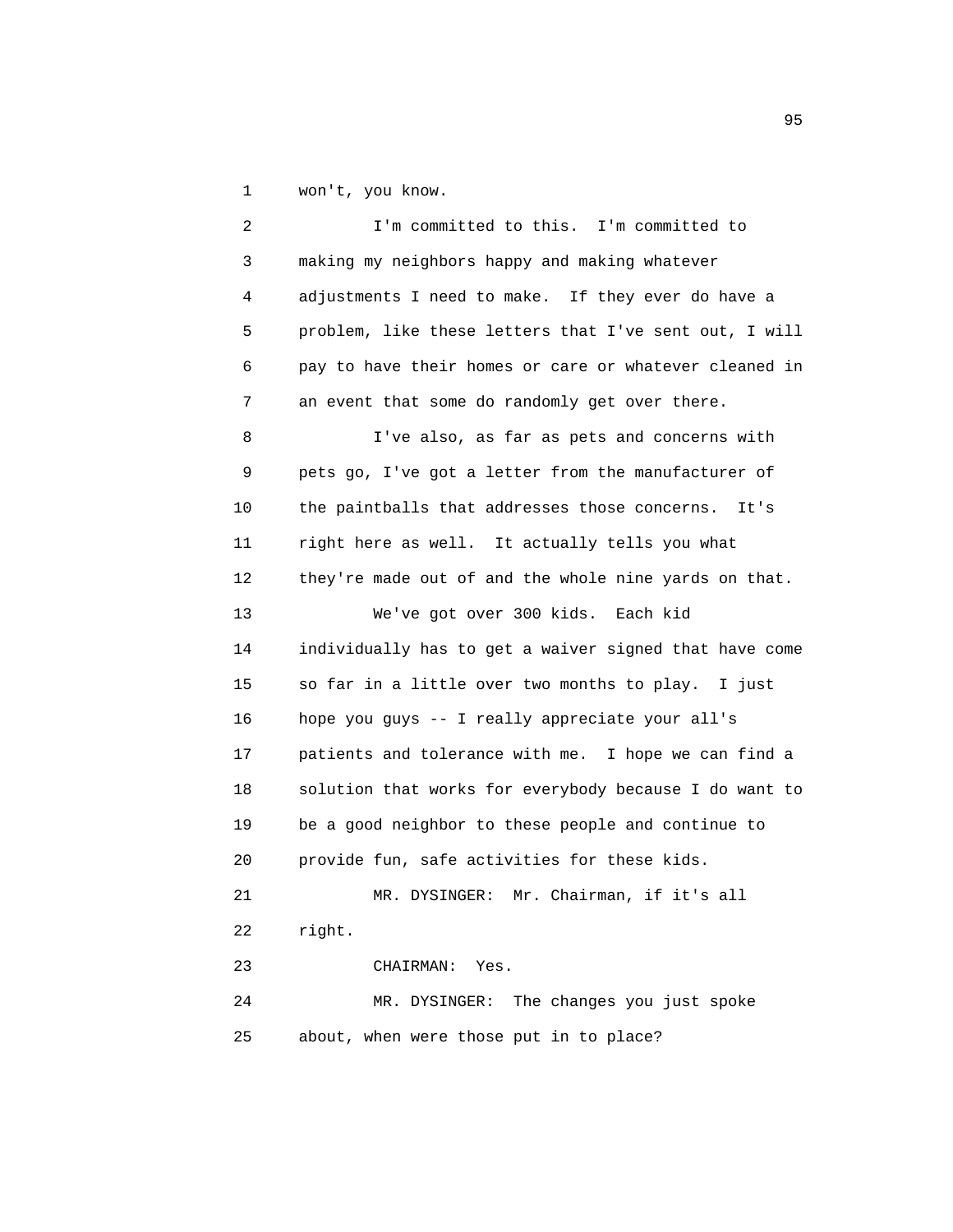won't, you know.

I'm committed to this. I'm committed to making my neighbors happy and making whatever adjustments I need to make. If they ever do have a problem, like these letters that I've sent out, I will pay to have their homes or care or whatever cleaned in an event that some do randomly get over there.

I've also, as far as pets and concerns with pets go, I've got a letter from the manufacturer of the paintballs that addresses those concerns. It's right here as well. It actually tells you what they're made out of and the whole nine yards on that.

We've got over 300 kids. Each kid individually has to get a waiver signed that have come so far in a little over two months to play. I just hope you guys -- I really appreciate your all's patients and tolerance with me. I hope we can find a solution that works for everybody because I do want to be a good neighbor to these people and continue to provide fun, safe activities for these kids.

MR. DYSINGER: Mr. Chairman, if it's all right.

CHAIRMAN: Yes.

MR. DYSINGER: The changes you just spoke about, when were those put in to place?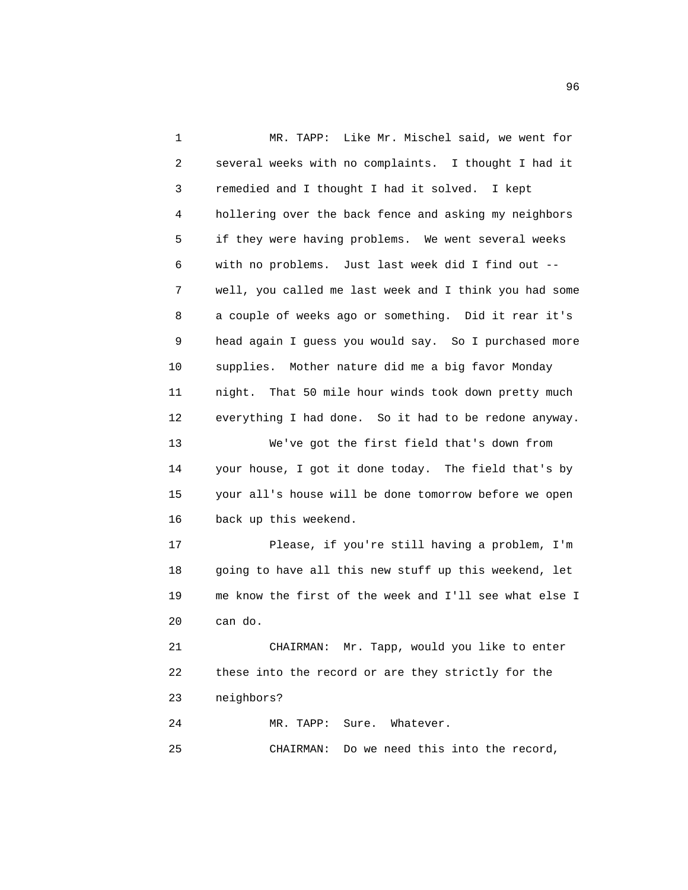MR. TAPP: Like Mr. Mischel said, we went for several weeks with no complaints. I thought I had it remedied and I thought I had it solved. I kept hollering over the back fence and asking my neighbors if they were having problems. We went several weeks with no problems. Just last week did I find out -- well, you called me last week and I think you had some a couple of weeks ago or something. Did it rear it's head again I guess you would say. So I purchased more supplies. Mother nature did me a big favor Monday night. That 50 mile hour winds took down pretty much everything I had done. So it had to be redone anyway.

We've got the first field that's down from your house, I got it done today. The field that's by your all's house will be done tomorrow before we open back up this weekend.

Please, if you're still having a problem, I'm going to have all this new stuff up this weekend, let me know the first of the week and I'll see what else I can do.

CHAIRMAN: Mr. Tapp, would you like to enter these into the record or are they strictly for the neighbors?

MR. TAPP: Sure. Whatever.

CHAIRMAN: Do we need this into the record,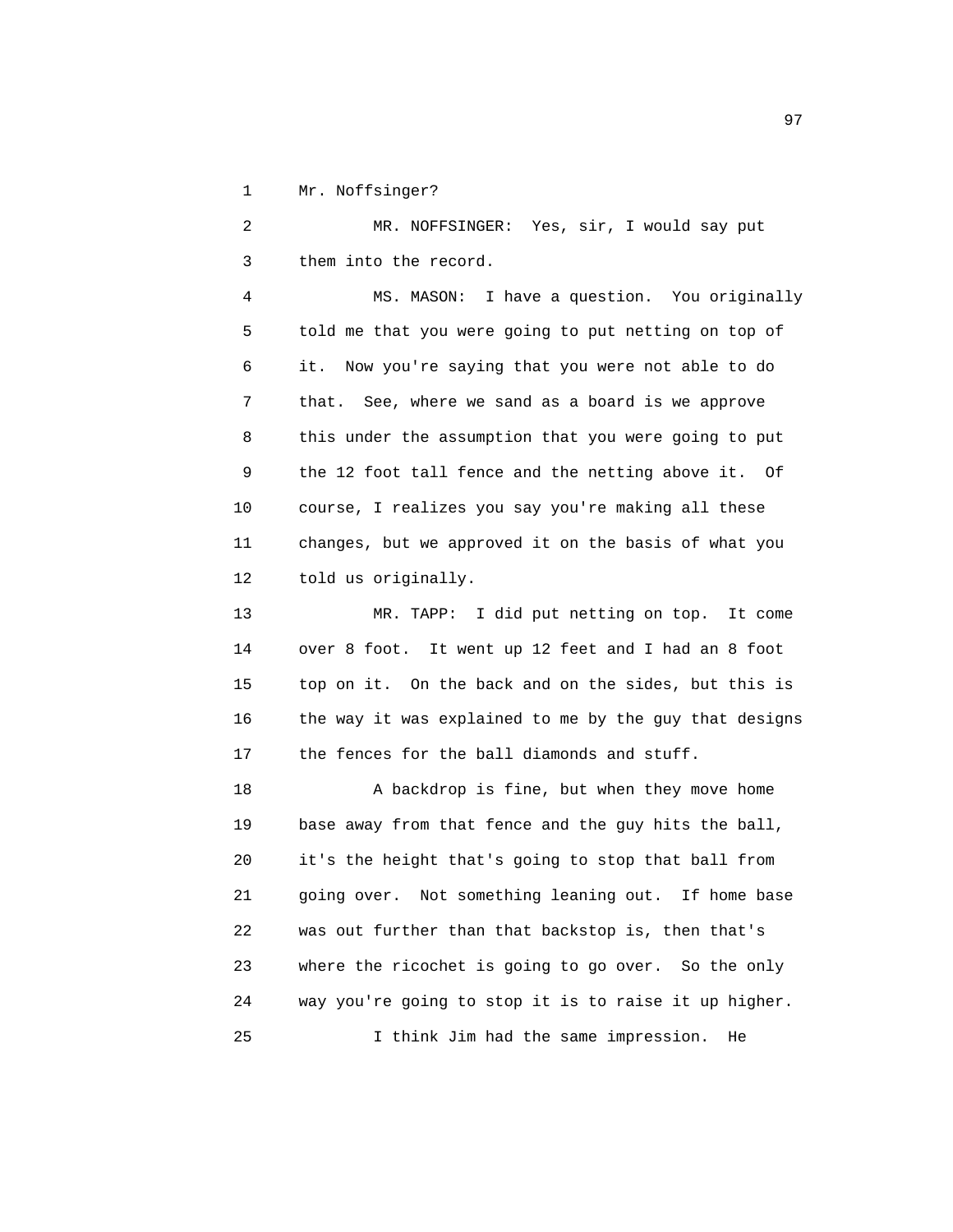1 Mr. Noffsinger?

2 MR. NOFFSINGER: Yes, sir, I would say put
3 them into the record.

4 MS. MASON: I have a question. You originally
5 told me that you were going to put netting on top of
6 it. Now you're saying that you were not able to do
7 that. See, where we sand as a board is we approve
8 this under the assumption that you were going to put
9 the 12 foot tall fence and the netting above it. Of
10 course, I realizes you say you're making all these
11 changes, but we approved it on the basis of what you
12 told us originally.

13 MR. TAPP: I did put netting on top. It come
14 over 8 foot. It went up 12 feet and I had an 8 foot
15 top on it. On the back and on the sides, but this is
16 the way it was explained to me by the guy that designs
17 the fences for the ball diamonds and stuff.

18 A backdrop is fine, but when they move home
19 base away from that fence and the guy hits the ball,
20 it's the height that's going to stop that ball from
21 going over. Not something leaning out. If home base
22 was out further than that backstop is, then that's
23 where the ricochet is going to go over. So the only
24 way you're going to stop it is to raise it up higher.

25 I think Jim had the same impression. He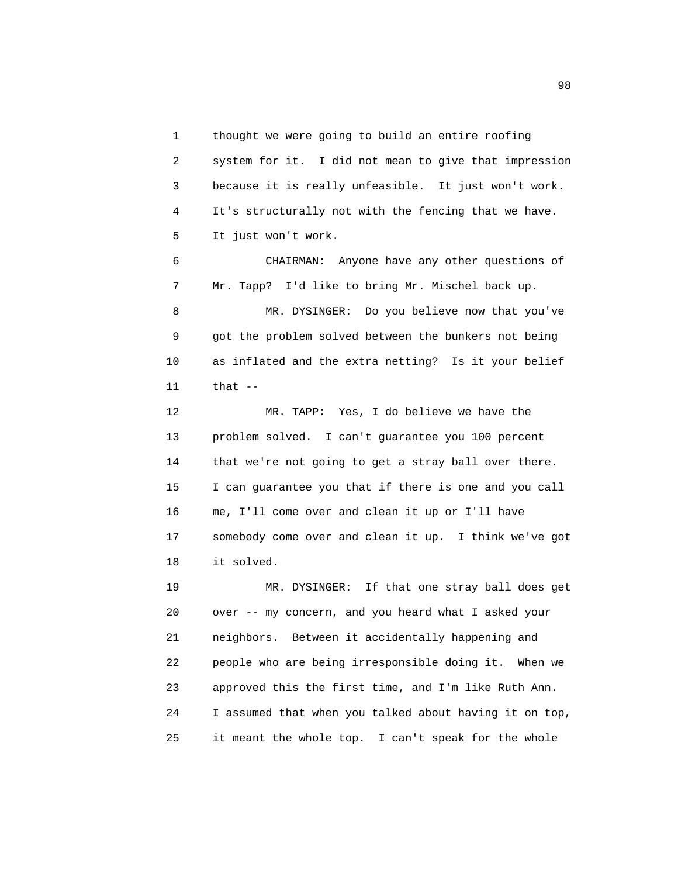thought we were going to build an entire roofing system for it. I did not mean to give that impression because it is really unfeasible. It just won't work. It's structurally not with the fencing that we have. It just won't work.

CHAIRMAN: Anyone have any other questions of Mr. Tapp? I'd like to bring Mr. Mischel back up.

MR. DYSINGER: Do you believe now that you've got the problem solved between the bunkers not being as inflated and the extra netting? Is it your belief that --

MR. TAPP: Yes, I do believe we have the problem solved. I can't guarantee you 100 percent that we're not going to get a stray ball over there. I can guarantee you that if there is one and you call me, I'll come over and clean it up or I'll have somebody come over and clean it up. I think we've got it solved.

MR. DYSINGER: If that one stray ball does get over -- my concern, and you heard what I asked your neighbors. Between it accidentally happening and people who are being irresponsible doing it. When we approved this the first time, and I'm like Ruth Ann. I assumed that when you talked about having it on top, it meant the whole top. I can't speak for the whole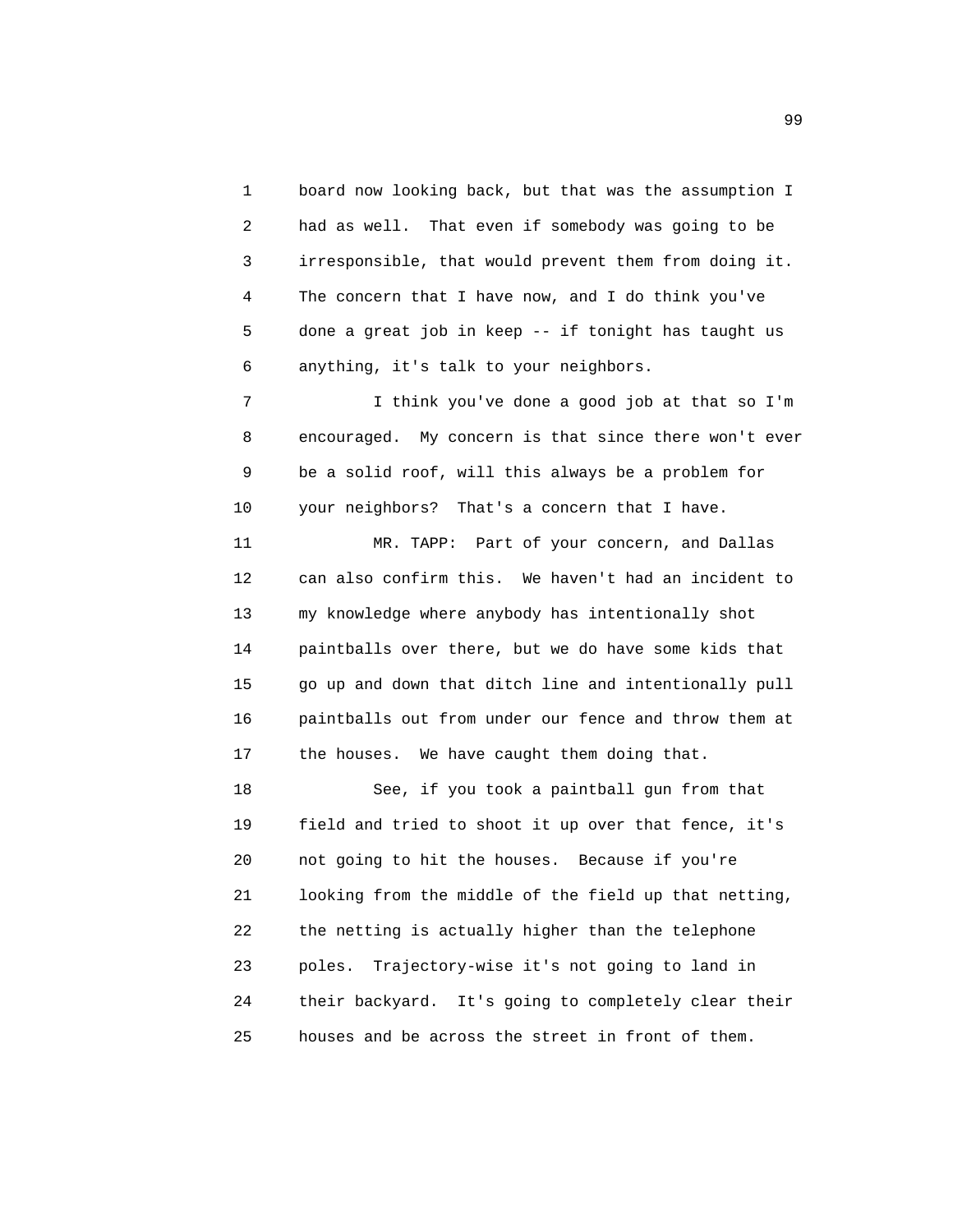board now looking back, but that was the assumption I had as well. That even if somebody was going to be irresponsible, that would prevent them from doing it. The concern that I have now, and I do think you've done a great job in keep -- if tonight has taught us anything, it's talk to your neighbors.

I think you've done a good job at that so I'm encouraged. My concern is that since there won't ever be a solid roof, will this always be a problem for your neighbors? That's a concern that I have.

MR. TAPP: Part of your concern, and Dallas can also confirm this. We haven't had an incident to my knowledge where anybody has intentionally shot paintballs over there, but we do have some kids that go up and down that ditch line and intentionally pull paintballs out from under our fence and throw them at the houses. We have caught them doing that.

See, if you took a paintball gun from that field and tried to shoot it up over that fence, it's not going to hit the houses. Because if you're looking from the middle of the field up that netting, the netting is actually higher than the telephone poles. Trajectory-wise it's not going to land in their backyard. It's going to completely clear their houses and be across the street in front of them.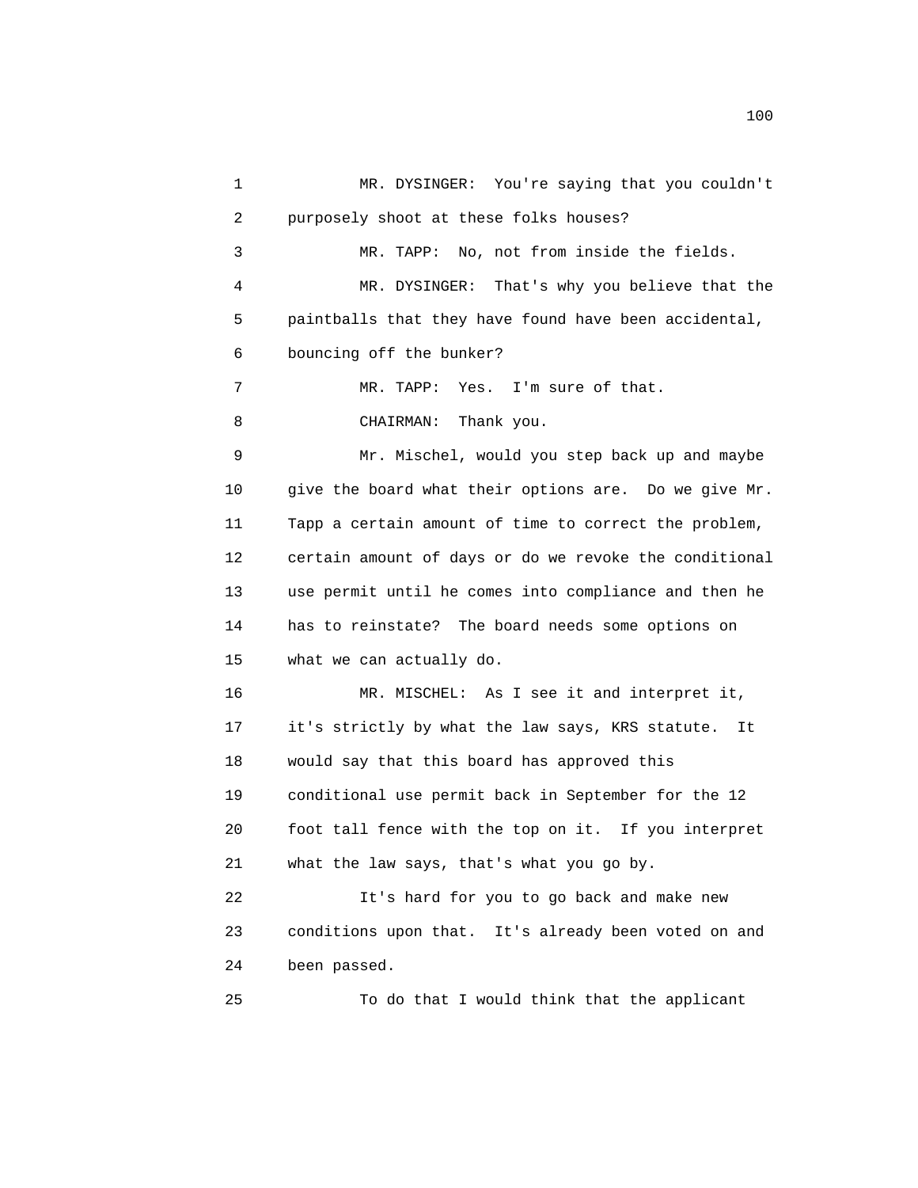MR. DYSINGER: You're saying that you couldn't purposely shoot at these folks houses?

MR. TAPP: No, not from inside the fields.

MR. DYSINGER: That's why you believe that the paintballs that they have found have been accidental, bouncing off the bunker?

MR. TAPP: Yes. I'm sure of that.

CHAIRMAN: Thank you.

Mr. Mischel, would you step back up and maybe give the board what their options are. Do we give Mr. Tapp a certain amount of time to correct the problem, certain amount of days or do we revoke the conditional use permit until he comes into compliance and then he has to reinstate? The board needs some options on what we can actually do.

MR. MISCHEL: As I see it and interpret it, it's strictly by what the law says, KRS statute. It would say that this board has approved this conditional use permit back in September for the 12 foot tall fence with the top on it. If you interpret what the law says, that's what you go by.

It's hard for you to go back and make new conditions upon that. It's already been voted on and been passed.

To do that I would think that the applicant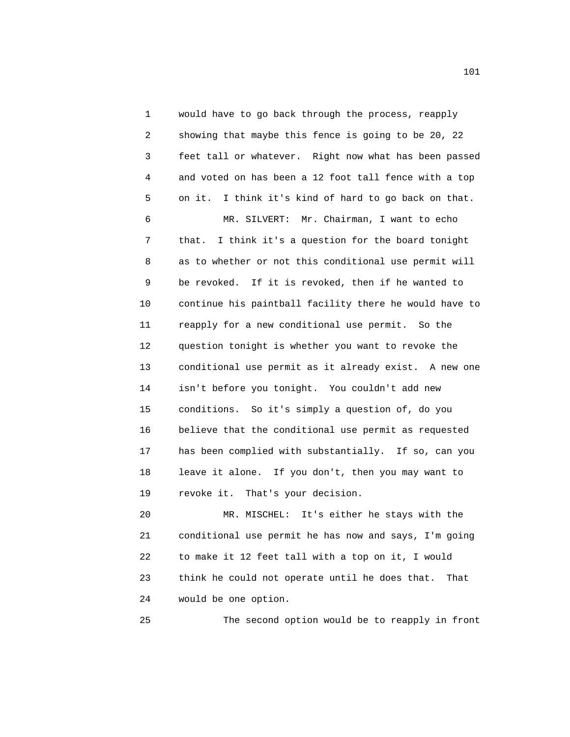1 would have to go back through the process, reapply
2 showing that maybe this fence is going to be 20, 22
3 feet tall or whatever. Right now what has been passed
4 and voted on has been a 12 foot tall fence with a top
5 on it. I think it's kind of hard to go back on that.
6 MR. SILVERT: Mr. Chairman, I want to echo
7 that. I think it's a question for the board tonight
8 as to whether or not this conditional use permit will
9 be revoked. If it is revoked, then if he wanted to
10 continue his paintball facility there he would have to
11 reapply for a new conditional use permit. So the
12 question tonight is whether you want to revoke the
13 conditional use permit as it already exist. A new one
14 isn't before you tonight. You couldn't add new
15 conditions. So it's simply a question of, do you
16 believe that the conditional use permit as requested
17 has been complied with substantially. If so, can you
18 leave it alone. If you don't, then you may want to
19 revoke it. That's your decision.
20 MR. MISCHEL: It's either he stays with the
21 conditional use permit he has now and says, I'm going
22 to make it 12 feet tall with a top on it, I would
23 think he could not operate until he does that. That
24 would be one option.
25 The second option would be to reapply in front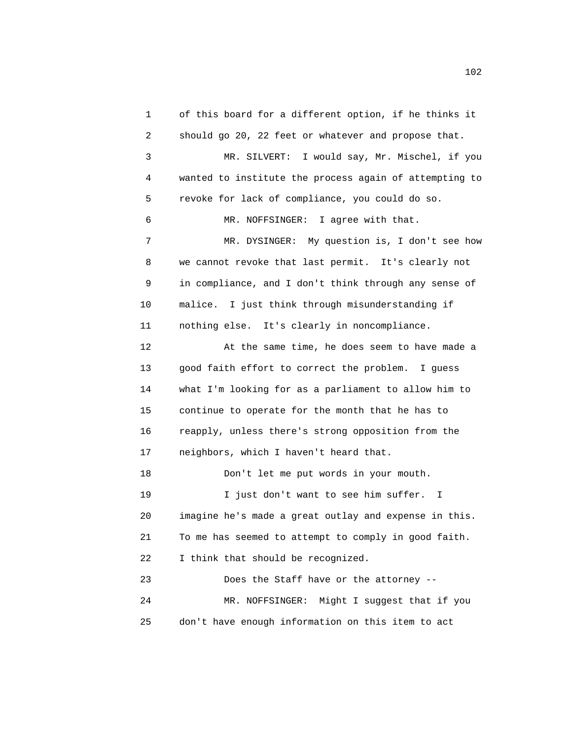of this board for a different option, if he thinks it should go 20, 22 feet or whatever and propose that.

MR. SILVERT: I would say, Mr. Mischel, if you wanted to institute the process again of attempting to revoke for lack of compliance, you could do so.

MR. NOFFSINGER: I agree with that.

MR. DYSINGER: My question is, I don't see how we cannot revoke that last permit. It's clearly not in compliance, and I don't think through any sense of malice. I just think through misunderstanding if nothing else. It's clearly in noncompliance.

At the same time, he does seem to have made a good faith effort to correct the problem. I guess what I'm looking for as a parliament to allow him to continue to operate for the month that he has to reapply, unless there's strong opposition from the neighbors, which I haven't heard that.

Don't let me put words in your mouth.

I just don't want to see him suffer. I imagine he's made a great outlay and expense in this. To me has seemed to attempt to comply in good faith. I think that should be recognized.

Does the Staff have or the attorney --

MR. NOFFSINGER: Might I suggest that if you don't have enough information on this item to act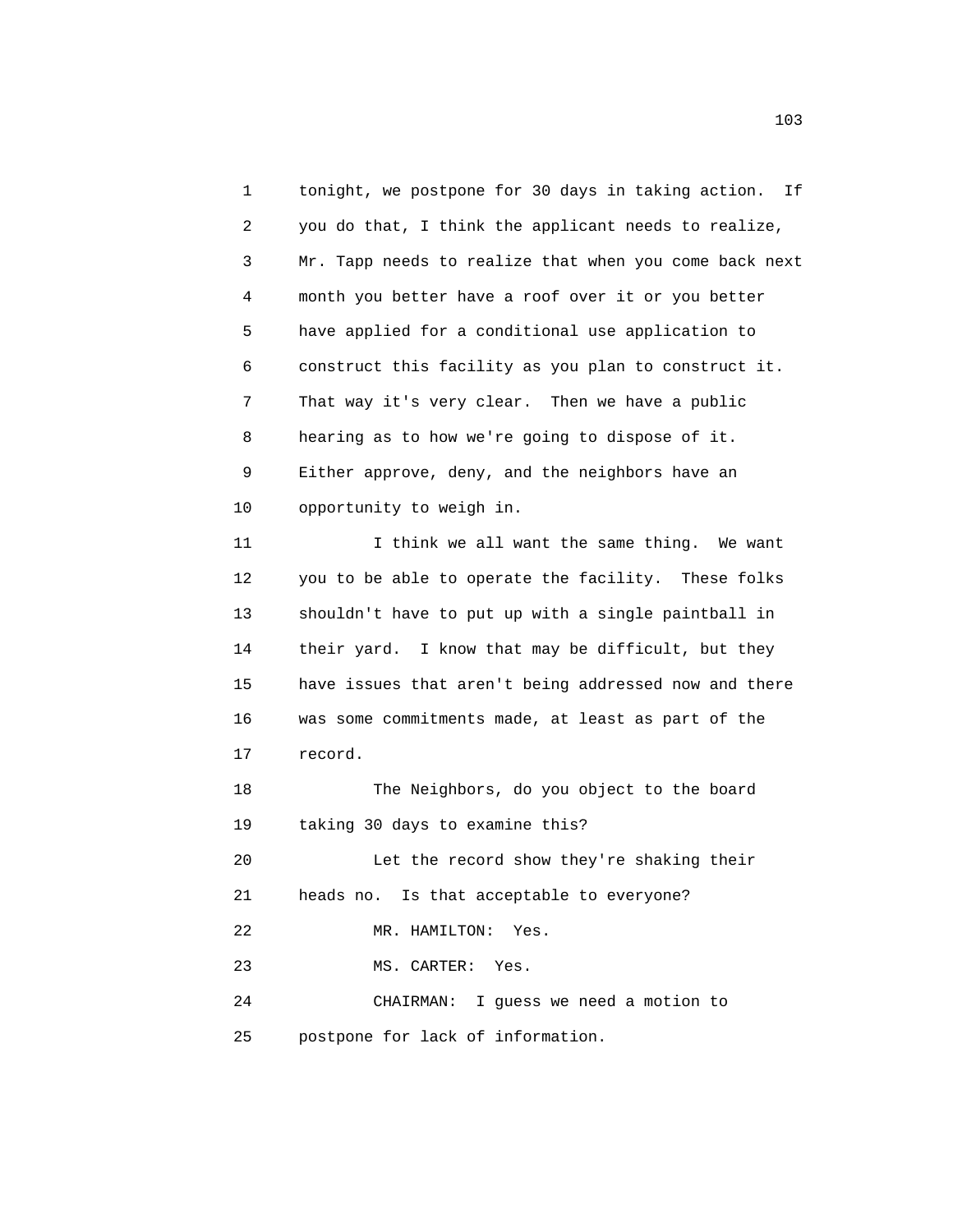tonight, we postpone for 30 days in taking action. If you do that, I think the applicant needs to realize, Mr. Tapp needs to realize that when you come back next month you better have a roof over it or you better have applied for a conditional use application to construct this facility as you plan to construct it. That way it's very clear. Then we have a public hearing as to how we're going to dispose of it. Either approve, deny, and the neighbors have an opportunity to weigh in.

I think we all want the same thing. We want you to be able to operate the facility. These folks shouldn't have to put up with a single paintball in their yard. I know that may be difficult, but they have issues that aren't being addressed now and there was some commitments made, at least as part of the record.

The Neighbors, do you object to the board taking 30 days to examine this?

Let the record show they're shaking their heads no. Is that acceptable to everyone?

MR. HAMILTON: Yes.

MS. CARTER: Yes.

CHAIRMAN: I guess we need a motion to postpone for lack of information.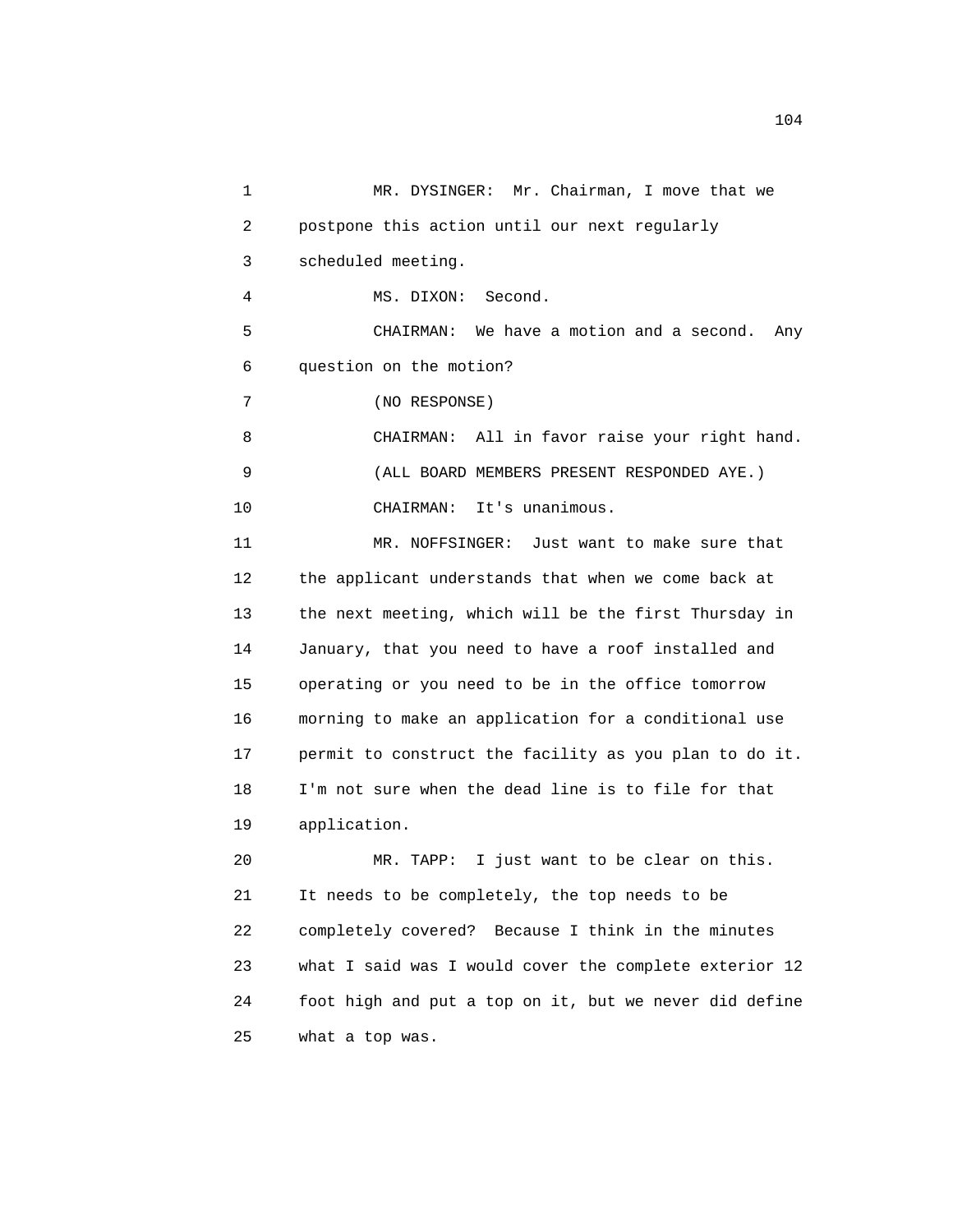MR. DYSINGER: Mr. Chairman, I move that we postpone this action until our next regularly scheduled meeting.

MS. DIXON: Second.

CHAIRMAN: We have a motion and a second. Any question on the motion?

(NO RESPONSE)

CHAIRMAN: All in favor raise your right hand.

(ALL BOARD MEMBERS PRESENT RESPONDED AYE.)

CHAIRMAN: It's unanimous.

MR. NOFFSINGER: Just want to make sure that the applicant understands that when we come back at the next meeting, which will be the first Thursday in January, that you need to have a roof installed and operating or you need to be in the office tomorrow morning to make an application for a conditional use permit to construct the facility as you plan to do it. I'm not sure when the dead line is to file for that application.

MR. TAPP: I just want to be clear on this. It needs to be completely, the top needs to be completely covered? Because I think in the minutes what I said was I would cover the complete exterior 12 foot high and put a top on it, but we never did define what a top was.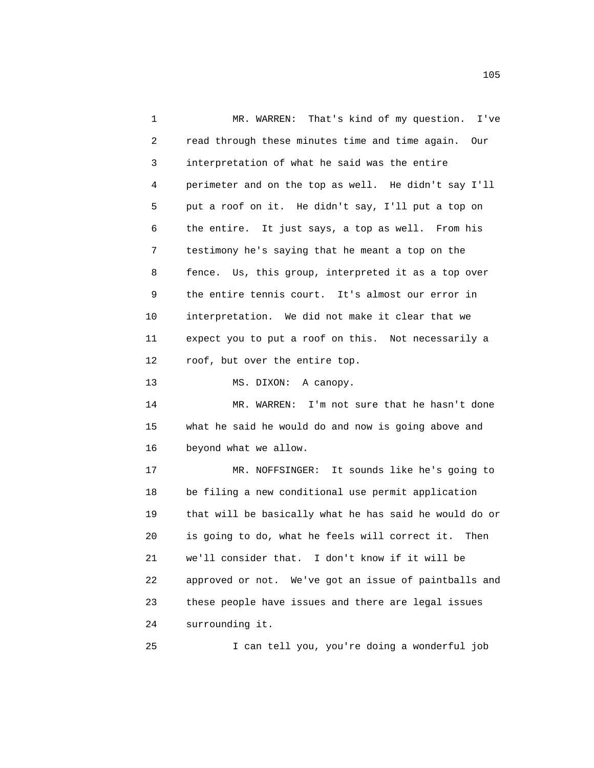MR. WARREN: That's kind of my question. I've read through these minutes time and time again. Our interpretation of what he said was the entire perimeter and on the top as well. He didn't say I'll put a roof on it. He didn't say, I'll put a top on the entire. It just says, a top as well. From his testimony he's saying that he meant a top on the fence. Us, this group, interpreted it as a top over the entire tennis court. It's almost our error in interpretation. We did not make it clear that we expect you to put a roof on this. Not necessarily a roof, but over the entire top.

MS. DIXON: A canopy.

MR. WARREN: I'm not sure that he hasn't done what he said he would do and now is going above and beyond what we allow.

MR. NOFFSINGER: It sounds like he's going to be filing a new conditional use permit application that will be basically what he has said he would do or is going to do, what he feels will correct it. Then we'll consider that. I don't know if it will be approved or not. We've got an issue of paintballs and these people have issues and there are legal issues surrounding it.

I can tell you, you're doing a wonderful job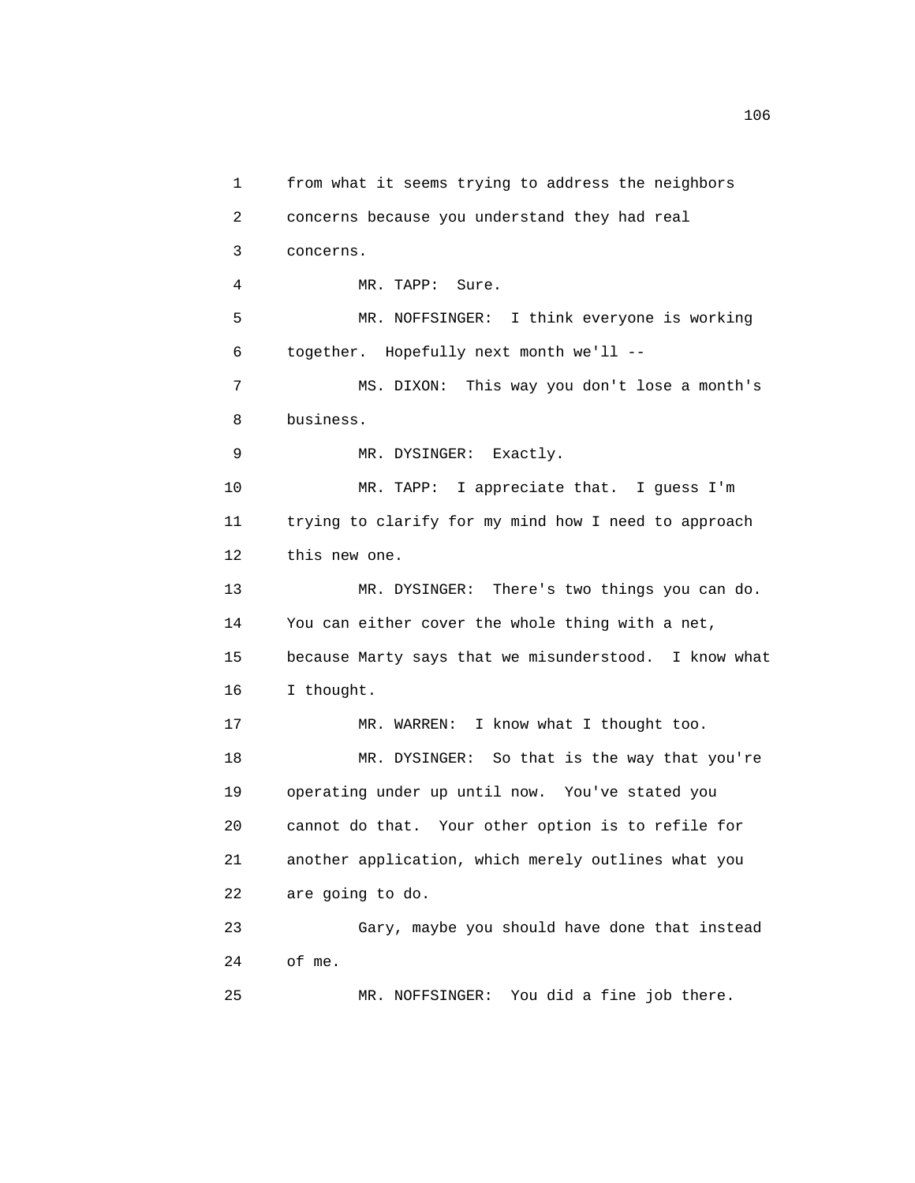1 from what it seems trying to address the neighbors
2 concerns because you understand they had real
3 concerns.
4 MR. TAPP: Sure.
5 MR. NOFFSINGER: I think everyone is working
6 together. Hopefully next month we'll --
7 MS. DIXON: This way you don't lose a month's
8 business.
9 MR. DYSINGER: Exactly.
10 MR. TAPP: I appreciate that. I guess I'm
11 trying to clarify for my mind how I need to approach
12 this new one.
13 MR. DYSINGER: There's two things you can do.
14 You can either cover the whole thing with a net,
15 because Marty says that we misunderstood. I know what
16 I thought.
17 MR. WARREN: I know what I thought too.
18 MR. DYSINGER: So that is the way that you're
19 operating under up until now. You've stated you
20 cannot do that. Your other option is to refile for
21 another application, which merely outlines what you
22 are going to do.
23 Gary, maybe you should have done that instead
24 of me.
25 MR. NOFFSINGER: You did a fine job there.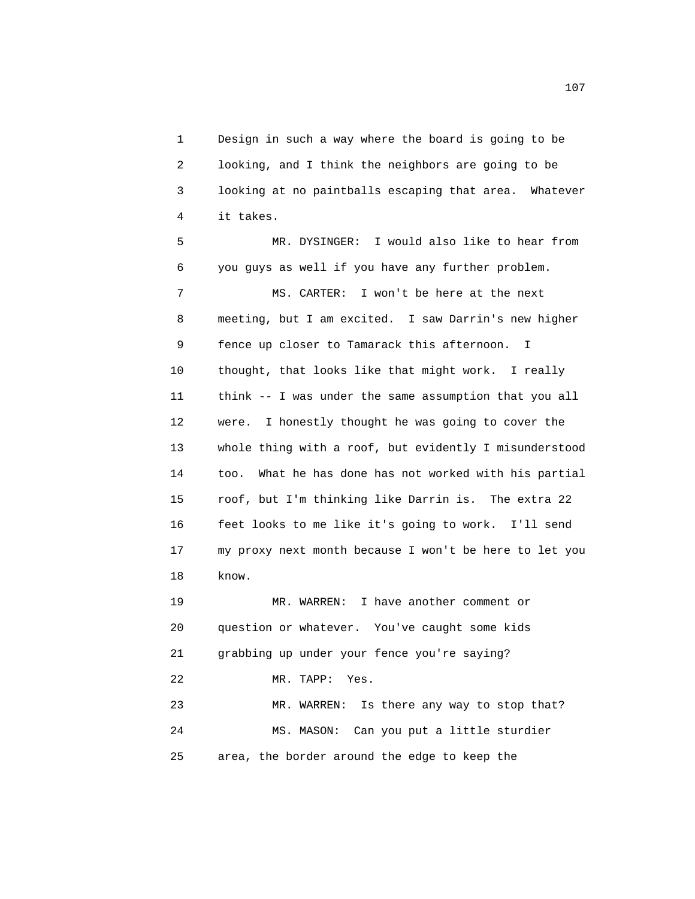Design in such a way where the board is going to be looking, and I think the neighbors are going to be looking at no paintballs escaping that area. Whatever it takes.

MR. DYSINGER: I would also like to hear from you guys as well if you have any further problem.

MS. CARTER: I won't be here at the next meeting, but I am excited. I saw Darrin's new higher fence up closer to Tamarack this afternoon. I thought, that looks like that might work. I really think -- I was under the same assumption that you all were. I honestly thought he was going to cover the whole thing with a roof, but evidently I misunderstood too. What he has done has not worked with his partial roof, but I'm thinking like Darrin is. The extra 22 feet looks to me like it's going to work. I'll send my proxy next month because I won't be here to let you know.

MR. WARREN: I have another comment or question or whatever. You've caught some kids grabbing up under your fence you're saying?

MR. TAPP: Yes.

MR. WARREN: Is there any way to stop that?

MS. MASON: Can you put a little sturdier area, the border around the edge to keep the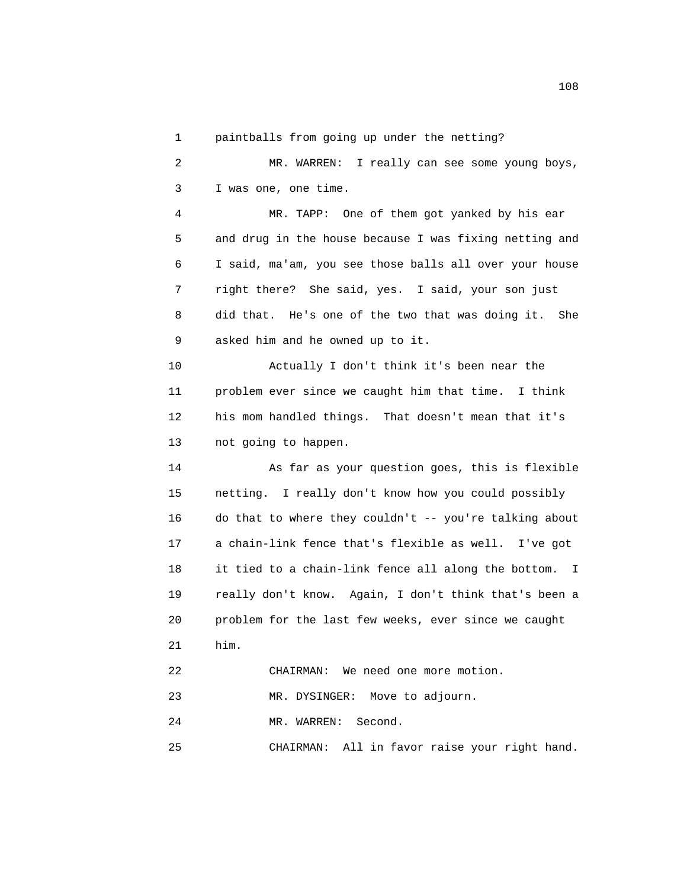1 paintballs from going up under the netting?

2 MR. WARREN: I really can see some young boys,

3 I was one, one time.

4 MR. TAPP: One of them got yanked by his ear

5 and drug in the house because I was fixing netting and

6 I said, ma'am, you see those balls all over your house

7 right there? She said, yes. I said, your son just

8 did that. He's one of the two that was doing it. She

9 asked him and he owned up to it.

10 Actually I don't think it's been near the

11 problem ever since we caught him that time. I think

12 his mom handled things. That doesn't mean that it's

13 not going to happen.

14 As far as your question goes, this is flexible

15 netting. I really don't know how you could possibly

16 do that to where they couldn't -- you're talking about

17 a chain-link fence that's flexible as well. I've got

18 it tied to a chain-link fence all along the bottom. I

19 really don't know. Again, I don't think that's been a

20 problem for the last few weeks, ever since we caught

21 him.

22 CHAIRMAN: We need one more motion.

23 MR. DYSINGER: Move to adjourn.

24 MR. WARREN: Second.

25 CHAIRMAN: All in favor raise your right hand.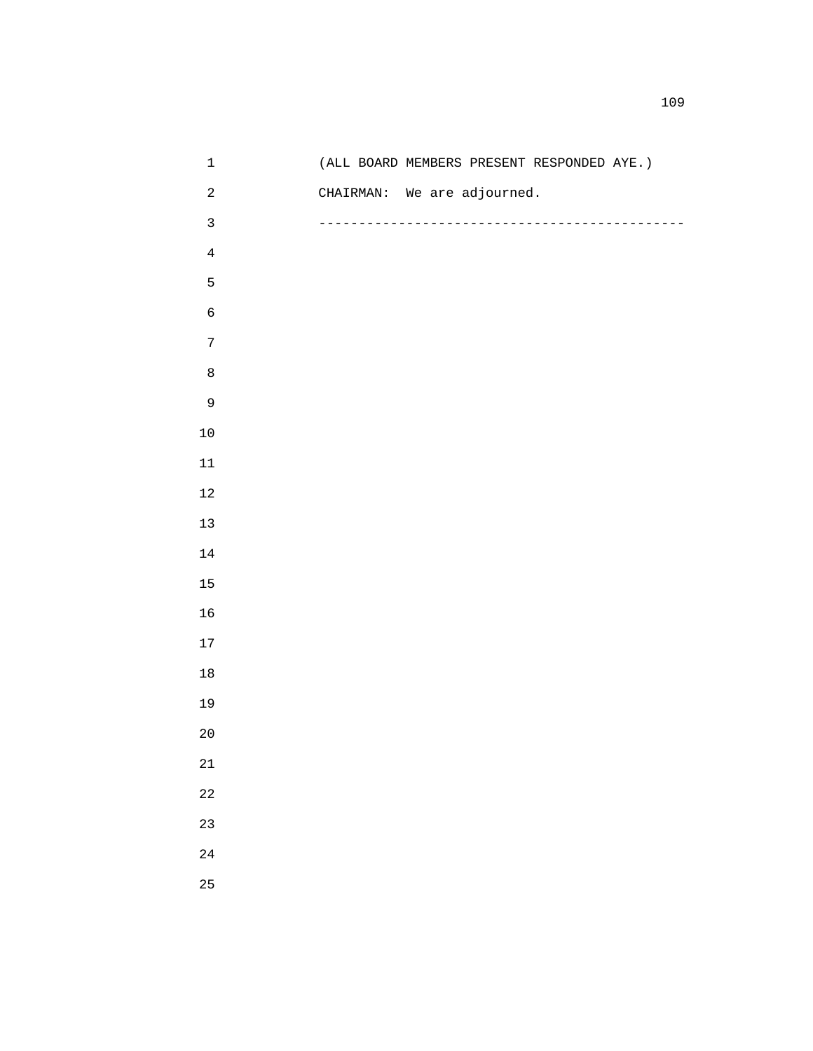(ALL BOARD MEMBERS PRESENT RESPONDED AYE.)

CHAIRMAN:  We are adjourned.

---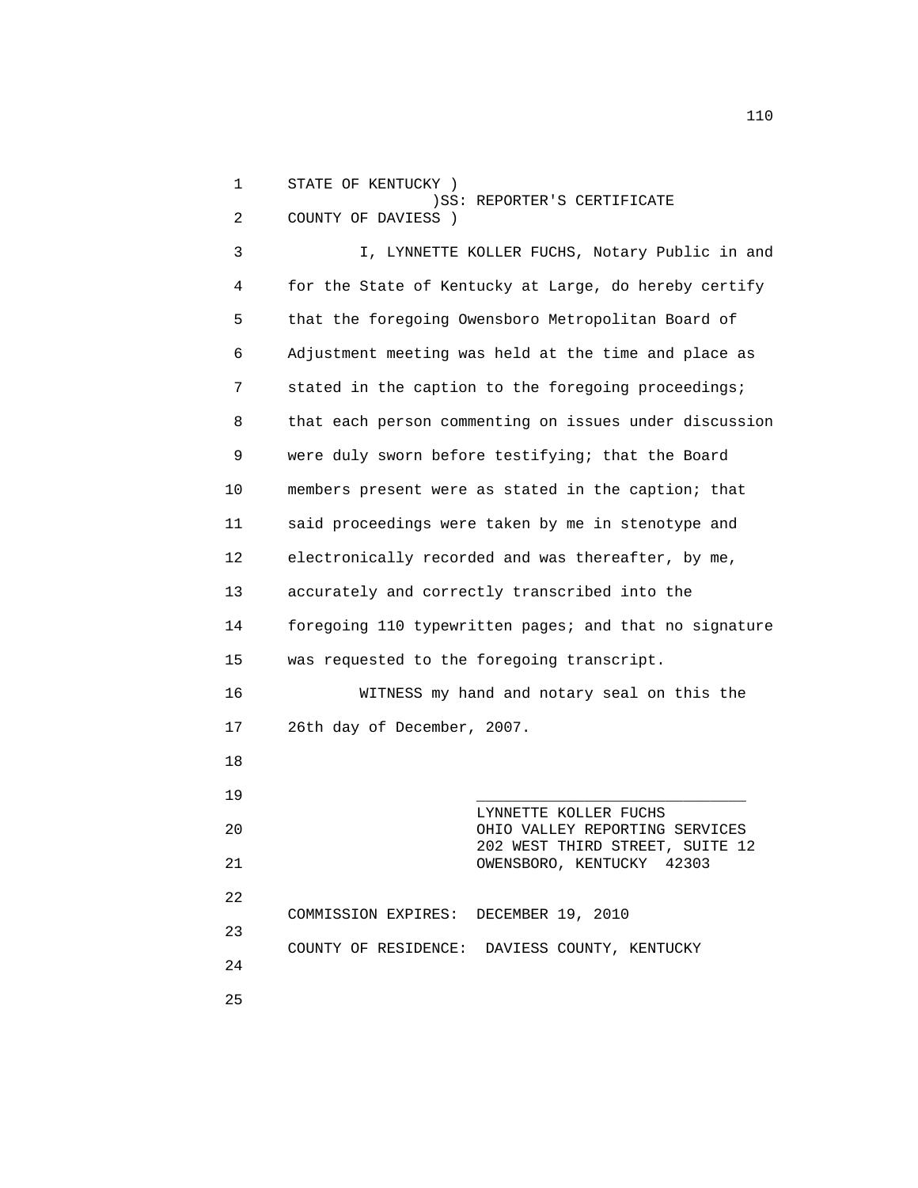STATE OF KENTUCKY )
)SS: REPORTER'S CERTIFICATE
COUNTY OF DAVIESS )

I, LYNNETTE KOLLER FUCHS, Notary Public in and for the State of Kentucky at Large, do hereby certify that the foregoing Owensboro Metropolitan Board of Adjustment meeting was held at the time and place as stated in the caption to the foregoing proceedings; that each person commenting on issues under discussion were duly sworn before testifying; that the Board members present were as stated in the caption; that said proceedings were taken by me in stenotype and electronically recorded and was thereafter, by me, accurately and correctly transcribed into the foregoing 110 typewritten pages; and that no signature was requested to the foregoing transcript.

WITNESS my hand and notary seal on this the 26th day of December, 2007.

______________________________
LYNNETTE KOLLER FUCHS
OHIO VALLEY REPORTING SERVICES
202 WEST THIRD STREET, SUITE 12
OWENSBORO, KENTUCKY 42303

COMMISSION EXPIRES: DECEMBER 19, 2010

COUNTY OF RESIDENCE: DAVIESS COUNTY, KENTUCKY